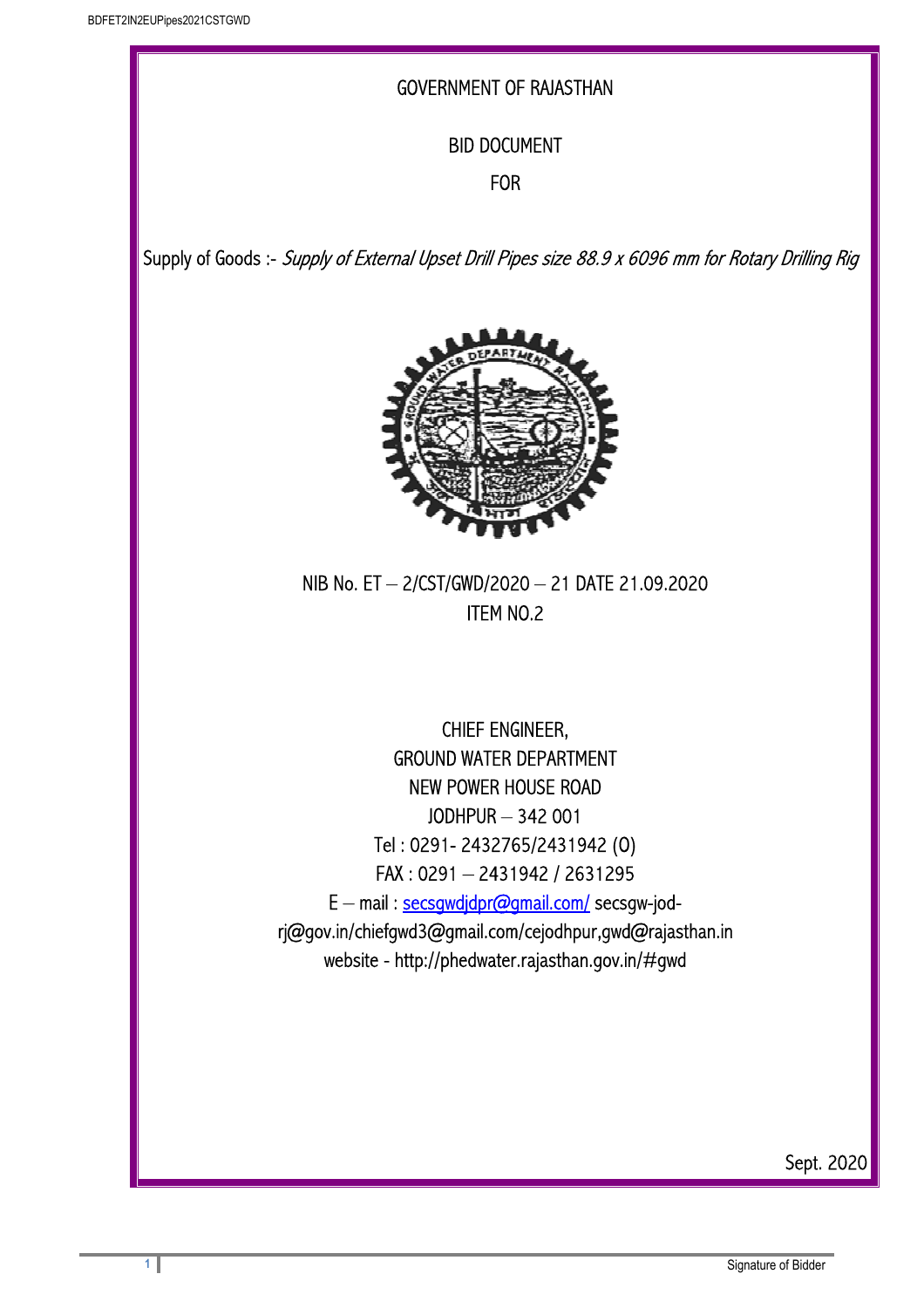# GOVERNMENT OF RAJASTHAN

## BID DOCUMENT

## FOR

Supply of Goods :- *Supply of External Upset Drill Pipes size 88.9 x 6096 mm for Rotary Drilling Rig*

NIB No. ET – 2/CST/GWD/2020 – 21 DATE 21.09.2020

ITEM NO.2

CHIEF ENGINEER,
GROUND WATER DEPARTMENT
NEW POWER HOUSE ROAD
JODHPUR – 342 001
Tel : 0291- 2432765/2431942 (O)
FAX : 0291 – 2431942 / 2631295
E – mail : secsgwdjdpr@gmail.com/ secsgw-jod-rj@gov.in/chiefgwd3@gmail.com/cejodhpur,gwd@rajasthan.in
website - http://phedwater.rajasthan.gov.in/#gwd

Sept. 2020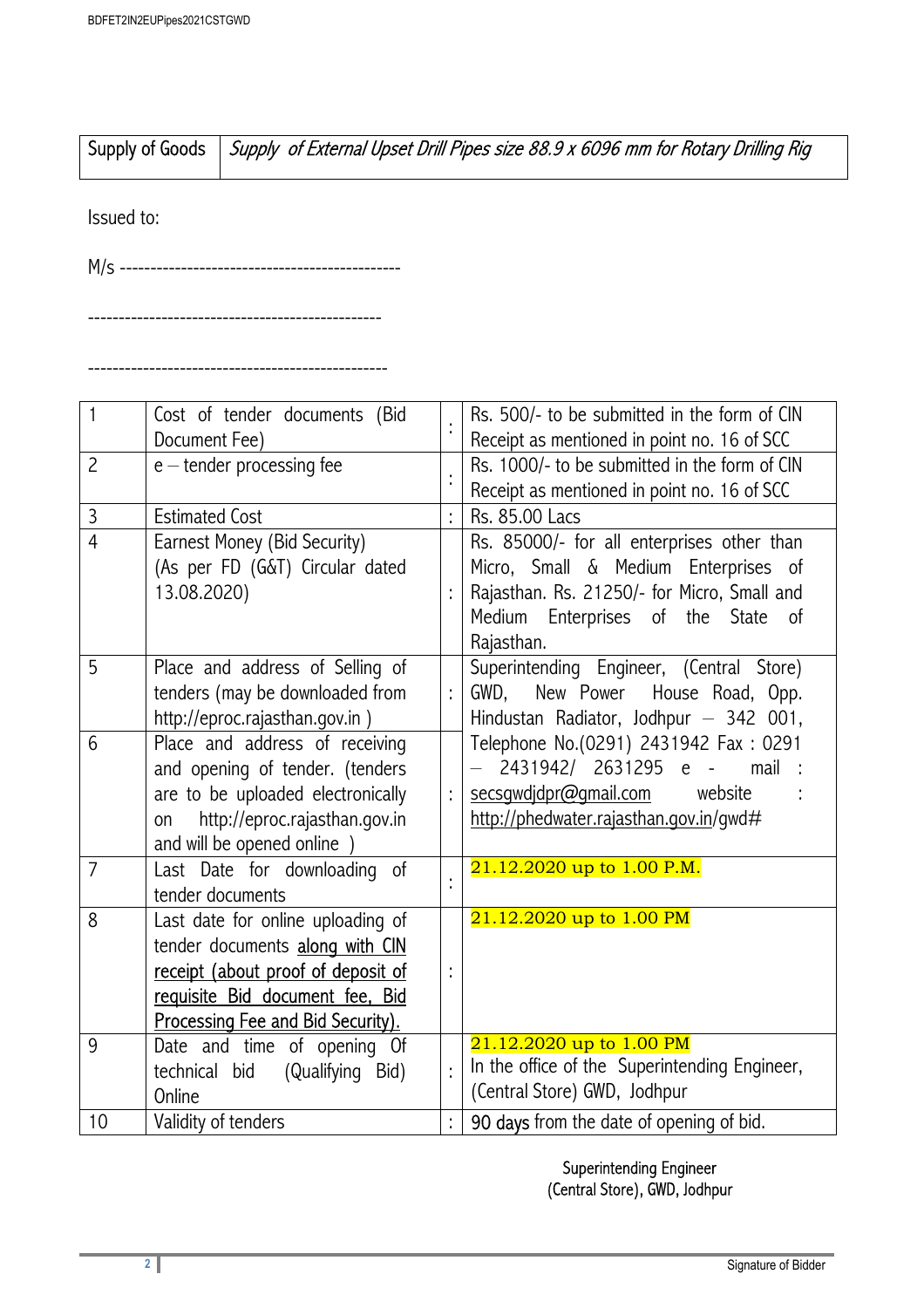| Supply of Goods | *Supply of External Upset Drill Pipes size 88.9 x 6096 mm for Rotary Drilling Rig* |
|---|---|

Issued to:

M/s ----------------------------------------------

------------------------------------------------

-------------------------------------------------

| | | | |
|---|---|---|---|
| 1 | Cost of tender documents (Bid Document Fee) | : | Rs. 500/- to be submitted in the form of CIN Receipt as mentioned in point no. 16 of SCC |
| 2 | e – tender processing fee | : | Rs. 1000/- to be submitted in the form of CIN Receipt as mentioned in point no. 16 of SCC |
| 3 | Estimated Cost | : | Rs. 85.00 Lacs |
| 4 | Earnest Money (Bid Security) (As per FD (G&T) Circular dated 13.08.2020) | : | Rs. 85000/- for all enterprises other than Micro, Small & Medium Enterprises of Rajasthan. Rs. 21250/- for Micro, Small and Medium Enterprises of the State of Rajasthan. |
| 5 | Place and address of Selling of tenders (may be downloaded from http://eproc.rajasthan.gov.in ) | : | Superintending Engineer, (Central Store) GWD, New Power House Road, Opp. Hindustan Radiator, Jodhpur – 342 001, Telephone No.(0291) 2431942 Fax : 0291 – 2431942/ 2631295 e - mail : secsgwdjdpr@gmail.com website : http://phedwater.rajasthan.gov.in/gwd# |
| 6 | Place and address of receiving and opening of tender. (tenders are to be uploaded electronically on http://eproc.rajasthan.gov.in and will be opened online ) | : | |
| 7 | Last Date for downloading of tender documents | : | 21.12.2020 up to 1.00 P.M. |
| 8 | Last date for online uploading of tender documents <u>along with CIN receipt (about proof of deposit of requisite Bid document fee, Bid Processing Fee and Bid Security).</u> | : | 21.12.2020 up to 1.00 PM |
| 9 | Date and time of opening Of technical bid (Qualifying Bid) Online | : | 21.12.2020 up to 1.00 PM<br>In the office of the Superintending Engineer, (Central Store) GWD, Jodhpur |
| 10 | Validity of tenders | : | 90 days from the date of opening of bid. |

Superintending Engineer
(Central Store), GWD, Jodhpur

Signature of Bidder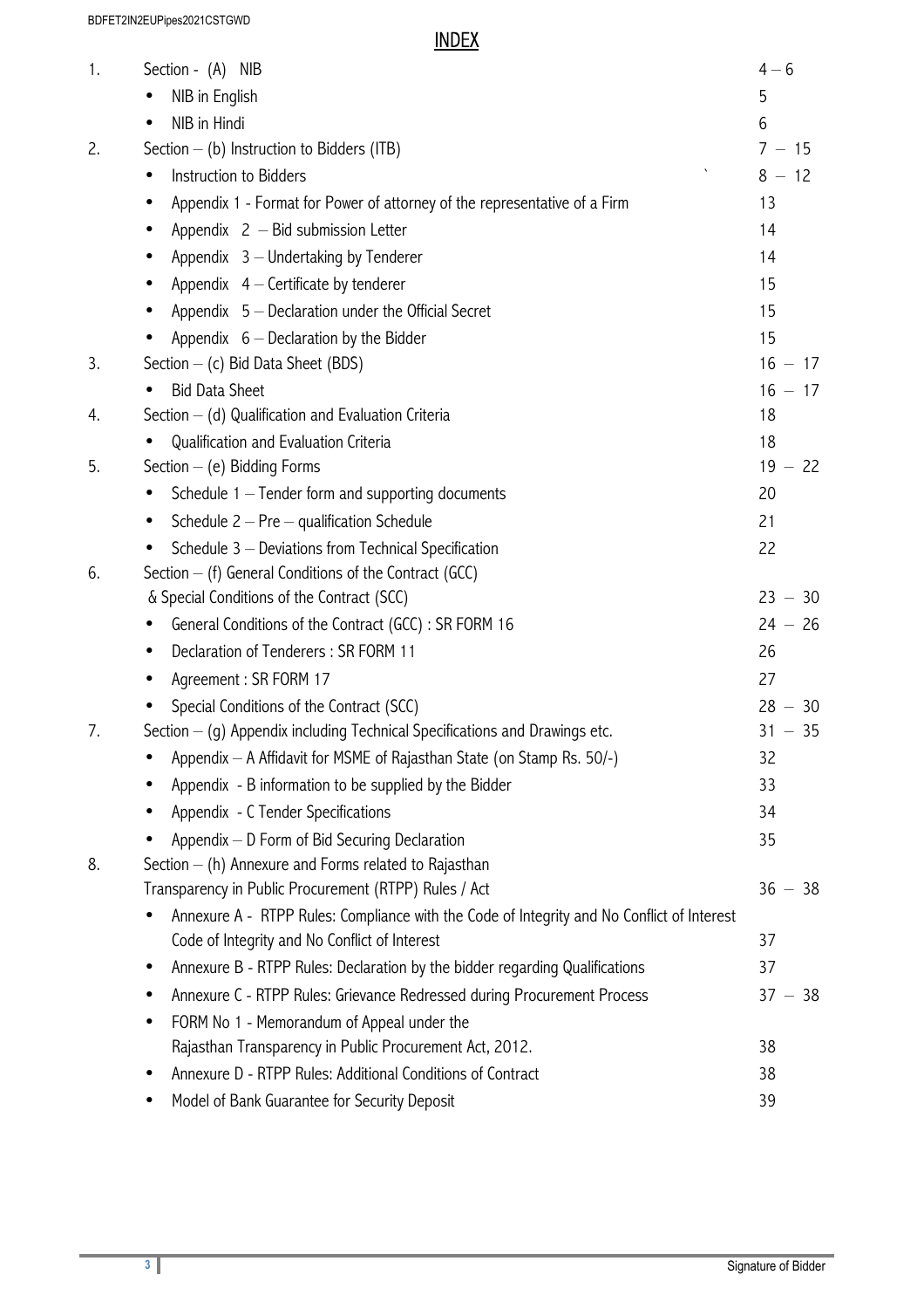# INDEX

| | | |
|---|---|---|
| 1. | Section - (A) NIB | 4 – 6 |
| | • NIB in English | 5 |
| | • NIB in Hindi | 6 |
| 2. | Section – (b) Instruction to Bidders (ITB) | 7 – 15 |
| | • Instruction to Bidders | 8 – 12 |
| | • Appendix 1 - Format for Power of attorney of the representative of a Firm | 13 |
| | • Appendix 2 – Bid submission Letter | 14 |
| | • Appendix 3 – Undertaking by Tenderer | 14 |
| | • Appendix 4 – Certificate by tenderer | 15 |
| | • Appendix 5 – Declaration under the Official Secret | 15 |
| | • Appendix 6 – Declaration by the Bidder | 15 |
| 3. | Section – (c) Bid Data Sheet (BDS) | 16 – 17 |
| | • Bid Data Sheet | 16 – 17 |
| 4. | Section – (d) Qualification and Evaluation Criteria | 18 |
| | • Qualification and Evaluation Criteria | 18 |
| 5. | Section – (e) Bidding Forms | 19 – 22 |
| | • Schedule 1 – Tender form and supporting documents | 20 |
| | • Schedule 2 – Pre – qualification Schedule | 21 |
| | • Schedule 3 – Deviations from Technical Specification | 22 |
| 6. | Section – (f) General Conditions of the Contract (GCC) & Special Conditions of the Contract (SCC) | 23 – 30 |
| | • General Conditions of the Contract (GCC) : SR FORM 16 | 24 – 26 |
| | • Declaration of Tenderers : SR FORM 11 | 26 |
| | • Agreement : SR FORM 17 | 27 |
| | • Special Conditions of the Contract (SCC) | 28 – 30 |
| 7. | Section – (g) Appendix including Technical Specifications and Drawings etc. | 31 – 35 |
| | • Appendix – A Affidavit for MSME of Rajasthan State (on Stamp Rs. 50/-) | 32 |
| | • Appendix - B information to be supplied by the Bidder | 33 |
| | • Appendix - C Tender Specifications | 34 |
| | • Appendix – D Form of Bid Securing Declaration | 35 |
| 8. | Section – (h) Annexure and Forms related to Rajasthan Transparency in Public Procurement (RTPP) Rules / Act | 36 – 38 |
| | • Annexure A - RTPP Rules: Compliance with the Code of Integrity and No Conflict of Interest Code of Integrity and No Conflict of Interest | 37 |
| | • Annexure B - RTPP Rules: Declaration by the bidder regarding Qualifications | 37 |
| | • Annexure C - RTPP Rules: Grievance Redressed during Procurement Process | 37 – 38 |
| | • FORM No 1 - Memorandum of Appeal under the Rajasthan Transparency in Public Procurement Act, 2012. | 38 |
| | • Annexure D - RTPP Rules: Additional Conditions of Contract | 38 |
| | • Model of Bank Guarantee for Security Deposit | 39 |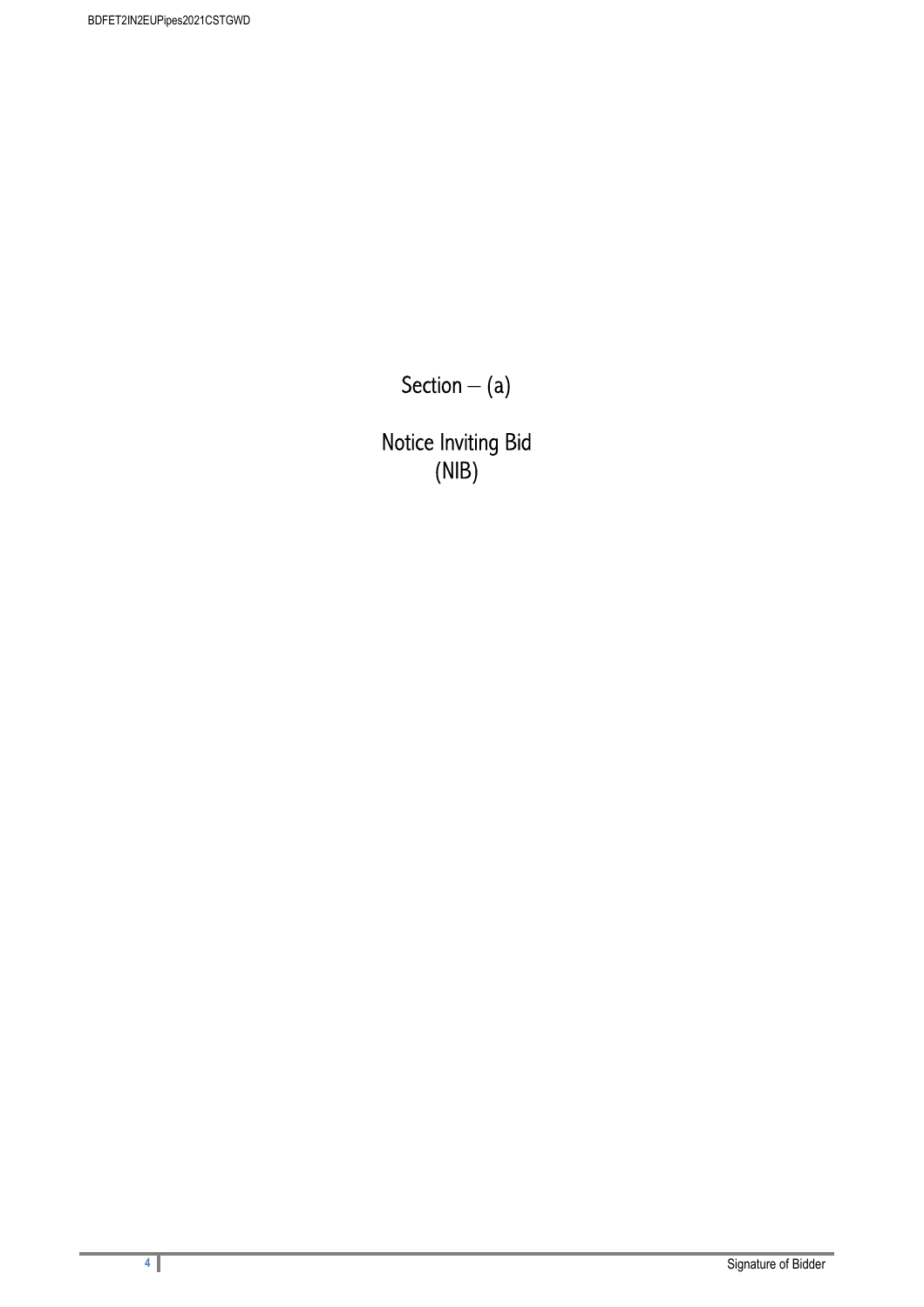# Section – (a)

# Notice Inviting Bid (NIB)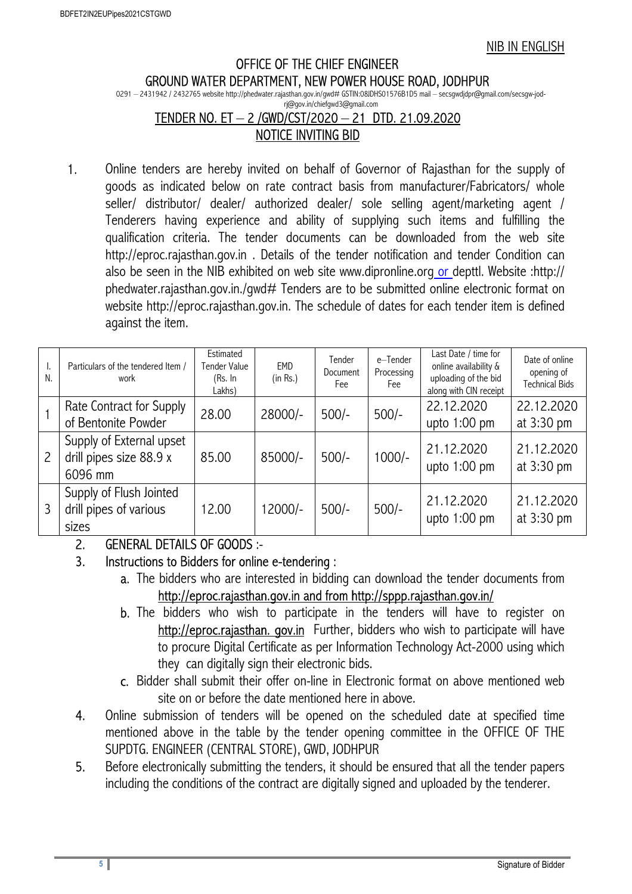NIB IN ENGLISH

# OFFICE OF THE CHIEF ENGINEER

## GROUND WATER DEPARTMENT, NEW POWER HOUSE ROAD, JODHPUR

0291 – 2431942 / 2432765 website http://phedwater.rajasthan.gov.in/gwd# GSTIN:08JDHS01576B1D5 mail – secsgwdjdpr@gmail.com/secsgw-jod-rj@gov.in/chiefgwd3@gmail.com

## TENDER NO. ET – 2 /GWD/CST/2020 – 21 DTD. 21.09.2020

## NOTICE INVITING BID

1. Online tenders are hereby invited on behalf of Governor of Rajasthan for the supply of goods as indicated below on rate contract basis from manufacturer/Fabricators/ whole seller/ distributor/ dealer/ authorized dealer/ sole selling agent/marketing agent / Tenderers having experience and ability of supplying such items and fulfilling the qualification criteria. The tender documents can be downloaded from the web site http://eproc.rajasthan.gov.in . Details of the tender notification and tender Condition can also be seen in the NIB exhibited on web site www.dipronline.org or depttl. Website :http:// phedwater.rajasthan.gov.in./gwd# Tenders are to be submitted online electronic format on website http://eproc.rajasthan.gov.in. The schedule of dates for each tender item is defined against the item.

| I. N. | Particulars of the tendered Item / work | Estimated Tender Value (Rs. In Lakhs) | EMD (in Rs.) | Tender Document Fee | e–Tender Processing Fee | Last Date / time for online availability & uploading of the bid along with CIN receipt | Date of online opening of Technical Bids |
|---|---|---|---|---|---|---|---|
| 1 | Rate Contract for Supply of Bentonite Powder | 28.00 | 28000/- | 500/- | 500/- | 22.12.2020 upto 1:00 pm | 22.12.2020 at 3:30 pm |
| 2 | Supply of External upset drill pipes size 88.9 x 6096 mm | 85.00 | 85000/- | 500/- | 1000/- | 21.12.2020 upto 1:00 pm | 21.12.2020 at 3:30 pm |
| 3 | Supply of Flush Jointed drill pipes of various sizes | 12.00 | 12000/- | 500/- | 500/- | 21.12.2020 upto 1:00 pm | 21.12.2020 at 3:30 pm |

2. GENERAL DETAILS OF GOODS :-
3. Instructions to Bidders for online e-tendering :
   a. The bidders who are interested in bidding can download the tender documents from http://eproc.rajasthan.gov.in and from http://sppp.rajasthan.gov.in/
   b. The bidders who wish to participate in the tenders will have to register on http://eproc.rajasthan. gov.in Further, bidders who wish to participate will have to procure Digital Certificate as per Information Technology Act-2000 using which they can digitally sign their electronic bids.
   c. Bidder shall submit their offer on-line in Electronic format on above mentioned web site on or before the date mentioned here in above.
4. Online submission of tenders will be opened on the scheduled date at specified time mentioned above in the table by the tender opening committee in the OFFICE OF THE SUPDTG. ENGINEER (CENTRAL STORE), GWD, JODHPUR
5. Before electronically submitting the tenders, it should be ensured that all the tender papers including the conditions of the contract are digitally signed and uploaded by the tenderer.

Signature of Bidder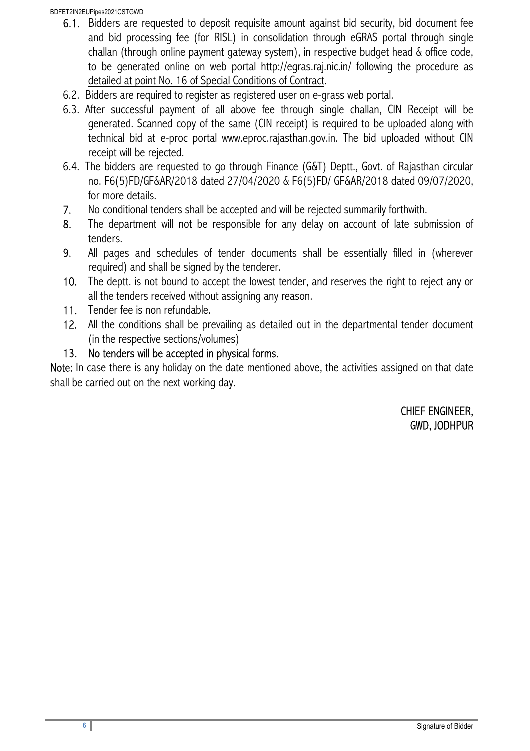6.1. Bidders are requested to deposit requisite amount against bid security, bid document fee and bid processing fee (for RISL) in consolidation through eGRAS portal through single challan (through online payment gateway system), in respective budget head & office code, to be generated online on web portal http://egras.raj.nic.in/ following the procedure as detailed at point No. 16 of Special Conditions of Contract.

6.2. Bidders are required to register as registered user on e-grass web portal.

6.3. After successful payment of all above fee through single challan, CIN Receipt will be generated. Scanned copy of the same (CIN receipt) is required to be uploaded along with technical bid at e-proc portal www.eproc.rajasthan.gov.in. The bid uploaded without CIN receipt will be rejected.

6.4. The bidders are requested to go through Finance (G&T) Deptt., Govt. of Rajasthan circular no. F6(5)FD/GF&AR/2018 dated 27/04/2020 & F6(5)FD/ GF&AR/2018 dated 09/07/2020, for more details.

7. No conditional tenders shall be accepted and will be rejected summarily forthwith.
8. The department will not be responsible for any delay on account of late submission of tenders.
9. All pages and schedules of tender documents shall be essentially filled in (wherever required) and shall be signed by the tenderer.
10. The deptt. is not bound to accept the lowest tender, and reserves the right to reject any or all the tenders received without assigning any reason.
11. Tender fee is non refundable.
12. All the conditions shall be prevailing as detailed out in the departmental tender document (in the respective sections/volumes)
13. No tenders will be accepted in physical forms.

Note: In case there is any holiday on the date mentioned above, the activities assigned on that date shall be carried out on the next working day.

CHIEF ENGINEER,
GWD, JODHPUR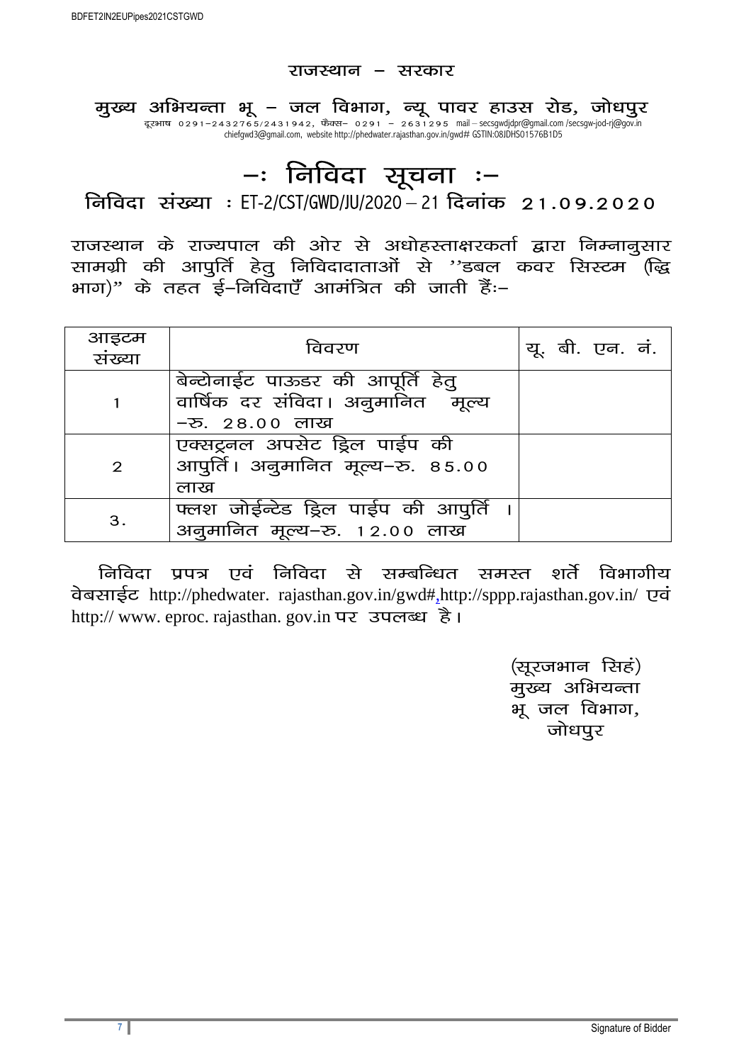राजस्थान – सरकार

**मुख्य अभियन्ता भू – जल विभाग, न्यू पावर हाउस रोड, जोधपुर**

दूरभाष 0291–2432765/2431942, फैक्स– 0291 – 2631295 mail – secsgwdjdpr@gmail.com /secsgw-jod-rj@gov.in chiefgwd3@gmail.com, website http://phedwater.rajasthan.gov.in/gwd# GSTIN:08JDHS01576B1D5

# –: निविदा सूचना :–

## निविदा संख्या : ET-2/CST/GWD/JU/2020 – 21 दिनांक 21.09.2020

राजस्थान के राज्यपाल की ओर से अधोहस्ताक्षरकर्ता द्वारा निम्नानुसार सामग्री की आपुर्ति हेतु निविदादाताओं से ''डबल कवर सिस्टम (द्वि भाग)" के तहत ई–निविदाएँ आमंत्रित की जाती हैं:–

| आइटम संख्या | विवरण | यू. बी. एन. नं. |
|---|---|---|
| 1 | बेन्टोनाईट पाऊडर की आपूर्ति हेतु वार्षिक दर संविदा। अनुमानित मूल्य –रु. 28.00 लाख | |
| 2 | एक्सट्रनल अपसेट ड्रिल पाईप की आपुर्ति। अनुमानित मूल्य–रु. 85.00 लाख | |
| 3. | फ्लश जोईन्टेड ड्रिल पाईप की आपुर्ति । अनुमानित मूल्य–रु. 12.00 लाख | |

निविदा प्रपत्र एवं निविदा से सम्बन्धित समस्त शर्ते विभागीय वेबसाईट http://phedwater. rajasthan.gov.in/gwd#,http://sppp.rajasthan.gov.in/ एवं http:// www. eproc. rajasthan. gov.in पर उपलब्ध है।

(सूरजभान सिहं)
मुख्य अभियन्ता
भू जल विभाग,
जोधपुर

Signature of Bidder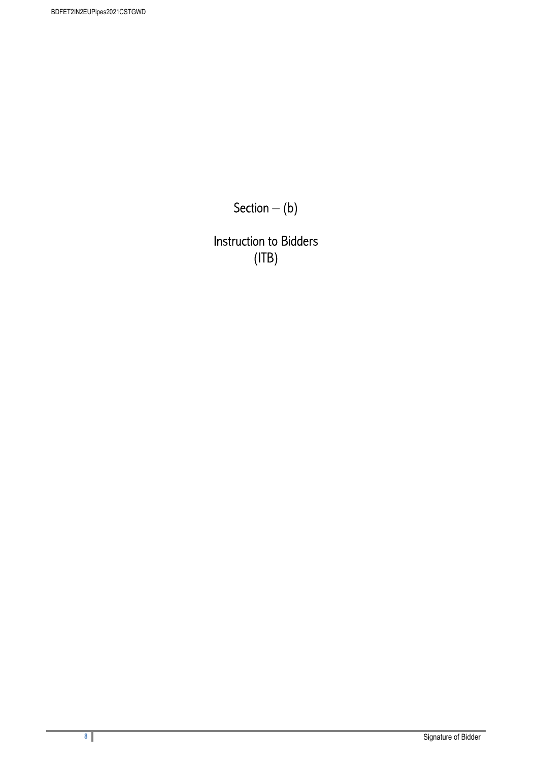# Section – (b)

# Instruction to Bidders (ITB)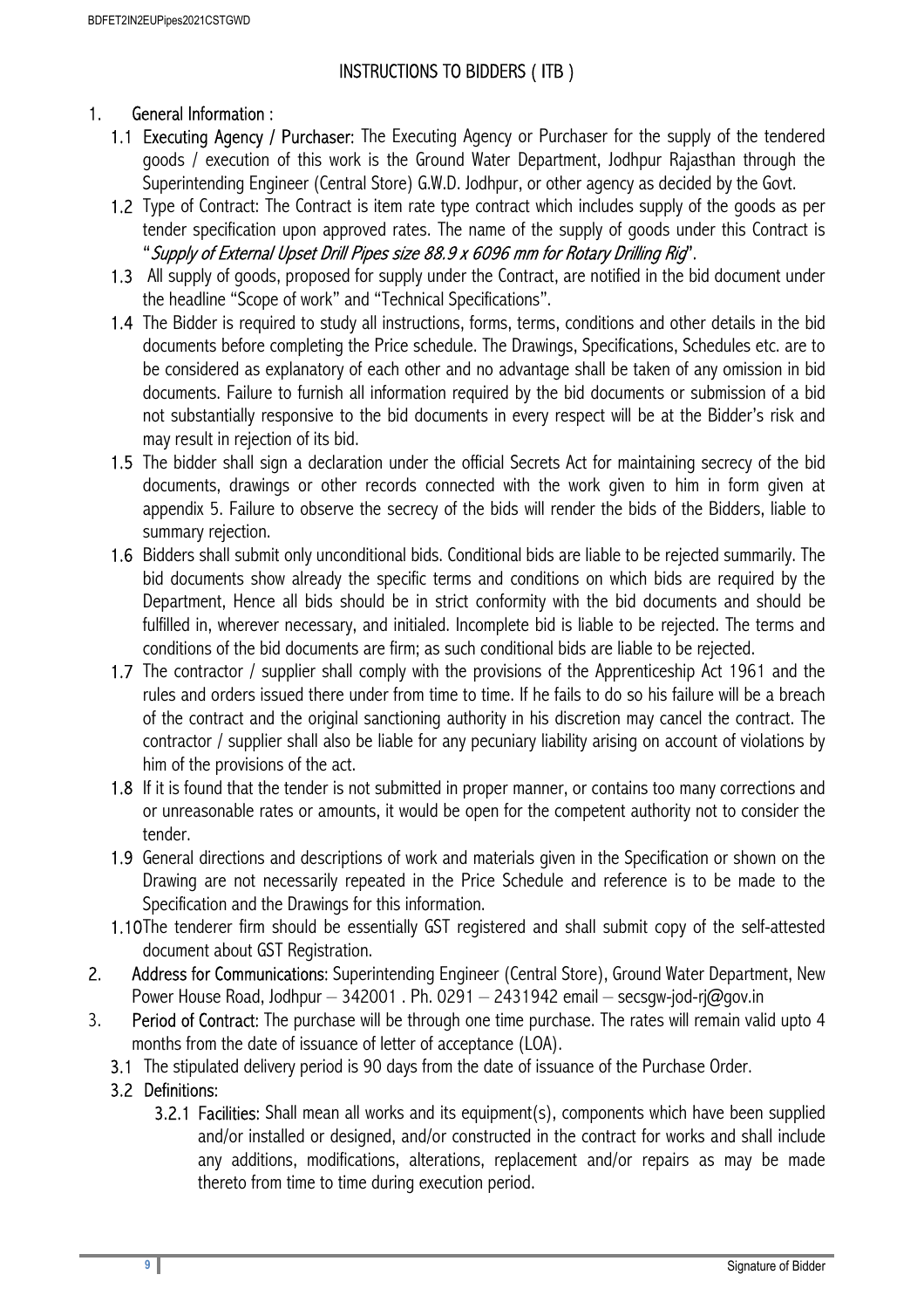## INSTRUCTIONS TO BIDDERS ( ITB )

1. **General Information :**

   1.1 **Executing Agency / Purchaser:** The Executing Agency or Purchaser for the supply of the tendered goods / execution of this work is the Ground Water Department, Jodhpur Rajasthan through the Superintending Engineer (Central Store) G.W.D. Jodhpur, or other agency as decided by the Govt.

   1.2 Type of Contract: The Contract is item rate type contract which includes supply of the goods as per tender specification upon approved rates. The name of the supply of goods under this Contract is "*Supply of External Upset Drill Pipes size 88.9 x 6096 mm for Rotary Drilling Rig*".

   1.3 All supply of goods, proposed for supply under the Contract, are notified in the bid document under the headline "Scope of work" and "Technical Specifications".

   1.4 The Bidder is required to study all instructions, forms, terms, conditions and other details in the bid documents before completing the Price schedule. The Drawings, Specifications, Schedules etc. are to be considered as explanatory of each other and no advantage shall be taken of any omission in bid documents. Failure to furnish all information required by the bid documents or submission of a bid not substantially responsive to the bid documents in every respect will be at the Bidder's risk and may result in rejection of its bid.

   1.5 The bidder shall sign a declaration under the official Secrets Act for maintaining secrecy of the bid documents, drawings or other records connected with the work given to him in form given at appendix 5. Failure to observe the secrecy of the bids will render the bids of the Bidders, liable to summary rejection.

   1.6 Bidders shall submit only unconditional bids. Conditional bids are liable to be rejected summarily. The bid documents show already the specific terms and conditions on which bids are required by the Department, Hence all bids should be in strict conformity with the bid documents and should be fulfilled in, wherever necessary, and initialed. Incomplete bid is liable to be rejected. The terms and conditions of the bid documents are firm; as such conditional bids are liable to be rejected.

   1.7 The contractor / supplier shall comply with the provisions of the Apprenticeship Act 1961 and the rules and orders issued there under from time to time. If he fails to do so his failure will be a breach of the contract and the original sanctioning authority in his discretion may cancel the contract. The contractor / supplier shall also be liable for any pecuniary liability arising on account of violations by him of the provisions of the act.

   1.8 If it is found that the tender is not submitted in proper manner, or contains too many corrections and or unreasonable rates or amounts, it would be open for the competent authority not to consider the tender.

   1.9 General directions and descriptions of work and materials given in the Specification or shown on the Drawing are not necessarily repeated in the Price Schedule and reference is to be made to the Specification and the Drawings for this information.

   1.10 The tenderer firm should be essentially GST registered and shall submit copy of the self-attested document about GST Registration.

2. **Address for Communications:** Superintending Engineer (Central Store), Ground Water Department, New Power House Road, Jodhpur – 342001 . Ph. 0291 – 2431942 email – secsgw-jod-rj@gov.in

3. **Period of Contract:** The purchase will be through one time purchase. The rates will remain valid upto 4 months from the date of issuance of letter of acceptance (LOA).

   3.1 The stipulated delivery period is 90 days from the date of issuance of the Purchase Order.

   3.2 **Definitions:**

      3.2.1 **Facilities:** Shall mean all works and its equipment(s), components which have been supplied and/or installed or designed, and/or constructed in the contract for works and shall include any additions, modifications, alterations, replacement and/or repairs as may be made thereto from time to time during execution period.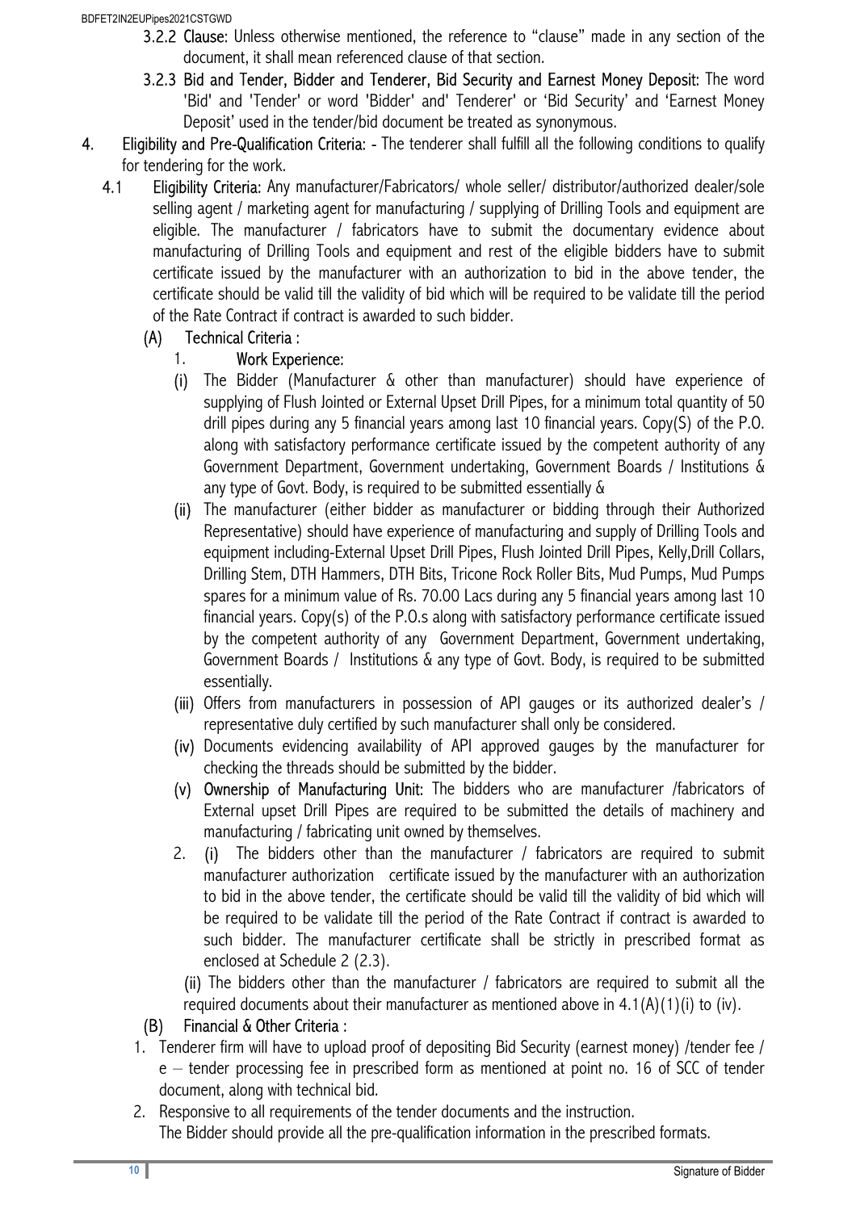3.2.2 **Clause:** Unless otherwise mentioned, the reference to "clause" made in any section of the document, it shall mean referenced clause of that section.

3.2.3 **Bid and Tender, Bidder and Tenderer, Bid Security and Earnest Money Deposit:** The word 'Bid' and 'Tender' or word 'Bidder' and' Tenderer' or 'Bid Security' and 'Earnest Money Deposit' used in the tender/bid document be treated as synonymous.

4. **Eligibility and Pre-Qualification Criteria:** - The tenderer shall fulfill all the following conditions to qualify for tendering for the work.

4.1 **Eligibility Criteria:** Any manufacturer/Fabricators/ whole seller/ distributor/authorized dealer/sole selling agent / marketing agent for manufacturing / supplying of Drilling Tools and equipment are eligible. The manufacturer / fabricators have to submit the documentary evidence about manufacturing of Drilling Tools and equipment and rest of the eligible bidders have to submit certificate issued by the manufacturer with an authorization to bid in the above tender, the certificate should be valid till the validity of bid which will be required to be validate till the period of the Rate Contract if contract is awarded to such bidder.

(A) **Technical Criteria :**

1. **Work Experience:**

(i) The Bidder (Manufacturer & other than manufacturer) should have experience of supplying of Flush Jointed or External Upset Drill Pipes, for a minimum total quantity of 50 drill pipes during any 5 financial years among last 10 financial years. Copy(S) of the P.O. along with satisfactory performance certificate issued by the competent authority of any Government Department, Government undertaking, Government Boards / Institutions & any type of Govt. Body, is required to be submitted essentially &

(ii) The manufacturer (either bidder as manufacturer or bidding through their Authorized Representative) should have experience of manufacturing and supply of Drilling Tools and equipment including-External Upset Drill Pipes, Flush Jointed Drill Pipes, Kelly,Drill Collars, Drilling Stem, DTH Hammers, DTH Bits, Tricone Rock Roller Bits, Mud Pumps, Mud Pumps spares for a minimum value of Rs. 70.00 Lacs during any 5 financial years among last 10 financial years. Copy(s) of the P.O.s along with satisfactory performance certificate issued by the competent authority of any Government Department, Government undertaking, Government Boards / Institutions & any type of Govt. Body, is required to be submitted essentially.

(iii) Offers from manufacturers in possession of API gauges or its authorized dealer's / representative duly certified by such manufacturer shall only be considered.

(iv) Documents evidencing availability of API approved gauges by the manufacturer for checking the threads should be submitted by the bidder.

(v) **Ownership of Manufacturing Unit:** The bidders who are manufacturer /fabricators of External upset Drill Pipes are required to be submitted the details of machinery and manufacturing / fabricating unit owned by themselves.

2. (i) The bidders other than the manufacturer / fabricators are required to submit manufacturer authorization certificate issued by the manufacturer with an authorization to bid in the above tender, the certificate should be valid till the validity of bid which will be required to be validate till the period of the Rate Contract if contract is awarded to such bidder. The manufacturer certificate shall be strictly in prescribed format as enclosed at Schedule 2 (2.3).

(ii) The bidders other than the manufacturer / fabricators are required to submit all the required documents about their manufacturer as mentioned above in 4.1(A)(1)(i) to (iv).

(B) **Financial & Other Criteria :**

1. Tenderer firm will have to upload proof of depositing Bid Security (earnest money) /tender fee / e – tender processing fee in prescribed form as mentioned at point no. 16 of SCC of tender document, along with technical bid.
2. Responsive to all requirements of the tender documents and the instruction.
The Bidder should provide all the pre-qualification information in the prescribed formats.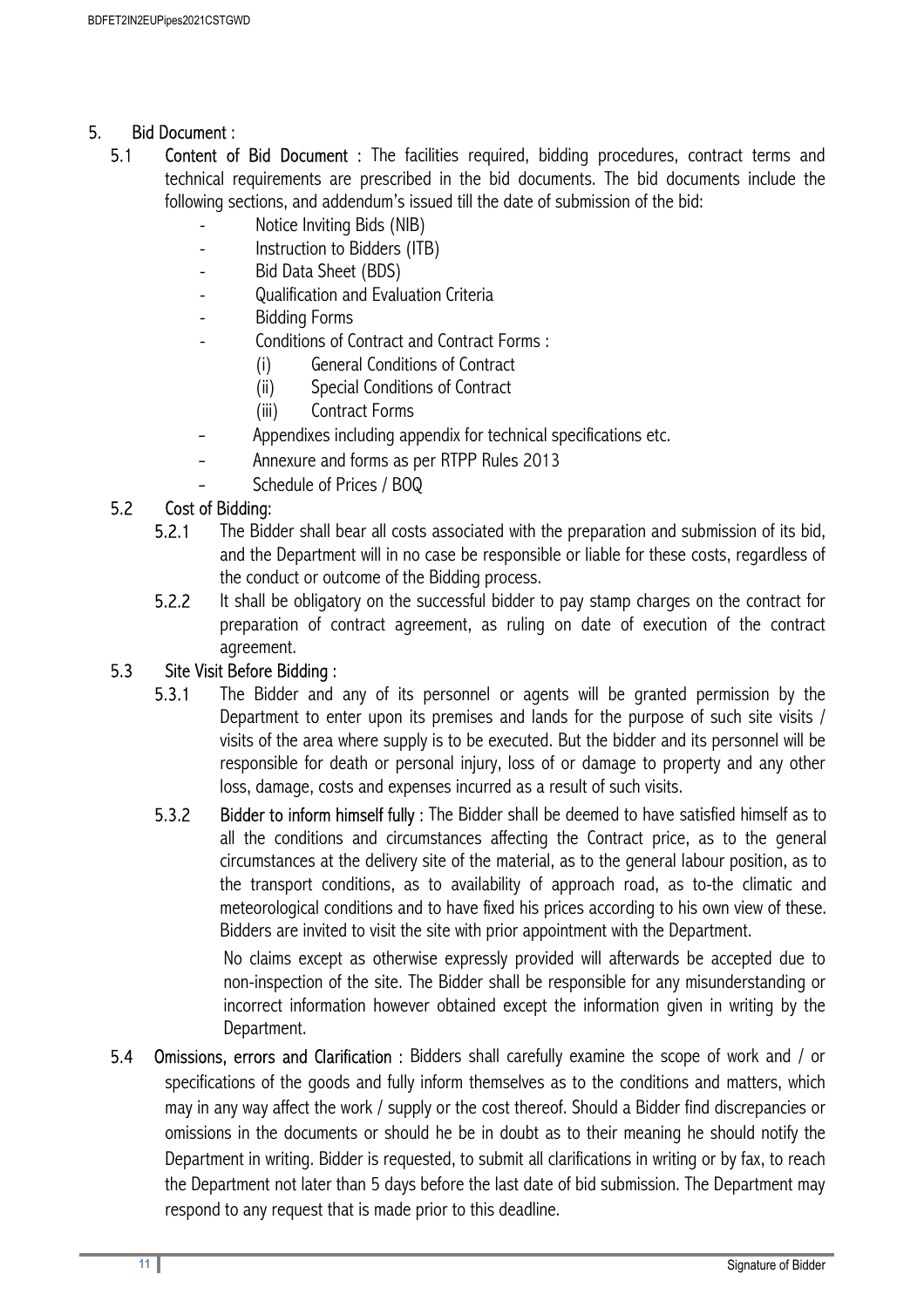## 5. Bid Document :

**5.1 Content of Bid Document :** The facilities required, bidding procedures, contract terms and technical requirements are prescribed in the bid documents. The bid documents include the following sections, and addendum's issued till the date of submission of the bid:

- Notice Inviting Bids (NIB)
- Instruction to Bidders (ITB)
- Bid Data Sheet (BDS)
- Qualification and Evaluation Criteria
- Bidding Forms
- Conditions of Contract and Contract Forms :
  - (i) General Conditions of Contract
  - (ii) Special Conditions of Contract
  - (iii) Contract Forms
- Appendixes including appendix for technical specifications etc.
- Annexure and forms as per RTPP Rules 2013
- Schedule of Prices / BOQ

**5.2 Cost of Bidding:**

**5.2.1** The Bidder shall bear all costs associated with the preparation and submission of its bid, and the Department will in no case be responsible or liable for these costs, regardless of the conduct or outcome of the Bidding process.

**5.2.2** It shall be obligatory on the successful bidder to pay stamp charges on the contract for preparation of contract agreement, as ruling on date of execution of the contract agreement.

**5.3 Site Visit Before Bidding :**

**5.3.1** The Bidder and any of its personnel or agents will be granted permission by the Department to enter upon its premises and lands for the purpose of such site visits / visits of the area where supply is to be executed. But the bidder and its personnel will be responsible for death or personal injury, loss of or damage to property and any other loss, damage, costs and expenses incurred as a result of such visits.

**5.3.2 Bidder to inform himself fully :** The Bidder shall be deemed to have satisfied himself as to all the conditions and circumstances affecting the Contract price, as to the general circumstances at the delivery site of the material, as to the general labour position, as to the transport conditions, as to availability of approach road, as to-the climatic and meteorological conditions and to have fixed his prices according to his own view of these. Bidders are invited to visit the site with prior appointment with the Department.

No claims except as otherwise expressly provided will afterwards be accepted due to non-inspection of the site. The Bidder shall be responsible for any misunderstanding or incorrect information however obtained except the information given in writing by the Department.

**5.4 Omissions, errors and Clarification :** Bidders shall carefully examine the scope of work and / or specifications of the goods and fully inform themselves as to the conditions and matters, which may in any way affect the work / supply or the cost thereof. Should a Bidder find discrepancies or omissions in the documents or should he be in doubt as to their meaning he should notify the Department in writing. Bidder is requested, to submit all clarifications in writing or by fax, to reach the Department not later than 5 days before the last date of bid submission. The Department may respond to any request that is made prior to this deadline.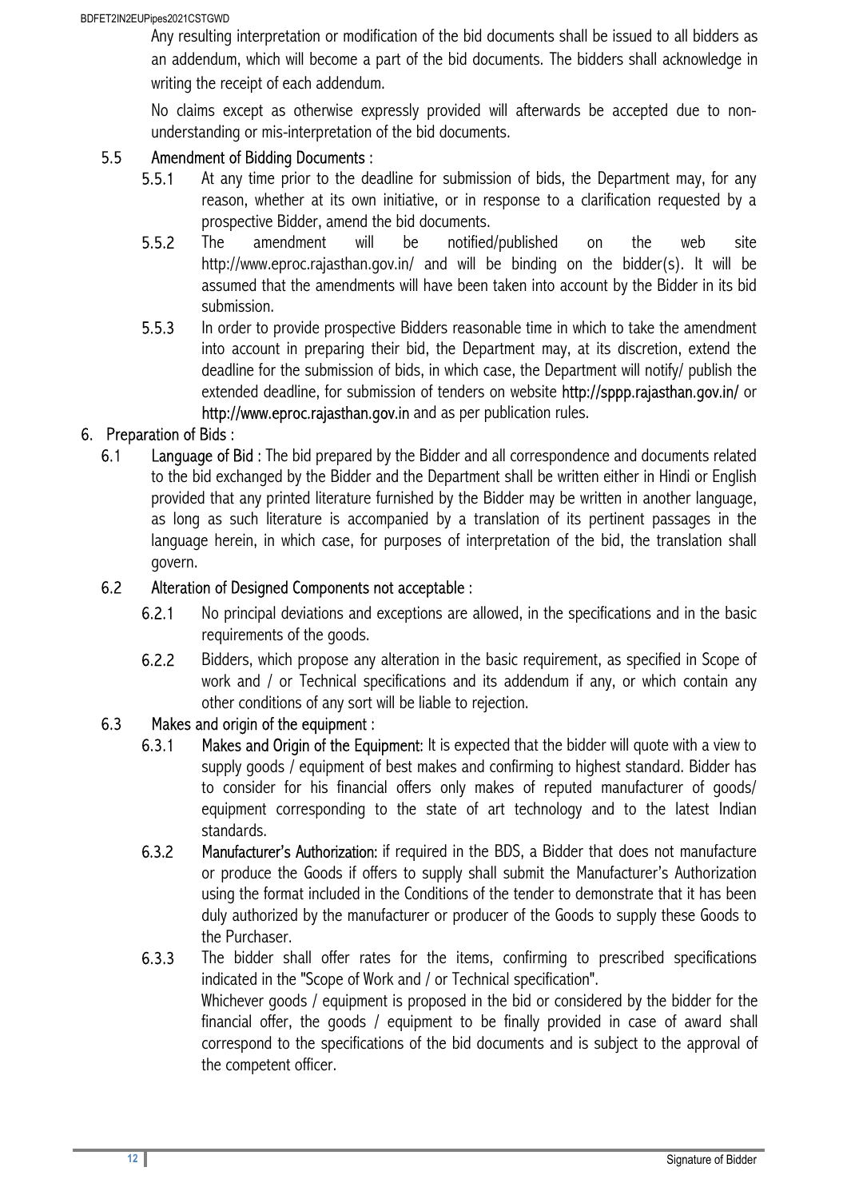Any resulting interpretation or modification of the bid documents shall be issued to all bidders as an addendum, which will become a part of the bid documents. The bidders shall acknowledge in writing the receipt of each addendum.

No claims except as otherwise expressly provided will afterwards be accepted due to non-understanding or mis-interpretation of the bid documents.

5.5 Amendment of Bidding Documents :

5.5.1 At any time prior to the deadline for submission of bids, the Department may, for any reason, whether at its own initiative, or in response to a clarification requested by a prospective Bidder, amend the bid documents.

5.5.2 The amendment will be notified/published on the web site http://www.eproc.rajasthan.gov.in/ and will be binding on the bidder(s). It will be assumed that the amendments will have been taken into account by the Bidder in its bid submission.

5.5.3 In order to provide prospective Bidders reasonable time in which to take the amendment into account in preparing their bid, the Department may, at its discretion, extend the deadline for the submission of bids, in which case, the Department will notify/ publish the extended deadline, for submission of tenders on website http://sppp.rajasthan.gov.in/ or http://www.eproc.rajasthan.gov.in and as per publication rules.

6. Preparation of Bids :

6.1 Language of Bid : The bid prepared by the Bidder and all correspondence and documents related to the bid exchanged by the Bidder and the Department shall be written either in Hindi or English provided that any printed literature furnished by the Bidder may be written in another language, as long as such literature is accompanied by a translation of its pertinent passages in the language herein, in which case, for purposes of interpretation of the bid, the translation shall govern.

6.2 Alteration of Designed Components not acceptable :

6.2.1 No principal deviations and exceptions are allowed, in the specifications and in the basic requirements of the goods.

6.2.2 Bidders, which propose any alteration in the basic requirement, as specified in Scope of work and / or Technical specifications and its addendum if any, or which contain any other conditions of any sort will be liable to rejection.

6.3 Makes and origin of the equipment :

6.3.1 Makes and Origin of the Equipment: It is expected that the bidder will quote with a view to supply goods / equipment of best makes and confirming to highest standard. Bidder has to consider for his financial offers only makes of reputed manufacturer of goods/ equipment corresponding to the state of art technology and to the latest Indian standards.

6.3.2 Manufacturer's Authorization: if required in the BDS, a Bidder that does not manufacture or produce the Goods if offers to supply shall submit the Manufacturer's Authorization using the format included in the Conditions of the tender to demonstrate that it has been duly authorized by the manufacturer or producer of the Goods to supply these Goods to the Purchaser.

6.3.3 The bidder shall offer rates for the items, confirming to prescribed specifications indicated in the "Scope of Work and / or Technical specification".

Whichever goods / equipment is proposed in the bid or considered by the bidder for the financial offer, the goods / equipment to be finally provided in case of award shall correspond to the specifications of the bid documents and is subject to the approval of the competent officer.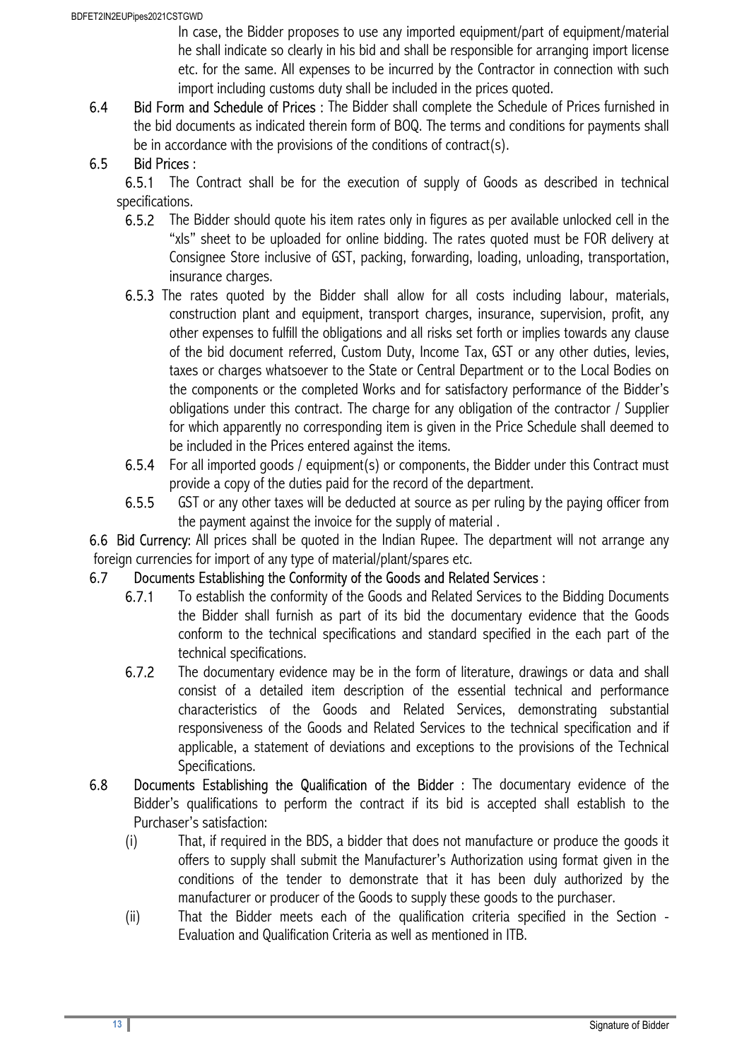In case, the Bidder proposes to use any imported equipment/part of equipment/material he shall indicate so clearly in his bid and shall be responsible for arranging import license etc. for the same. All expenses to be incurred by the Contractor in connection with such import including customs duty shall be included in the prices quoted.

**6.4 Bid Form and Schedule of Prices** : The Bidder shall complete the Schedule of Prices furnished in the bid documents as indicated therein form of BOQ. The terms and conditions for payments shall be in accordance with the provisions of the conditions of contract(s).

**6.5 Bid Prices** :

**6.5.1** The Contract shall be for the execution of supply of Goods as described in technical specifications.

**6.5.2** The Bidder should quote his item rates only in figures as per available unlocked cell in the "xls" sheet to be uploaded for online bidding. The rates quoted must be FOR delivery at Consignee Store inclusive of GST, packing, forwarding, loading, unloading, transportation, insurance charges.

**6.5.3** The rates quoted by the Bidder shall allow for all costs including labour, materials, construction plant and equipment, transport charges, insurance, supervision, profit, any other expenses to fulfill the obligations and all risks set forth or implies towards any clause of the bid document referred, Custom Duty, Income Tax, GST or any other duties, levies, taxes or charges whatsoever to the State or Central Department or to the Local Bodies on the components or the completed Works and for satisfactory performance of the Bidder's obligations under this contract. The charge for any obligation of the contractor / Supplier for which apparently no corresponding item is given in the Price Schedule shall deemed to be included in the Prices entered against the items.

**6.5.4** For all imported goods / equipment(s) or components, the Bidder under this Contract must provide a copy of the duties paid for the record of the department.

**6.5.5** GST or any other taxes will be deducted at source as per ruling by the paying officer from the payment against the invoice for the supply of material .

**6.6 Bid Currency**: All prices shall be quoted in the Indian Rupee. The department will not arrange any foreign currencies for import of any type of material/plant/spares etc.

**6.7 Documents Establishing the Conformity of the Goods and Related Services** :

**6.7.1** To establish the conformity of the Goods and Related Services to the Bidding Documents the Bidder shall furnish as part of its bid the documentary evidence that the Goods conform to the technical specifications and standard specified in the each part of the technical specifications.

**6.7.2** The documentary evidence may be in the form of literature, drawings or data and shall consist of a detailed item description of the essential technical and performance characteristics of the Goods and Related Services, demonstrating substantial responsiveness of the Goods and Related Services to the technical specification and if applicable, a statement of deviations and exceptions to the provisions of the Technical Specifications.

**6.8 Documents Establishing the Qualification of the Bidder** : The documentary evidence of the Bidder's qualifications to perform the contract if its bid is accepted shall establish to the Purchaser's satisfaction:

(i) That, if required in the BDS, a bidder that does not manufacture or produce the goods it offers to supply shall submit the Manufacturer's Authorization using format given in the conditions of the tender to demonstrate that it has been duly authorized by the manufacturer or producer of the Goods to supply these goods to the purchaser.

(ii) That the Bidder meets each of the qualification criteria specified in the Section - Evaluation and Qualification Criteria as well as mentioned in ITB.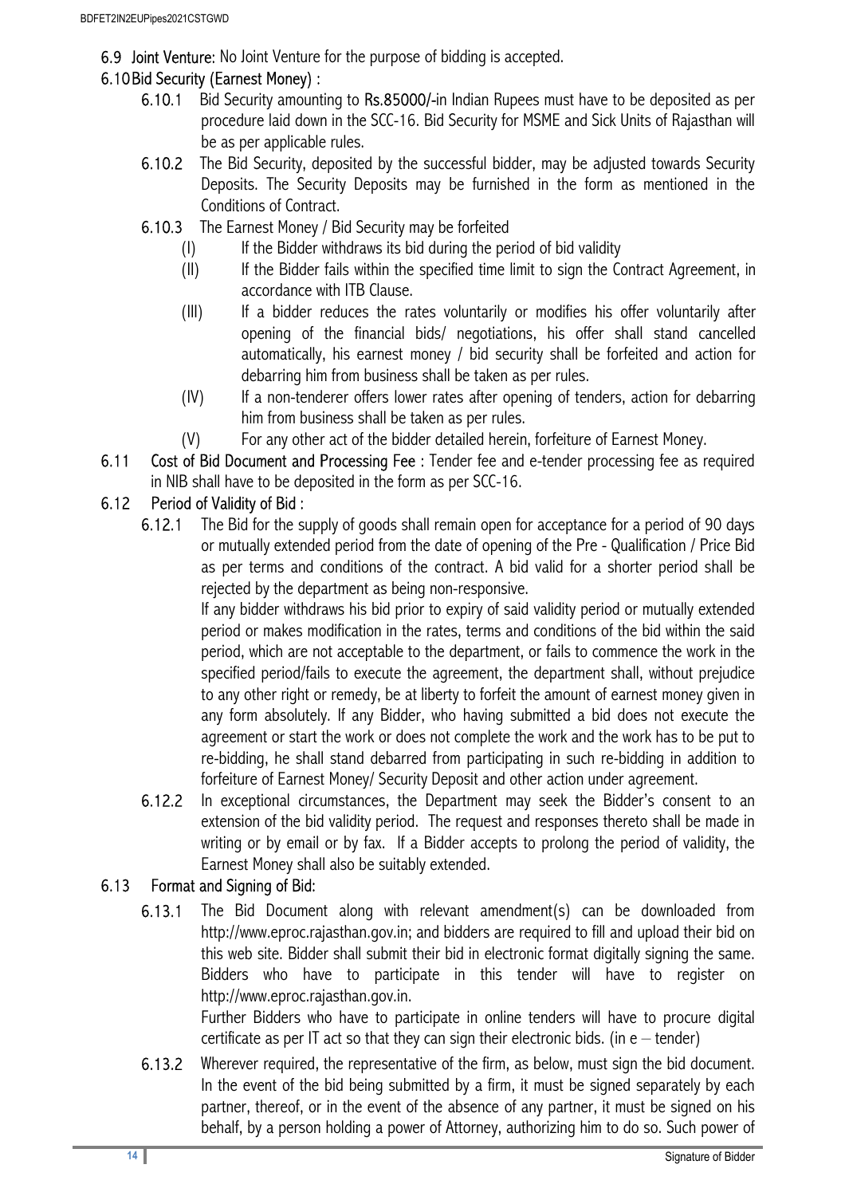**6.9 Joint Venture:** No Joint Venture for the purpose of bidding is accepted.

**6.10 Bid Security (Earnest Money) :**

**6.10.1** Bid Security amounting to **Rs.85000/-**in Indian Rupees must have to be deposited as per procedure laid down in the SCC-16. Bid Security for MSME and Sick Units of Rajasthan will be as per applicable rules.

**6.10.2** The Bid Security, deposited by the successful bidder, may be adjusted towards Security Deposits. The Security Deposits may be furnished in the form as mentioned in the Conditions of Contract.

**6.10.3** The Earnest Money / Bid Security may be forfeited

(I) If the Bidder withdraws its bid during the period of bid validity

(II) If the Bidder fails within the specified time limit to sign the Contract Agreement, in accordance with ITB Clause.

(III) If a bidder reduces the rates voluntarily or modifies his offer voluntarily after opening of the financial bids/ negotiations, his offer shall stand cancelled automatically, his earnest money / bid security shall be forfeited and action for debarring him from business shall be taken as per rules.

(IV) If a non-tenderer offers lower rates after opening of tenders, action for debarring him from business shall be taken as per rules.

(V) For any other act of the bidder detailed herein, forfeiture of Earnest Money.

**6.11 Cost of Bid Document and Processing Fee** : Tender fee and e-tender processing fee as required in NIB shall have to be deposited in the form as per SCC-16.

**6.12 Period of Validity of Bid :**

**6.12.1** The Bid for the supply of goods shall remain open for acceptance for a period of 90 days or mutually extended period from the date of opening of the Pre - Qualification / Price Bid as per terms and conditions of the contract. A bid valid for a shorter period shall be rejected by the department as being non-responsive.

If any bidder withdraws his bid prior to expiry of said validity period or mutually extended period or makes modification in the rates, terms and conditions of the bid within the said period, which are not acceptable to the department, or fails to commence the work in the specified period/fails to execute the agreement, the department shall, without prejudice to any other right or remedy, be at liberty to forfeit the amount of earnest money given in any form absolutely. If any Bidder, who having submitted a bid does not execute the agreement or start the work or does not complete the work and the work has to be put to re-bidding, he shall stand debarred from participating in such re-bidding in addition to forfeiture of Earnest Money/ Security Deposit and other action under agreement.

**6.12.2** In exceptional circumstances, the Department may seek the Bidder's consent to an extension of the bid validity period. The request and responses thereto shall be made in writing or by email or by fax. If a Bidder accepts to prolong the period of validity, the Earnest Money shall also be suitably extended.

**6.13 Format and Signing of Bid:**

**6.13.1** The Bid Document along with relevant amendment(s) can be downloaded from http://www.eproc.rajasthan.gov.in; and bidders are required to fill and upload their bid on this web site. Bidder shall submit their bid in electronic format digitally signing the same. Bidders who have to participate in this tender will have to register on http://www.eproc.rajasthan.gov.in.

Further Bidders who have to participate in online tenders will have to procure digital certificate as per IT act so that they can sign their electronic bids. (in e – tender)

**6.13.2** Wherever required, the representative of the firm, as below, must sign the bid document. In the event of the bid being submitted by a firm, it must be signed separately by each partner, thereof, or in the event of the absence of any partner, it must be signed on his behalf, by a person holding a power of Attorney, authorizing him to do so. Such power of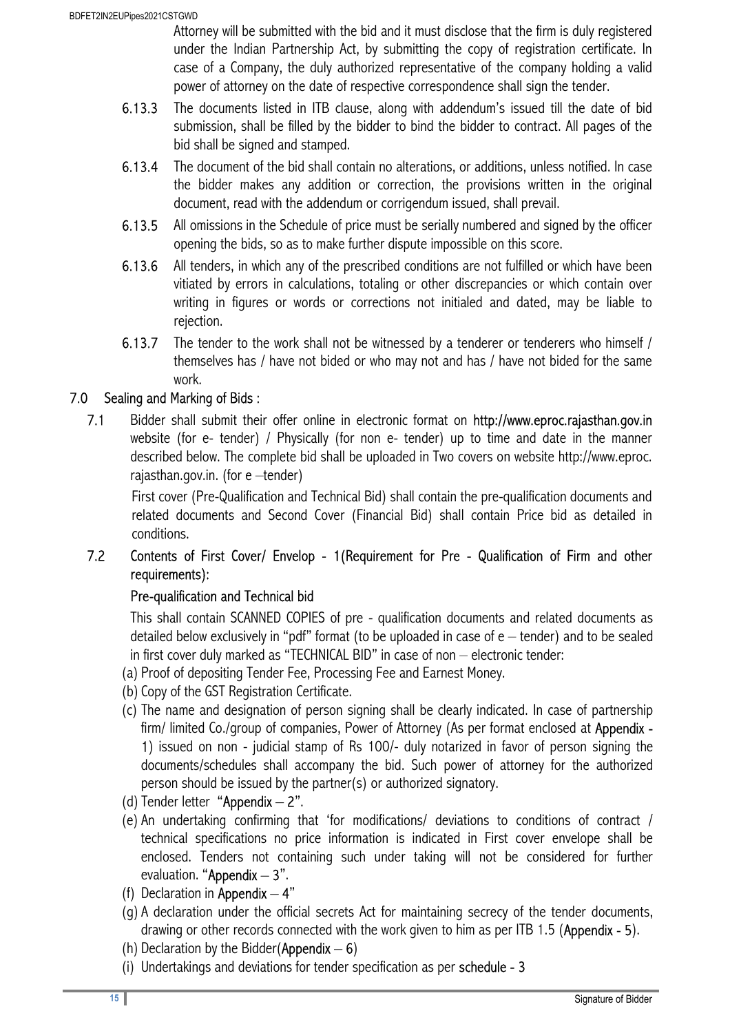Attorney will be submitted with the bid and it must disclose that the firm is duly registered under the Indian Partnership Act, by submitting the copy of registration certificate. In case of a Company, the duly authorized representative of the company holding a valid power of attorney on the date of respective correspondence shall sign the tender.

6.13.3 The documents listed in ITB clause, along with addendum's issued till the date of bid submission, shall be filled by the bidder to bind the bidder to contract. All pages of the bid shall be signed and stamped.

6.13.4 The document of the bid shall contain no alterations, or additions, unless notified. In case the bidder makes any addition or correction, the provisions written in the original document, read with the addendum or corrigendum issued, shall prevail.

6.13.5 All omissions in the Schedule of price must be serially numbered and signed by the officer opening the bids, so as to make further dispute impossible on this score.

6.13.6 All tenders, in which any of the prescribed conditions are not fulfilled or which have been vitiated by errors in calculations, totaling or other discrepancies or which contain over writing in figures or words or corrections not initialed and dated, may be liable to rejection.

6.13.7 The tender to the work shall not be witnessed by a tenderer or tenderers who himself / themselves has / have not bided or who may not and has / have not bided for the same work.

## 7.0 Sealing and Marking of Bids :

7.1 Bidder shall submit their offer online in electronic format on **http://www.eproc.rajasthan.gov.in** website (for e- tender) / Physically (for non e- tender) up to time and date in the manner described below. The complete bid shall be uploaded in Two covers on website http://www.eproc. rajasthan.gov.in. (for e –tender)

First cover (Pre-Qualification and Technical Bid) shall contain the pre-qualification documents and related documents and Second Cover (Financial Bid) shall contain Price bid as detailed in conditions.

7.2 **Contents of First Cover/ Envelop - 1(Requirement for Pre - Qualification of Firm and other requirements):**

**Pre-qualification and Technical bid**

This shall contain SCANNED COPIES of pre - qualification documents and related documents as detailed below exclusively in "pdf" format (to be uploaded in case of e – tender) and to be sealed in first cover duly marked as "TECHNICAL BID" in case of non – electronic tender:

(a) Proof of depositing Tender Fee, Processing Fee and Earnest Money.

(b) Copy of the GST Registration Certificate.

(c) The name and designation of person signing shall be clearly indicated. In case of partnership firm/ limited Co./group of companies, Power of Attorney (As per format enclosed at **Appendix - 1**) issued on non - judicial stamp of Rs 100/- duly notarized in favor of person signing the documents/schedules shall accompany the bid. Such power of attorney for the authorized person should be issued by the partner(s) or authorized signatory.

(d) Tender letter "**Appendix – 2**".

(e) An undertaking confirming that 'for modifications/ deviations to conditions of contract / technical specifications no price information is indicated in First cover envelope shall be enclosed. Tenders not containing such under taking will not be considered for further evaluation. "**Appendix – 3**".

(f) Declaration in **Appendix – 4**"

(g) A declaration under the official secrets Act for maintaining secrecy of the tender documents, drawing or other records connected with the work given to him as per ITB 1.5 (**Appendix - 5**).

(h) Declaration by the Bidder(**Appendix – 6**)

(i) Undertakings and deviations for tender specification as per **schedule - 3**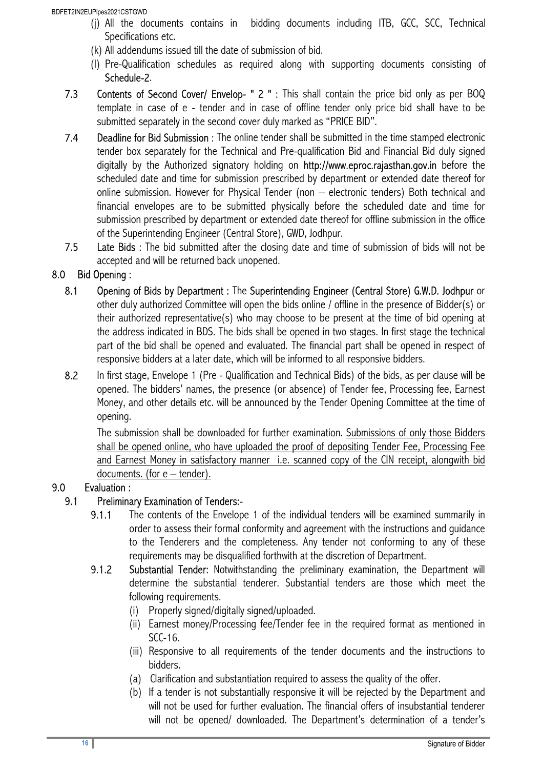(j) All the documents contains in bidding documents including ITB, GCC, SCC, Technical Specifications etc.

(k) All addendums issued till the date of submission of bid.

(l) Pre-Qualification schedules as required along with supporting documents consisting of **Schedule-2**.

**7.3 Contents of Second Cover/ Envelop- " 2 " :** This shall contain the price bid only as per BOQ template in case of e - tender and in case of offline tender only price bid shall have to be submitted separately in the second cover duly marked as "PRICE BID".

**7.4 Deadline for Bid Submission :** The online tender shall be submitted in the time stamped electronic tender box separately for the Technical and Pre-qualification Bid and Financial Bid duly signed digitally by the Authorized signatory holding on **http://www.eproc.rajasthan.gov.in** before the scheduled date and time for submission prescribed by department or extended date thereof for online submission. However for Physical Tender (non – electronic tenders) Both technical and financial envelopes are to be submitted physically before the scheduled date and time for submission prescribed by department or extended date thereof for offline submission in the office of the Superintending Engineer (Central Store), GWD, Jodhpur.

**7.5 Late Bids :** The bid submitted after the closing date and time of submission of bids will not be accepted and will be returned back unopened.

## 8.0 Bid Opening :

**8.1 Opening of Bids by Department :** The **Superintending Engineer (Central Store) G.W.D. Jodhpur** or other duly authorized Committee will open the bids online / offline in the presence of Bidder(s) or their authorized representative(s) who may choose to be present at the time of bid opening at the address indicated in BDS. The bids shall be opened in two stages. In first stage the technical part of the bid shall be opened and evaluated. The financial part shall be opened in respect of responsive bidders at a later date, which will be informed to all responsive bidders.

**8.2** In first stage, Envelope 1 (Pre - Qualification and Technical Bids) of the bids, as per clause will be opened. The bidders' names, the presence (or absence) of Tender fee, Processing fee, Earnest Money, and other details etc. will be announced by the Tender Opening Committee at the time of opening.

The submission shall be downloaded for further examination. Submissions of only those Bidders shall be opened online, who have uploaded the proof of depositing Tender Fee, Processing Fee and Earnest Money in satisfactory manner i.e. scanned copy of the CIN receipt, alongwith bid documents. (for e – tender).

## 9.0 Evaluation :

### 9.1 Preliminary Examination of Tenders:-

**9.1.1** The contents of the Envelope 1 of the individual tenders will be examined summarily in order to assess their formal conformity and agreement with the instructions and guidance to the Tenderers and the completeness. Any tender not conforming to any of these requirements may be disqualified forthwith at the discretion of Department.

**9.1.2 Substantial Tender:** Notwithstanding the preliminary examination, the Department will determine the substantial tenderer. Substantial tenders are those which meet the following requirements.

(i) Properly signed/digitally signed/uploaded.

(ii) Earnest money/Processing fee/Tender fee in the required format as mentioned in SCC-16.

(iii) Responsive to all requirements of the tender documents and the instructions to bidders.

(a) Clarification and substantiation required to assess the quality of the offer.

(b) If a tender is not substantially responsive it will be rejected by the Department and will not be used for further evaluation. The financial offers of insubstantial tenderer will not be opened/ downloaded. The Department's determination of a tender's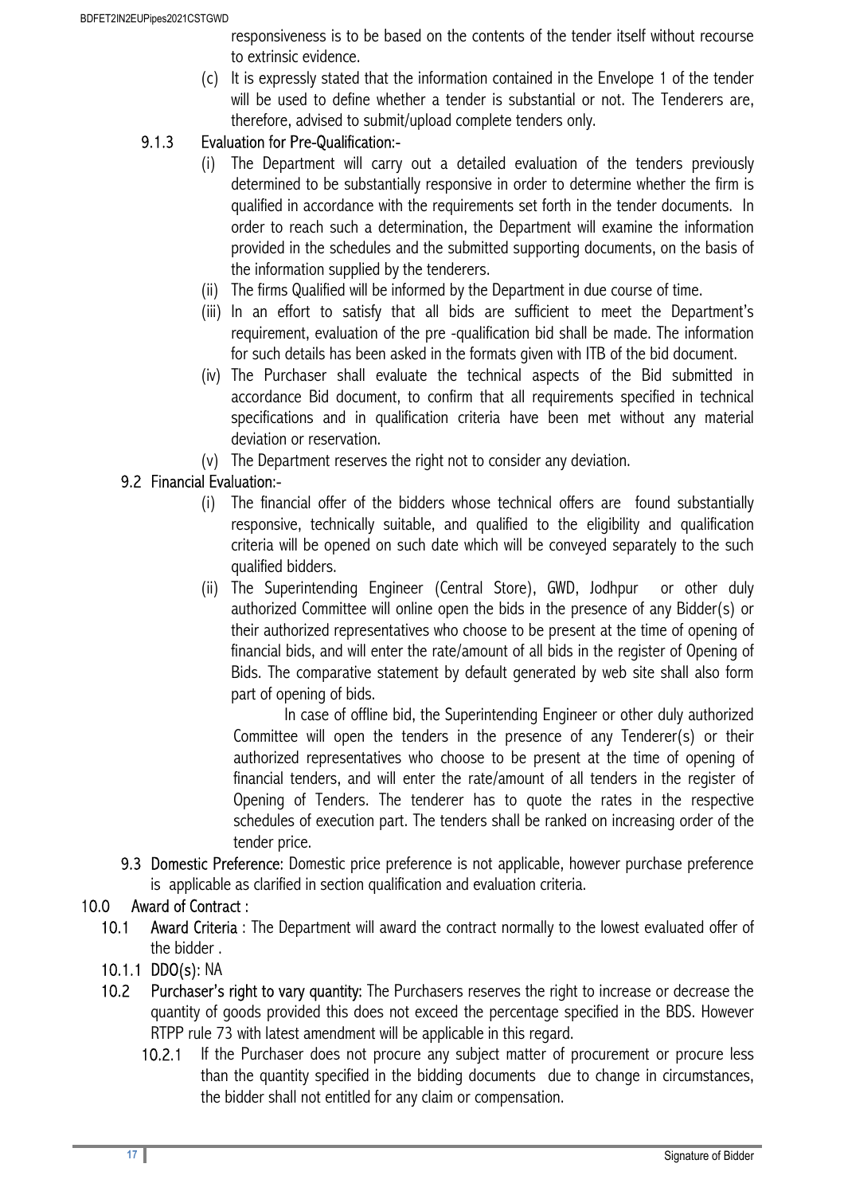responsiveness is to be based on the contents of the tender itself without recourse to extrinsic evidence.

(c) It is expressly stated that the information contained in the Envelope 1 of the tender will be used to define whether a tender is substantial or not. The Tenderers are, therefore, advised to submit/upload complete tenders only.

### 9.1.3 Evaluation for Pre-Qualification:-

(i) The Department will carry out a detailed evaluation of the tenders previously determined to be substantially responsive in order to determine whether the firm is qualified in accordance with the requirements set forth in the tender documents. In order to reach such a determination, the Department will examine the information provided in the schedules and the submitted supporting documents, on the basis of the information supplied by the tenderers.

(ii) The firms Qualified will be informed by the Department in due course of time.

(iii) In an effort to satisfy that all bids are sufficient to meet the Department's requirement, evaluation of the pre -qualification bid shall be made. The information for such details has been asked in the formats given with ITB of the bid document.

(iv) The Purchaser shall evaluate the technical aspects of the Bid submitted in accordance Bid document, to confirm that all requirements specified in technical specifications and in qualification criteria have been met without any material deviation or reservation.

(v) The Department reserves the right not to consider any deviation.

### 9.2 Financial Evaluation:-

(i) The financial offer of the bidders whose technical offers are found substantially responsive, technically suitable, and qualified to the eligibility and qualification criteria will be opened on such date which will be conveyed separately to the such qualified bidders.

(ii) The Superintending Engineer (Central Store), GWD, Jodhpur or other duly authorized Committee will online open the bids in the presence of any Bidder(s) or their authorized representatives who choose to be present at the time of opening of financial bids, and will enter the rate/amount of all bids in the register of Opening of Bids. The comparative statement by default generated by web site shall also form part of opening of bids.

In case of offline bid, the Superintending Engineer or other duly authorized Committee will open the tenders in the presence of any Tenderer(s) or their authorized representatives who choose to be present at the time of opening of financial tenders, and will enter the rate/amount of all tenders in the register of Opening of Tenders. The tenderer has to quote the rates in the respective schedules of execution part. The tenders shall be ranked on increasing order of the tender price.

**9.3 Domestic Preference**: Domestic price preference is not applicable, however purchase preference is applicable as clarified in section qualification and evaluation criteria.

## 10.0 Award of Contract :

**10.1 Award Criteria** : The Department will award the contract normally to the lowest evaluated offer of the bidder .

**10.1.1 DDO(s)**: NA

**10.2 Purchaser's right to vary quantity:** The Purchasers reserves the right to increase or decrease the quantity of goods provided this does not exceed the percentage specified in the BDS. However RTPP rule 73 with latest amendment will be applicable in this regard.

10.2.1 If the Purchaser does not procure any subject matter of procurement or procure less than the quantity specified in the bidding documents due to change in circumstances, the bidder shall not entitled for any claim or compensation.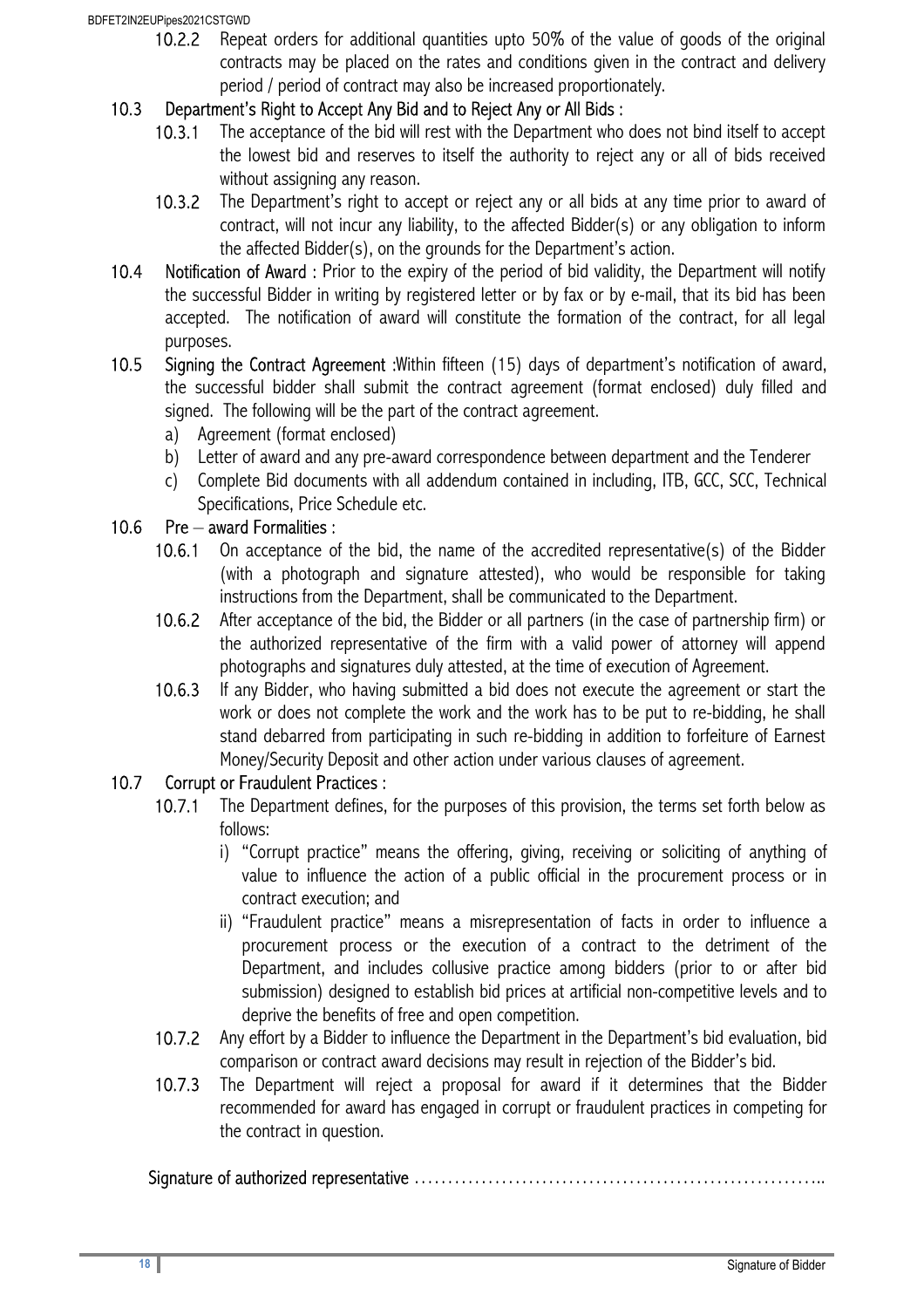10.2.2 Repeat orders for additional quantities upto 50% of the value of goods of the original contracts may be placed on the rates and conditions given in the contract and delivery period / period of contract may also be increased proportionately.

**10.3 Department's Right to Accept Any Bid and to Reject Any or All Bids :**

10.3.1 The acceptance of the bid will rest with the Department who does not bind itself to accept the lowest bid and reserves to itself the authority to reject any or all of bids received without assigning any reason.

10.3.2 The Department's right to accept or reject any or all bids at any time prior to award of contract, will not incur any liability, to the affected Bidder(s) or any obligation to inform the affected Bidder(s), on the grounds for the Department's action.

**10.4 Notification of Award** : Prior to the expiry of the period of bid validity, the Department will notify the successful Bidder in writing by registered letter or by fax or by e-mail, that its bid has been accepted. The notification of award will constitute the formation of the contract, for all legal purposes.

**10.5 Signing the Contract Agreement** :Within fifteen (15) days of department's notification of award, the successful bidder shall submit the contract agreement (format enclosed) duly filled and signed. The following will be the part of the contract agreement.

a) Agreement (format enclosed)
b) Letter of award and any pre-award correspondence between department and the Tenderer
c) Complete Bid documents with all addendum contained in including, ITB, GCC, SCC, Technical Specifications, Price Schedule etc.

**10.6 Pre – award Formalities :**

10.6.1 On acceptance of the bid, the name of the accredited representative(s) of the Bidder (with a photograph and signature attested), who would be responsible for taking instructions from the Department, shall be communicated to the Department.

10.6.2 After acceptance of the bid, the Bidder or all partners (in the case of partnership firm) or the authorized representative of the firm with a valid power of attorney will append photographs and signatures duly attested, at the time of execution of Agreement.

10.6.3 If any Bidder, who having submitted a bid does not execute the agreement or start the work or does not complete the work and the work has to be put to re-bidding, he shall stand debarred from participating in such re-bidding in addition to forfeiture of Earnest Money/Security Deposit and other action under various clauses of agreement.

**10.7 Corrupt or Fraudulent Practices :**

10.7.1 The Department defines, for the purposes of this provision, the terms set forth below as follows:

i) "Corrupt practice" means the offering, giving, receiving or soliciting of anything of value to influence the action of a public official in the procurement process or in contract execution; and

ii) "Fraudulent practice" means a misrepresentation of facts in order to influence a procurement process or the execution of a contract to the detriment of the Department, and includes collusive practice among bidders (prior to or after bid submission) designed to establish bid prices at artificial non-competitive levels and to deprive the benefits of free and open competition.

10.7.2 Any effort by a Bidder to influence the Department in the Department's bid evaluation, bid comparison or contract award decisions may result in rejection of the Bidder's bid.

10.7.3 The Department will reject a proposal for award if it determines that the Bidder recommended for award has engaged in corrupt or fraudulent practices in competing for the contract in question.

Signature of authorized representative ………………………………………………………..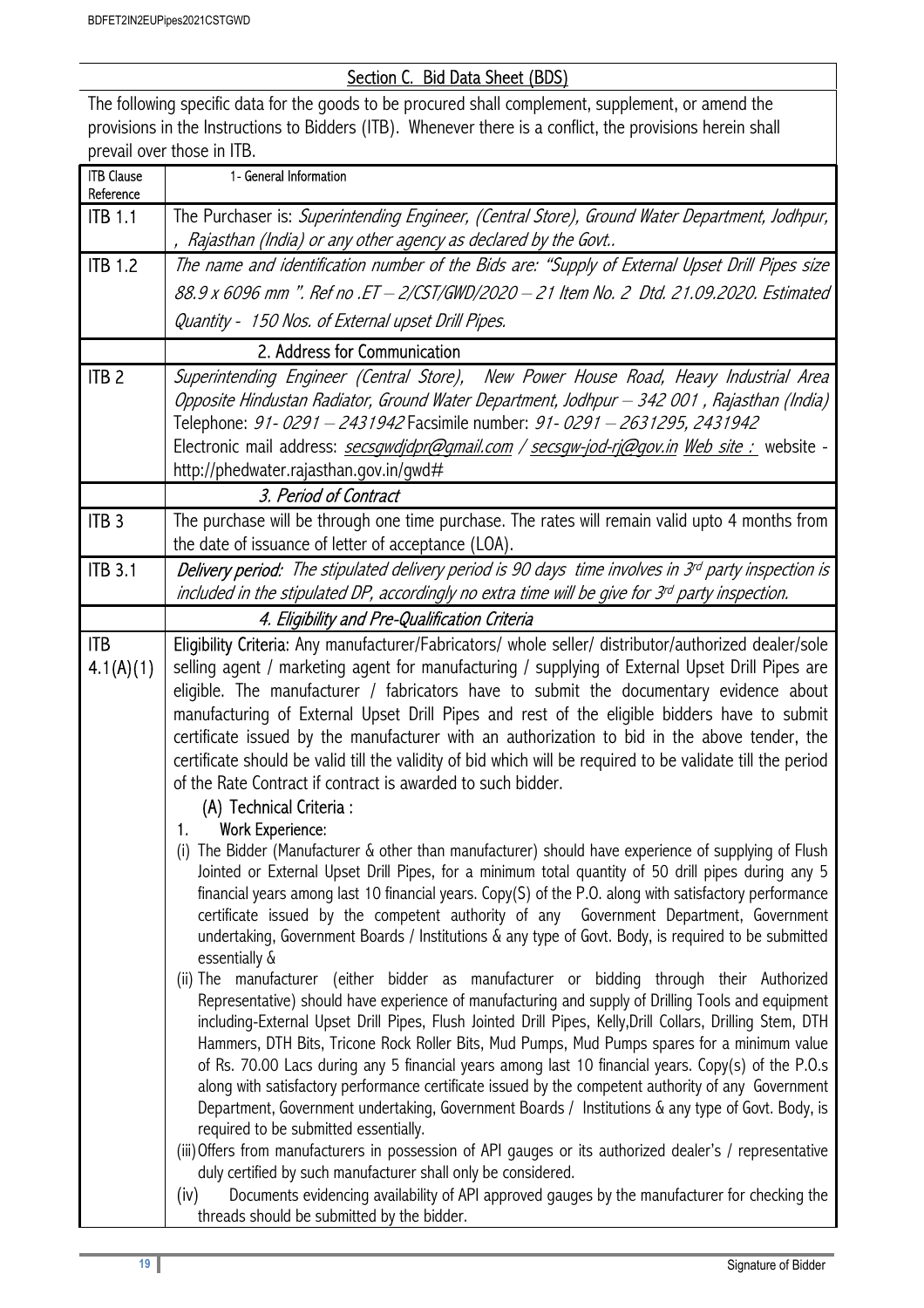## Section C. Bid Data Sheet (BDS)

The following specific data for the goods to be procured shall complement, supplement, or amend the provisions in the Instructions to Bidders (ITB). Whenever there is a conflict, the provisions herein shall prevail over those in ITB.

| ITB Clause Reference | 1- General Information |
|---|---|
| ITB 1.1 | The Purchaser is: *Superintending Engineer, (Central Store), Ground Water Department, Jodhpur, , Rajasthan (India) or any other agency as declared by the Govt..* |
| ITB 1.2 | *The name and identification number of the Bids are: "Supply of External Upset Drill Pipes size 88.9 x 6096 mm ". Ref no .ET – 2/CST/GWD/2020 – 21 Item No. 2 Dtd. 21.09.2020. Estimated Quantity - 150 Nos. of External upset Drill Pipes.* |
| | 2. Address for Communication |
| ITB 2 | *Superintending Engineer (Central Store), New Power House Road, Heavy Industrial Area Opposite Hindustan Radiator, Ground Water Department, Jodhpur – 342 001 , Rajasthan (India)* Telephone: *91- 0291 – 2431942* Facsimile number: *91- 0291 – 2631295, 2431942* Electronic mail address: *secsgwdjdpr@gmail.com / secsgw-jod-rj@gov.in Web site :* website - http://phedwater.rajasthan.gov.in/gwd# |
| | *3. Period of Contract* |
| ITB 3 | The purchase will be through one time purchase. The rates will remain valid upto 4 months from the date of issuance of letter of acceptance (LOA). |
| ITB 3.1 | *Delivery period: The stipulated delivery period is 90 days time involves in 3rd party inspection is included in the stipulated DP, accordingly no extra time will be give for 3rd party inspection.* |
| | *4. Eligibility and Pre-Qualification Criteria* |
| ITB 4.1(A)(1) | Eligibility Criteria: Any manufacturer/Fabricators/ whole seller/ distributor/authorized dealer/sole selling agent / marketing agent for manufacturing / supplying of External Upset Drill Pipes are eligible. The manufacturer / fabricators have to submit the documentary evidence about manufacturing of External Upset Drill Pipes and rest of the eligible bidders have to submit certificate issued by the manufacturer with an authorization to bid in the above tender, the certificate should be valid till the validity of bid which will be required to be validate till the period of the Rate Contract if contract is awarded to such bidder.<br>(A) Technical Criteria :<br>1. Work Experience:<br>(i) The Bidder (Manufacturer & other than manufacturer) should have experience of supplying of Flush Jointed or External Upset Drill Pipes, for a minimum total quantity of 50 drill pipes during any 5 financial years among last 10 financial years. Copy(S) of the P.O. along with satisfactory performance certificate issued by the competent authority of any Government Department, Government undertaking, Government Boards / Institutions & any type of Govt. Body, is required to be submitted essentially &<br>(ii) The manufacturer (either bidder as manufacturer or bidding through their Authorized Representative) should have experience of manufacturing and supply of Drilling Tools and equipment including-External Upset Drill Pipes, Flush Jointed Drill Pipes, Kelly,Drill Collars, Drilling Stem, DTH Hammers, DTH Bits, Tricone Rock Roller Bits, Mud Pumps, Mud Pumps spares for a minimum value of Rs. 70.00 Lacs during any 5 financial years among last 10 financial years. Copy(s) of the P.O.s along with satisfactory performance certificate issued by the competent authority of any Government Department, Government undertaking, Government Boards / Institutions & any type of Govt. Body, is required to be submitted essentially.<br>(iii) Offers from manufacturers in possession of API gauges or its authorized dealer's / representative duly certified by such manufacturer shall only be considered.<br>(iv) Documents evidencing availability of API approved gauges by the manufacturer for checking the threads should be submitted by the bidder. |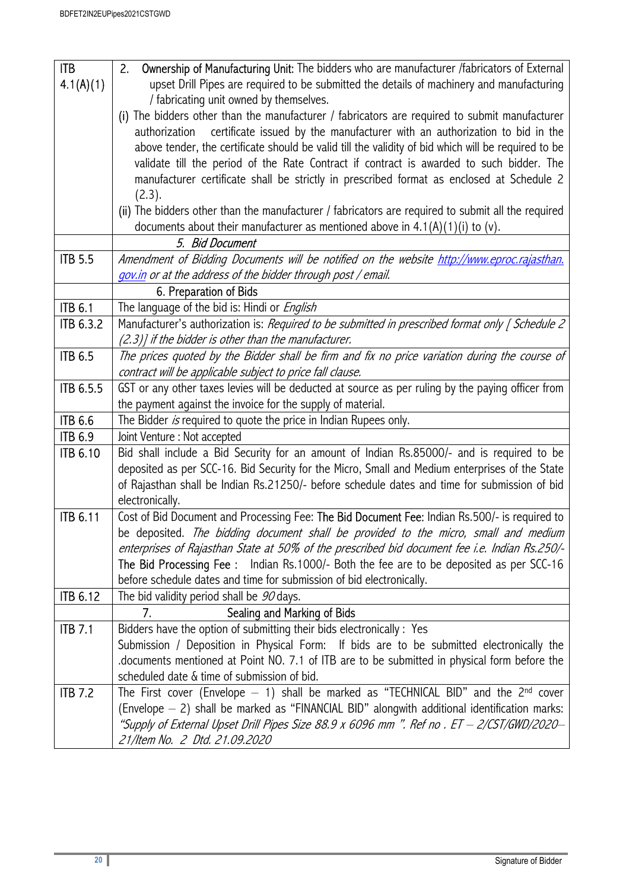| ITB 4.1(A)(1) | 2. Ownership of Manufacturing Unit: The bidders who are manufacturer /fabricators of External upset Drill Pipes are required to be submitted the details of machinery and manufacturing / fabricating unit owned by themselves.<br>(i) The bidders other than the manufacturer / fabricators are required to submit manufacturer authorization certificate issued by the manufacturer with an authorization to bid in the above tender, the certificate should be valid till the validity of bid which will be required to be validate till the period of the Rate Contract if contract is awarded to such bidder. The manufacturer certificate shall be strictly in prescribed format as enclosed at Schedule 2 (2.3).<br>(ii) The bidders other than the manufacturer / fabricators are required to submit all the required documents about their manufacturer as mentioned above in 4.1(A)(1)(i) to (v). |
|---|---|
| | *5. Bid Document* |
| ITB 5.5 | *Amendment of Bidding Documents will be notified on the website http://www.eproc.rajasthan.gov.in or at the address of the bidder through post / email.* |
| | 6. Preparation of Bids |
| ITB 6.1 | The language of the bid is: Hindi or *English* |
| ITB 6.3.2 | Manufacturer's authorization is: *Required to be submitted in prescribed format only [ Schedule 2 (2.3)] if the bidder is other than the manufacturer.* |
| ITB 6.5 | *The prices quoted by the Bidder shall be firm and fix no price variation during the course of contract will be applicable subject to price fall clause.* |
| ITB 6.5.5 | GST or any other taxes levies will be deducted at source as per ruling by the paying officer from the payment against the invoice for the supply of material. |
| ITB 6.6 | The Bidder *is* required to quote the price in Indian Rupees only. |
| ITB 6.9 | Joint Venture : Not accepted |
| ITB 6.10 | Bid shall include a Bid Security for an amount of Indian Rs.85000/- and is required to be deposited as per SCC-16. Bid Security for the Micro, Small and Medium enterprises of the State of Rajasthan shall be Indian Rs.21250/- before schedule dates and time for submission of bid electronically. |
| ITB 6.11 | Cost of Bid Document and Processing Fee: The Bid Document Fee: Indian Rs.500/- is required to be deposited. *The bidding document shall be provided to the micro, small and medium enterprises of Rajasthan State at 50% of the prescribed bid document fee i.e. Indian Rs.250/-*<br>The Bid Processing Fee : Indian Rs.1000/- Both the fee are to be deposited as per SCC-16 before schedule dates and time for submission of bid electronically. |
| ITB 6.12 | The bid validity period shall be *90* days. |
| | 7. Sealing and Marking of Bids |
| ITB 7.1 | Bidders have the option of submitting their bids electronically : Yes<br>Submission / Deposition in Physical Form: If bids are to be submitted electronically the .documents mentioned at Point NO. 7.1 of ITB are to be submitted in physical form before the scheduled date & time of submission of bid. |
| ITB 7.2 | The First cover (Envelope – 1) shall be marked as "TECHNICAL BID" and the 2nd cover (Envelope – 2) shall be marked as "FINANCIAL BID" alongwith additional identification marks: *"Supply of External Upset Drill Pipes Size 88.9 x 6096 mm ". Ref no . ET – 2/CST/GWD/2020–21/Item No. 2 Dtd. 21.09.2020* |

Signature of Bidder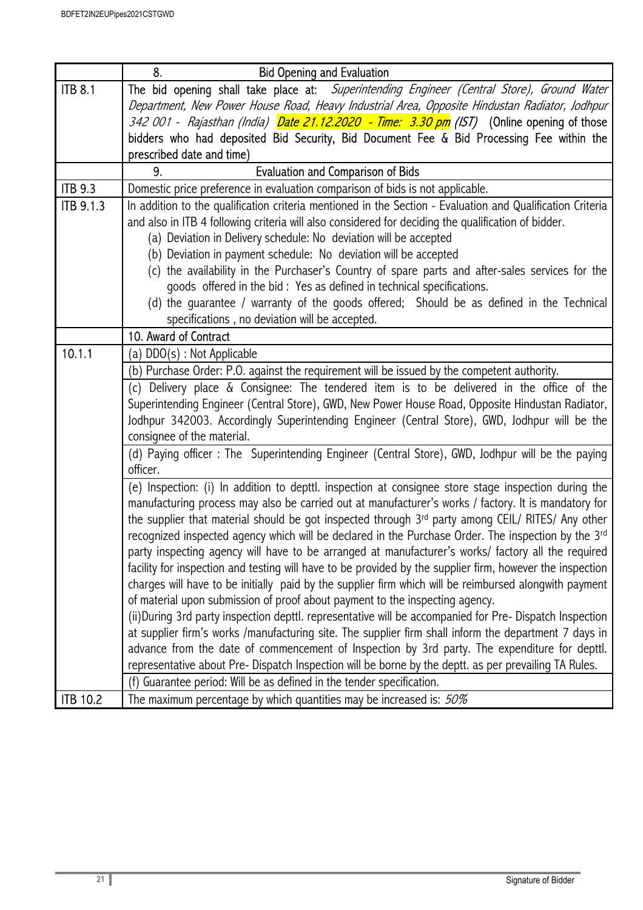| | 8. Bid Opening and Evaluation |
|---|---|
| ITB 8.1 | The bid opening shall take place at: *Superintending Engineer (Central Store), Ground Water Department, New Power House Road, Heavy Industrial Area, Opposite Hindustan Radiator, Jodhpur 342 001 - Rajasthan (India) Date 21.12.2020 - Time: 3.30 pm (IST)* (Online opening of those bidders who had deposited Bid Security, Bid Document Fee & Bid Processing Fee within the prescribed date and time) |
| | 9. Evaluation and Comparison of Bids |
| ITB 9.3 | Domestic price preference in evaluation comparison of bids is not applicable. |
| ITB 9.1.3 | In addition to the qualification criteria mentioned in the Section - Evaluation and Qualification Criteria and also in ITB 4 following criteria will also considered for deciding the qualification of bidder.<br>(a) Deviation in Delivery schedule: No deviation will be accepted<br>(b) Deviation in payment schedule: No deviation will be accepted<br>(c) the availability in the Purchaser's Country of spare parts and after-sales services for the goods offered in the bid : Yes as defined in technical specifications.<br>(d) the guarantee / warranty of the goods offered; Should be as defined in the Technical specifications , no deviation will be accepted. |
| | 10. Award of Contract |
| 10.1.1 | (a) DDO(s) : Not Applicable |
| | (b) Purchase Order: P.O. against the requirement will be issued by the competent authority. |
| | (c) Delivery place & Consignee: The tendered item is to be delivered in the office of the Superintending Engineer (Central Store), GWD, New Power House Road, Opposite Hindustan Radiator, Jodhpur 342003. Accordingly Superintending Engineer (Central Store), GWD, Jodhpur will be the consignee of the material. |
| | (d) Paying officer : The Superintending Engineer (Central Store), GWD, Jodhpur will be the paying officer. |
| | (e) Inspection: (i) In addition to depttl. inspection at consignee store stage inspection during the manufacturing process may also be carried out at manufacturer's works / factory. It is mandatory for the supplier that material should be got inspected through 3rd party among CEIL/ RITES/ Any other recognized inspected agency which will be declared in the Purchase Order. The inspection by the 3rd party inspecting agency will have to be arranged at manufacturer's works/ factory all the required facility for inspection and testing will have to be provided by the supplier firm, however the inspection charges will have to be initially paid by the supplier firm which will be reimbursed alongwith payment of material upon submission of proof about payment to the inspecting agency.<br>(ii)During 3rd party inspection depttl. representative will be accompanied for Pre- Dispatch Inspection at supplier firm's works /manufacturing site. The supplier firm shall inform the department 7 days in advance from the date of commencement of Inspection by 3rd party. The expenditure for depttl. representative about Pre- Dispatch Inspection will be borne by the deptt. as per prevailing TA Rules. |
| | (f) Guarantee period: Will be as defined in the tender specification. |
| ITB 10.2 | The maximum percentage by which quantities may be increased is: *50%* |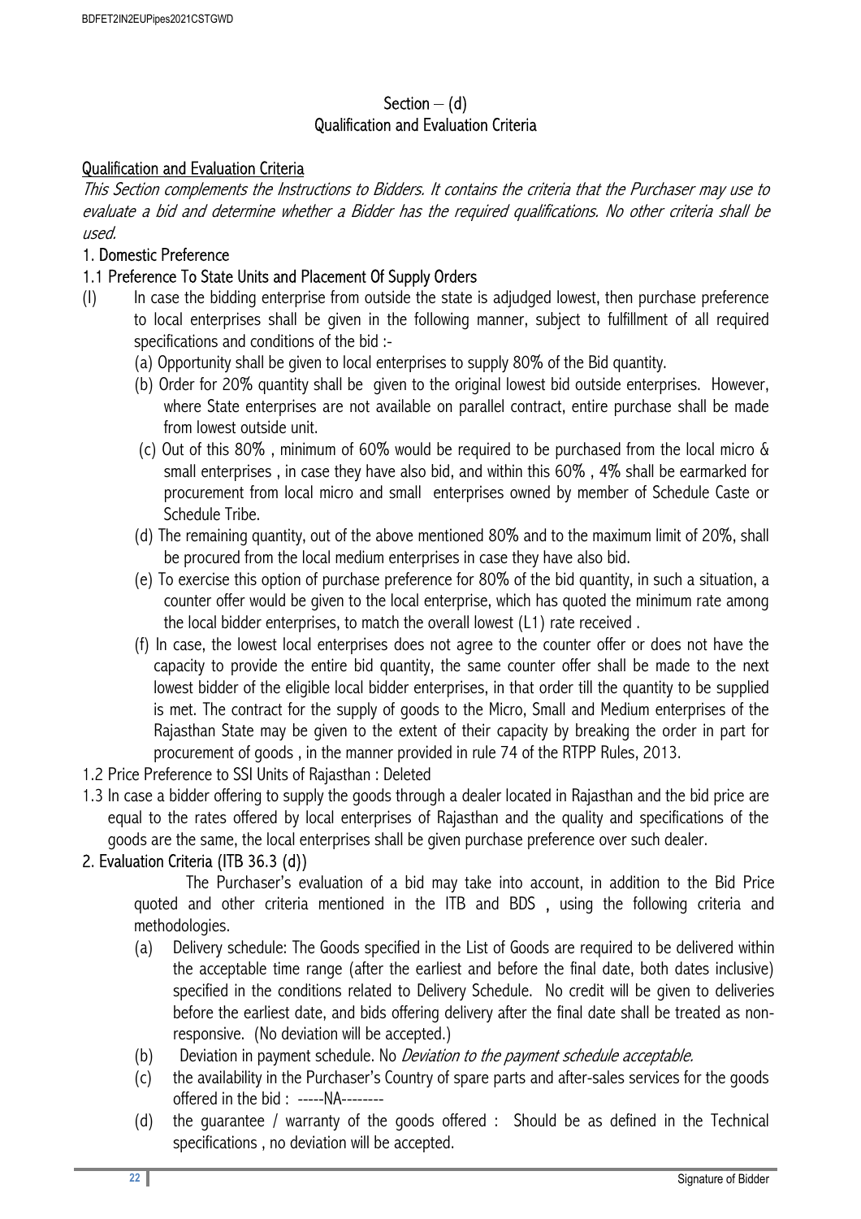## Section – (d)
## Qualification and Evaluation Criteria

### Qualification and Evaluation Criteria

*This Section complements the Instructions to Bidders. It contains the criteria that the Purchaser may use to evaluate a bid and determine whether a Bidder has the required qualifications. No other criteria shall be used.*

### 1. Domestic Preference

#### 1.1 Preference To State Units and Placement Of Supply Orders

(I) In case the bidding enterprise from outside the state is adjudged lowest, then purchase preference to local enterprises shall be given in the following manner, subject to fulfillment of all required specifications and conditions of the bid :-

(a) Opportunity shall be given to local enterprises to supply 80% of the Bid quantity.

(b) Order for 20% quantity shall be given to the original lowest bid outside enterprises. However, where State enterprises are not available on parallel contract, entire purchase shall be made from lowest outside unit.

(c) Out of this 80% , minimum of 60% would be required to be purchased from the local micro & small enterprises , in case they have also bid, and within this 60% , 4% shall be earmarked for procurement from local micro and small enterprises owned by member of Schedule Caste or Schedule Tribe.

(d) The remaining quantity, out of the above mentioned 80% and to the maximum limit of 20%, shall be procured from the local medium enterprises in case they have also bid.

(e) To exercise this option of purchase preference for 80% of the bid quantity, in such a situation, a counter offer would be given to the local enterprise, which has quoted the minimum rate among the local bidder enterprises, to match the overall lowest (L1) rate received .

(f) In case, the lowest local enterprises does not agree to the counter offer or does not have the capacity to provide the entire bid quantity, the same counter offer shall be made to the next lowest bidder of the eligible local bidder enterprises, in that order till the quantity to be supplied is met. The contract for the supply of goods to the Micro, Small and Medium enterprises of the Rajasthan State may be given to the extent of their capacity by breaking the order in part for procurement of goods , in the manner provided in rule 74 of the RTPP Rules, 2013.

1.2 Price Preference to SSI Units of Rajasthan : Deleted

1.3 In case a bidder offering to supply the goods through a dealer located in Rajasthan and the bid price are equal to the rates offered by local enterprises of Rajasthan and the quality and specifications of the goods are the same, the local enterprises shall be given purchase preference over such dealer.

### 2. Evaluation Criteria (ITB 36.3 (d))

The Purchaser's evaluation of a bid may take into account, in addition to the Bid Price quoted and other criteria mentioned in the ITB and BDS , using the following criteria and methodologies.

(a) Delivery schedule: The Goods specified in the List of Goods are required to be delivered within the acceptable time range (after the earliest and before the final date, both dates inclusive) specified in the conditions related to Delivery Schedule. No credit will be given to deliveries before the earliest date, and bids offering delivery after the final date shall be treated as non-responsive. (No deviation will be accepted.)

(b) Deviation in payment schedule. No *Deviation to the payment schedule acceptable.*

(c) the availability in the Purchaser's Country of spare parts and after-sales services for the goods offered in the bid : -----NA--------

(d) the guarantee / warranty of the goods offered : Should be as defined in the Technical specifications , no deviation will be accepted.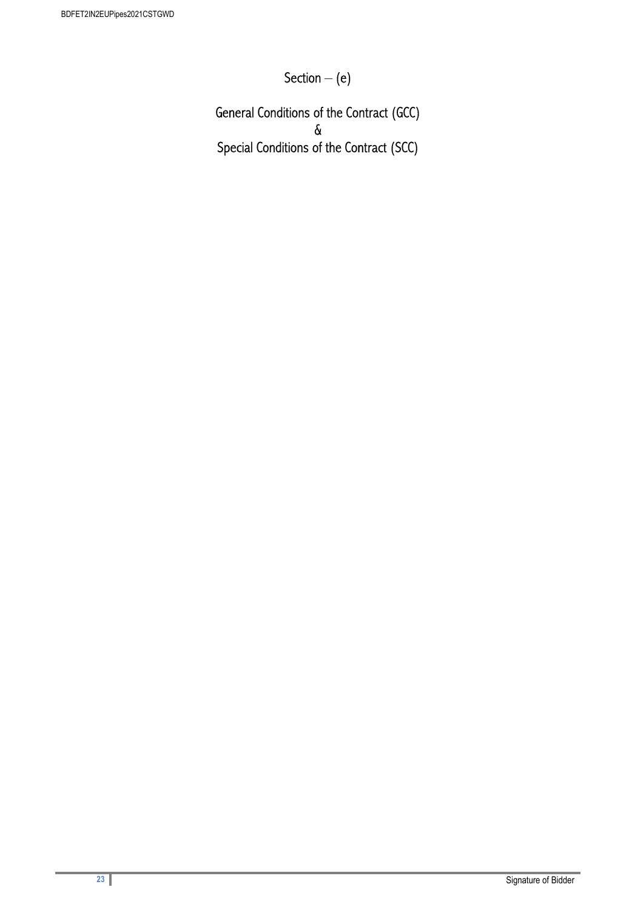# Section – (e)

# General Conditions of the Contract (GCC)
# &
# Special Conditions of the Contract (SCC)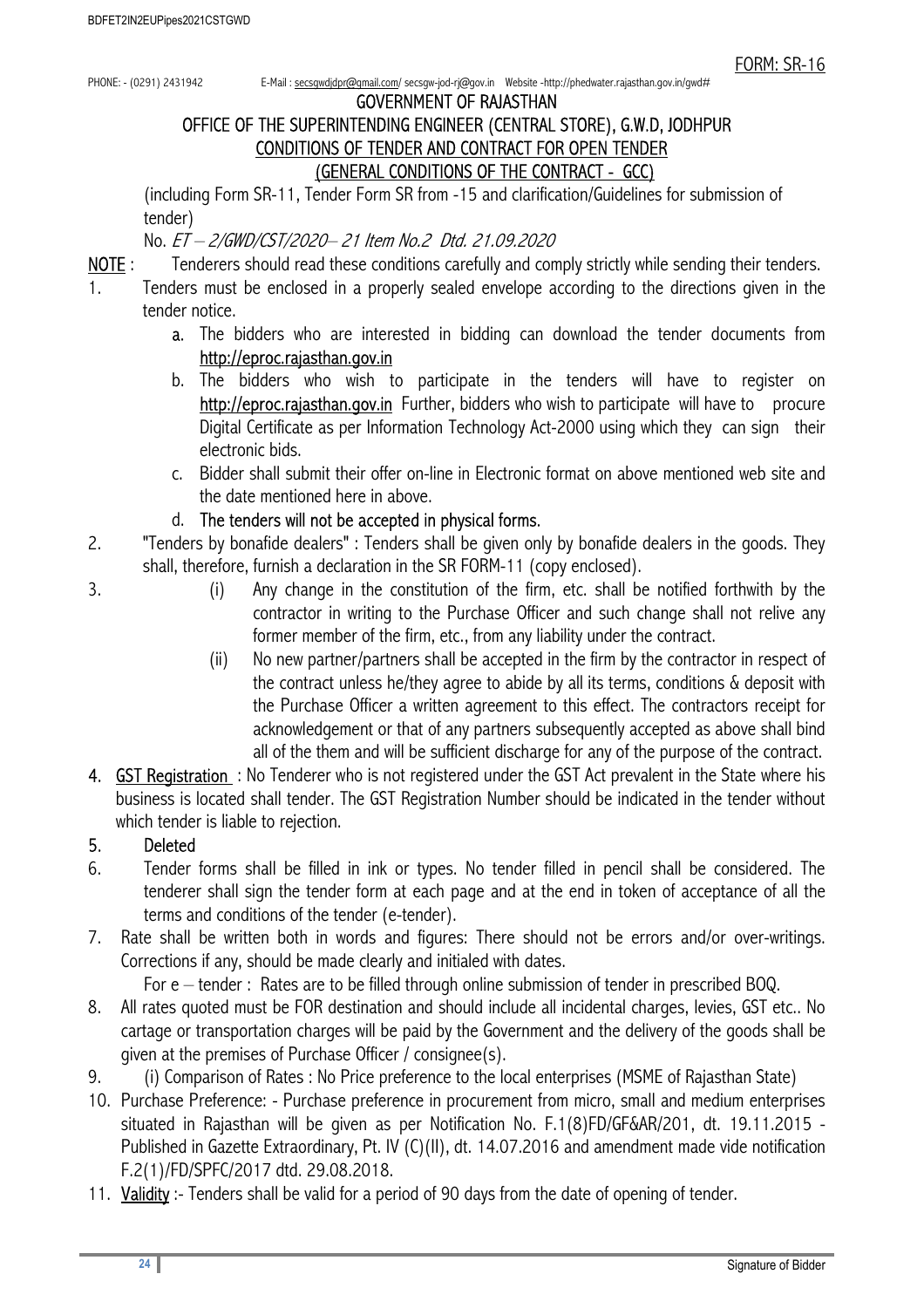FORM: SR-16

PHONE: - (0291) 2431942 E-Mail : secsgwdjdpr@gmail.com/ secsgw-jod-rj@gov.in Website -http://phedwater.rajasthan.gov.in/gwd#

GOVERNMENT OF RAJASTHAN

OFFICE OF THE SUPERINTENDING ENGINEER (CENTRAL STORE), G.W.D, JODHPUR

CONDITIONS OF TENDER AND CONTRACT FOR OPEN TENDER

(GENERAL CONDITIONS OF THE CONTRACT - GCC)

(including Form SR-11, Tender Form SR from -15 and clarification/Guidelines for submission of tender)

No. *ET – 2/GWD/CST/2020– 21 Item No.2 Dtd. 21.09.2020*

NOTE : Tenderers should read these conditions carefully and comply strictly while sending their tenders.

1. Tenders must be enclosed in a properly sealed envelope according to the directions given in the tender notice.
   a. The bidders who are interested in bidding can download the tender documents from http://eproc.rajasthan.gov.in
   b. The bidders who wish to participate in the tenders will have to register on http://eproc.rajasthan.gov.in Further, bidders who wish to participate will have to procure Digital Certificate as per Information Technology Act-2000 using which they can sign their electronic bids.
   c. Bidder shall submit their offer on-line in Electronic format on above mentioned web site and the date mentioned here in above.
   d. The tenders will not be accepted in physical forms.
2. "Tenders by bonafide dealers" : Tenders shall be given only by bonafide dealers in the goods. They shall, therefore, furnish a declaration in the SR FORM-11 (copy enclosed).
3. (i) Any change in the constitution of the firm, etc. shall be notified forthwith by the contractor in writing to the Purchase Officer and such change shall not relive any former member of the firm, etc., from any liability under the contract.

   (ii) No new partner/partners shall be accepted in the firm by the contractor in respect of the contract unless he/they agree to abide by all its terms, conditions & deposit with the Purchase Officer a written agreement to this effect. The contractors receipt for acknowledgement or that of any partners subsequently accepted as above shall bind all of the them and will be sufficient discharge for any of the purpose of the contract.
4. GST Registration : No Tenderer who is not registered under the GST Act prevalent in the State where his business is located shall tender. The GST Registration Number should be indicated in the tender without which tender is liable to rejection.
5. Deleted
6. Tender forms shall be filled in ink or types. No tender filled in pencil shall be considered. The tenderer shall sign the tender form at each page and at the end in token of acceptance of all the terms and conditions of the tender (e-tender).
7. Rate shall be written both in words and figures: There should not be errors and/or over-writings. Corrections if any, should be made clearly and initialed with dates.

   For e – tender : Rates are to be filled through online submission of tender in prescribed BOQ.
8. All rates quoted must be FOR destination and should include all incidental charges, levies, GST etc.. No cartage or transportation charges will be paid by the Government and the delivery of the goods shall be given at the premises of Purchase Officer / consignee(s).
9. (i) Comparison of Rates : No Price preference to the local enterprises (MSME of Rajasthan State)
10. Purchase Preference: - Purchase preference in procurement from micro, small and medium enterprises situated in Rajasthan will be given as per Notification No. F.1(8)FD/GF&AR/201, dt. 19.11.2015 - Published in Gazette Extraordinary, Pt. IV (C)(II), dt. 14.07.2016 and amendment made vide notification F.2(1)/FD/SPFC/2017 dtd. 29.08.2018.
11. Validity :- Tenders shall be valid for a period of 90 days from the date of opening of tender.

Signature of Bidder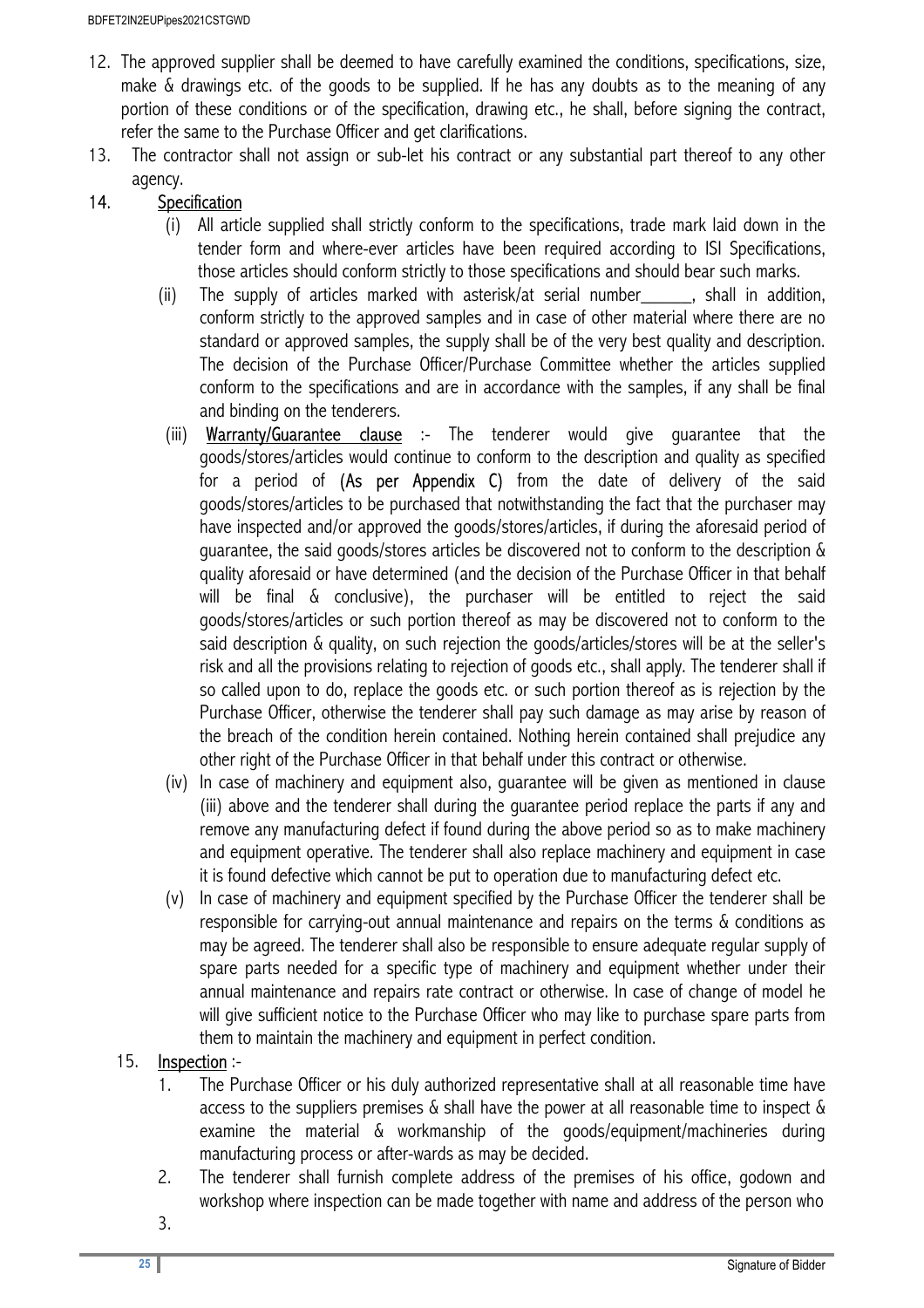12. The approved supplier shall be deemed to have carefully examined the conditions, specifications, size, make & drawings etc. of the goods to be supplied. If he has any doubts as to the meaning of any portion of these conditions or of the specification, drawing etc., he shall, before signing the contract, refer the same to the Purchase Officer and get clarifications.
13. The contractor shall not assign or sub-let his contract or any substantial part thereof to any other agency.
14. <u>Specification</u>
    (i) All article supplied shall strictly conform to the specifications, trade mark laid down in the tender form and where-ever articles have been required according to ISI Specifications, those articles should conform strictly to those specifications and should bear such marks.
    (ii) The supply of articles marked with asterisk/at serial number______, shall in addition, conform strictly to the approved samples and in case of other material where there are no standard or approved samples, the supply shall be of the very best quality and description. The decision of the Purchase Officer/Purchase Committee whether the articles supplied conform to the specifications and are in accordance with the samples, if any shall be final and binding on the tenderers.
    (iii) <u>Warranty/Guarantee clause</u> :- The tenderer would give guarantee that the goods/stores/articles would continue to conform to the description and quality as specified for a period of **(As per Appendix C)** from the date of delivery of the said goods/stores/articles to be purchased that notwithstanding the fact that the purchaser may have inspected and/or approved the goods/stores/articles, if during the aforesaid period of guarantee, the said goods/stores articles be discovered not to conform to the description & quality aforesaid or have determined (and the decision of the Purchase Officer in that behalf will be final & conclusive), the purchaser will be entitled to reject the said goods/stores/articles or such portion thereof as may be discovered not to conform to the said description & quality, on such rejection the goods/articles/stores will be at the seller's risk and all the provisions relating to rejection of goods etc., shall apply. The tenderer shall if so called upon to do, replace the goods etc. or such portion thereof as is rejection by the Purchase Officer, otherwise the tenderer shall pay such damage as may arise by reason of the breach of the condition herein contained. Nothing herein contained shall prejudice any other right of the Purchase Officer in that behalf under this contract or otherwise.
    (iv) In case of machinery and equipment also, guarantee will be given as mentioned in clause (iii) above and the tenderer shall during the guarantee period replace the parts if any and remove any manufacturing defect if found during the above period so as to make machinery and equipment operative. The tenderer shall also replace machinery and equipment in case it is found defective which cannot be put to operation due to manufacturing defect etc.
    (v) In case of machinery and equipment specified by the Purchase Officer the tenderer shall be responsible for carrying-out annual maintenance and repairs on the terms & conditions as may be agreed. The tenderer shall also be responsible to ensure adequate regular supply of spare parts needed for a specific type of machinery and equipment whether under their annual maintenance and repairs rate contract or otherwise. In case of change of model he will give sufficient notice to the Purchase Officer who may like to purchase spare parts from them to maintain the machinery and equipment in perfect condition.
15. <u>Inspection</u> :-
    1. The Purchase Officer or his duly authorized representative shall at all reasonable time have access to the suppliers premises & shall have the power at all reasonable time to inspect & examine the material & workmanship of the goods/equipment/machineries during manufacturing process or after-wards as may be decided.
    2. The tenderer shall furnish complete address of the premises of his office, godown and workshop where inspection can be made together with name and address of the person who
    3.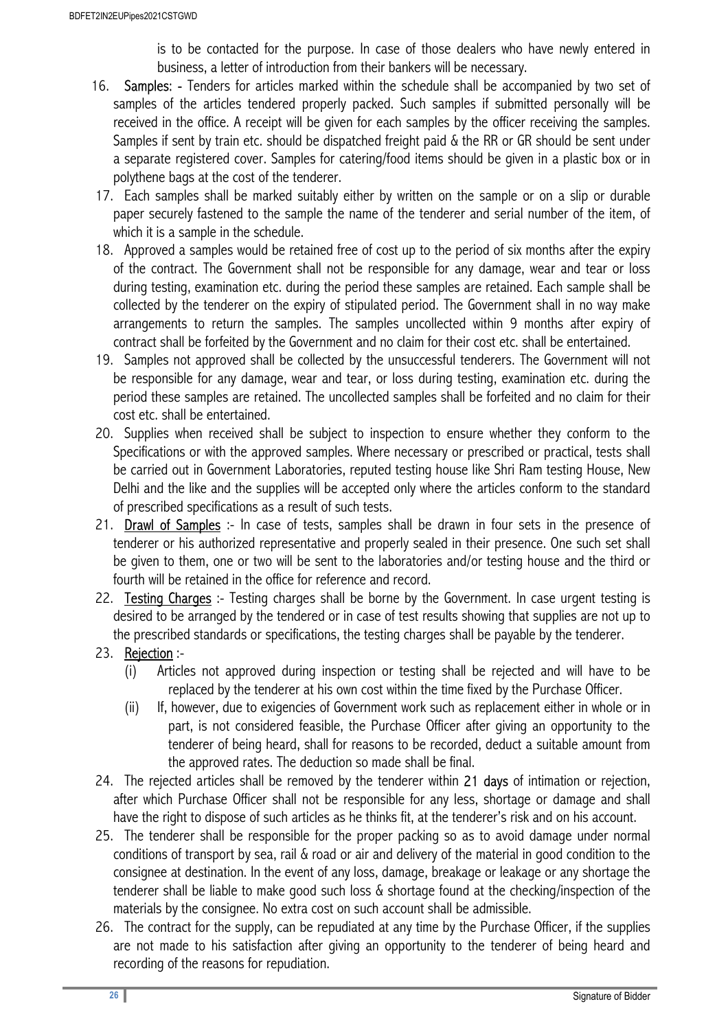is to be contacted for the purpose. In case of those dealers who have newly entered in business, a letter of introduction from their bankers will be necessary.

16. **Samples: -** Tenders for articles marked within the schedule shall be accompanied by two set of samples of the articles tendered properly packed. Such samples if submitted personally will be received in the office. A receipt will be given for each samples by the officer receiving the samples. Samples if sent by train etc. should be dispatched freight paid & the RR or GR should be sent under a separate registered cover. Samples for catering/food items should be given in a plastic box or in polythene bags at the cost of the tenderer.
17. Each samples shall be marked suitably either by written on the sample or on a slip or durable paper securely fastened to the sample the name of the tenderer and serial number of the item, of which it is a sample in the schedule.
18. Approved a samples would be retained free of cost up to the period of six months after the expiry of the contract. The Government shall not be responsible for any damage, wear and tear or loss during testing, examination etc. during the period these samples are retained. Each sample shall be collected by the tenderer on the expiry of stipulated period. The Government shall in no way make arrangements to return the samples. The samples uncollected within 9 months after expiry of contract shall be forfeited by the Government and no claim for their cost etc. shall be entertained.
19. Samples not approved shall be collected by the unsuccessful tenderers. The Government will not be responsible for any damage, wear and tear, or loss during testing, examination etc. during the period these samples are retained. The uncollected samples shall be forfeited and no claim for their cost etc. shall be entertained.
20. Supplies when received shall be subject to inspection to ensure whether they conform to the Specifications or with the approved samples. Where necessary or prescribed or practical, tests shall be carried out in Government Laboratories, reputed testing house like Shri Ram testing House, New Delhi and the like and the supplies will be accepted only where the articles conform to the standard of prescribed specifications as a result of such tests.
21. Drawl of Samples :- In case of tests, samples shall be drawn in four sets in the presence of tenderer or his authorized representative and properly sealed in their presence. One such set shall be given to them, one or two will be sent to the laboratories and/or testing house and the third or fourth will be retained in the office for reference and record.
22. Testing Charges :- Testing charges shall be borne by the Government. In case urgent testing is desired to be arranged by the tendered or in case of test results showing that supplies are not up to the prescribed standards or specifications, the testing charges shall be payable by the tenderer.
23. Rejection :-
    - (i) Articles not approved during inspection or testing shall be rejected and will have to be replaced by the tenderer at his own cost within the time fixed by the Purchase Officer.
    - (ii) If, however, due to exigencies of Government work such as replacement either in whole or in part, is not considered feasible, the Purchase Officer after giving an opportunity to the tenderer of being heard, shall for reasons to be recorded, deduct a suitable amount from the approved rates. The deduction so made shall be final.
24. The rejected articles shall be removed by the tenderer within 21 days of intimation or rejection, after which Purchase Officer shall not be responsible for any less, shortage or damage and shall have the right to dispose of such articles as he thinks fit, at the tenderer's risk and on his account.
25. The tenderer shall be responsible for the proper packing so as to avoid damage under normal conditions of transport by sea, rail & road or air and delivery of the material in good condition to the consignee at destination. In the event of any loss, damage, breakage or leakage or any shortage the tenderer shall be liable to make good such loss & shortage found at the checking/inspection of the materials by the consignee. No extra cost on such account shall be admissible.
26. The contract for the supply, can be repudiated at any time by the Purchase Officer, if the supplies are not made to his satisfaction after giving an opportunity to the tenderer of being heard and recording of the reasons for repudiation.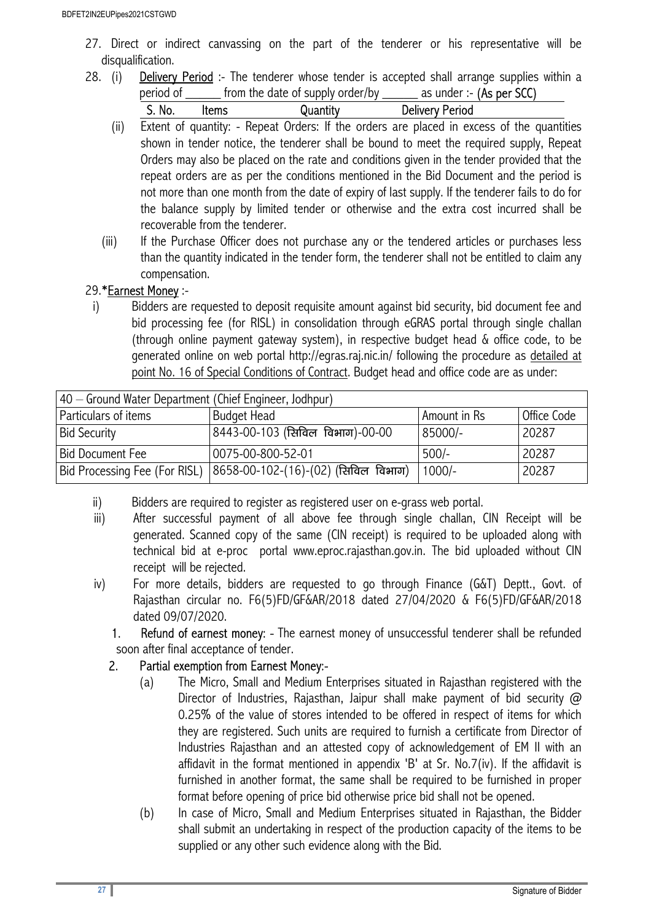27. Direct or indirect canvassing on the part of the tenderer or his representative will be disqualification.

28. (i) Delivery Period :- The tenderer whose tender is accepted shall arrange supplies within a period of ______ from the date of supply order/by ______ as under :- (As per SCC)

| S. No. | Items | Quantity | Delivery Period |
|---|---|---|---|

(ii) Extent of quantity: - Repeat Orders: If the orders are placed in excess of the quantities shown in tender notice, the tenderer shall be bound to meet the required supply, Repeat Orders may also be placed on the rate and conditions given in the tender provided that the repeat orders are as per the conditions mentioned in the Bid Document and the period is not more than one month from the date of expiry of last supply. If the tenderer fails to do for the balance supply by limited tender or otherwise and the extra cost incurred shall be recoverable from the tenderer.

(iii) If the Purchase Officer does not purchase any or the tendered articles or purchases less than the quantity indicated in the tender form, the tenderer shall not be entitled to claim any compensation.

29.*Earnest Money :-

i) Bidders are requested to deposit requisite amount against bid security, bid document fee and bid processing fee (for RISL) in consolidation through eGRAS portal through single challan (through online payment gateway system), in respective budget head & office code, to be generated online on web portal http://egras.raj.nic.in/ following the procedure as detailed at point No. 16 of Special Conditions of Contract. Budget head and office code are as under:

| 40 – Ground Water Department (Chief Engineer, Jodhpur) | | | |
|---|---|---|---|
| Particulars of items | Budget Head | Amount in Rs | Office Code |
| Bid Security | 8443-00-103 (सिविल विभाग)-00-00 | 85000/- | 20287 |
| Bid Document Fee | 0075-00-800-52-01 | 500/- | 20287 |
| Bid Processing Fee (For RISL) | 8658-00-102-(16)-(02) (सिविल विभाग) | 1000/- | 20287 |

ii) Bidders are required to register as registered user on e-grass web portal.

iii) After successful payment of all above fee through single challan, CIN Receipt will be generated. Scanned copy of the same (CIN receipt) is required to be uploaded along with technical bid at e-proc portal www.eproc.rajasthan.gov.in. The bid uploaded without CIN receipt will be rejected.

iv) For more details, bidders are requested to go through Finance (G&T) Deptt., Govt. of Rajasthan circular no. F6(5)FD/GF&AR/2018 dated 27/04/2020 & F6(5)FD/GF&AR/2018 dated 09/07/2020.

1. Refund of earnest money: - The earnest money of unsuccessful tenderer shall be refunded soon after final acceptance of tender.

2. Partial exemption from Earnest Money:-

   (a) The Micro, Small and Medium Enterprises situated in Rajasthan registered with the Director of Industries, Rajasthan, Jaipur shall make payment of bid security @ 0.25% of the value of stores intended to be offered in respect of items for which they are registered. Such units are required to furnish a certificate from Director of Industries Rajasthan and an attested copy of acknowledgement of EM II with an affidavit in the format mentioned in appendix 'B' at Sr. No.7(iv). If the affidavit is furnished in another format, the same shall be required to be furnished in proper format before opening of price bid otherwise price bid shall not be opened.

   (b) In case of Micro, Small and Medium Enterprises situated in Rajasthan, the Bidder shall submit an undertaking in respect of the production capacity of the items to be supplied or any other such evidence along with the Bid.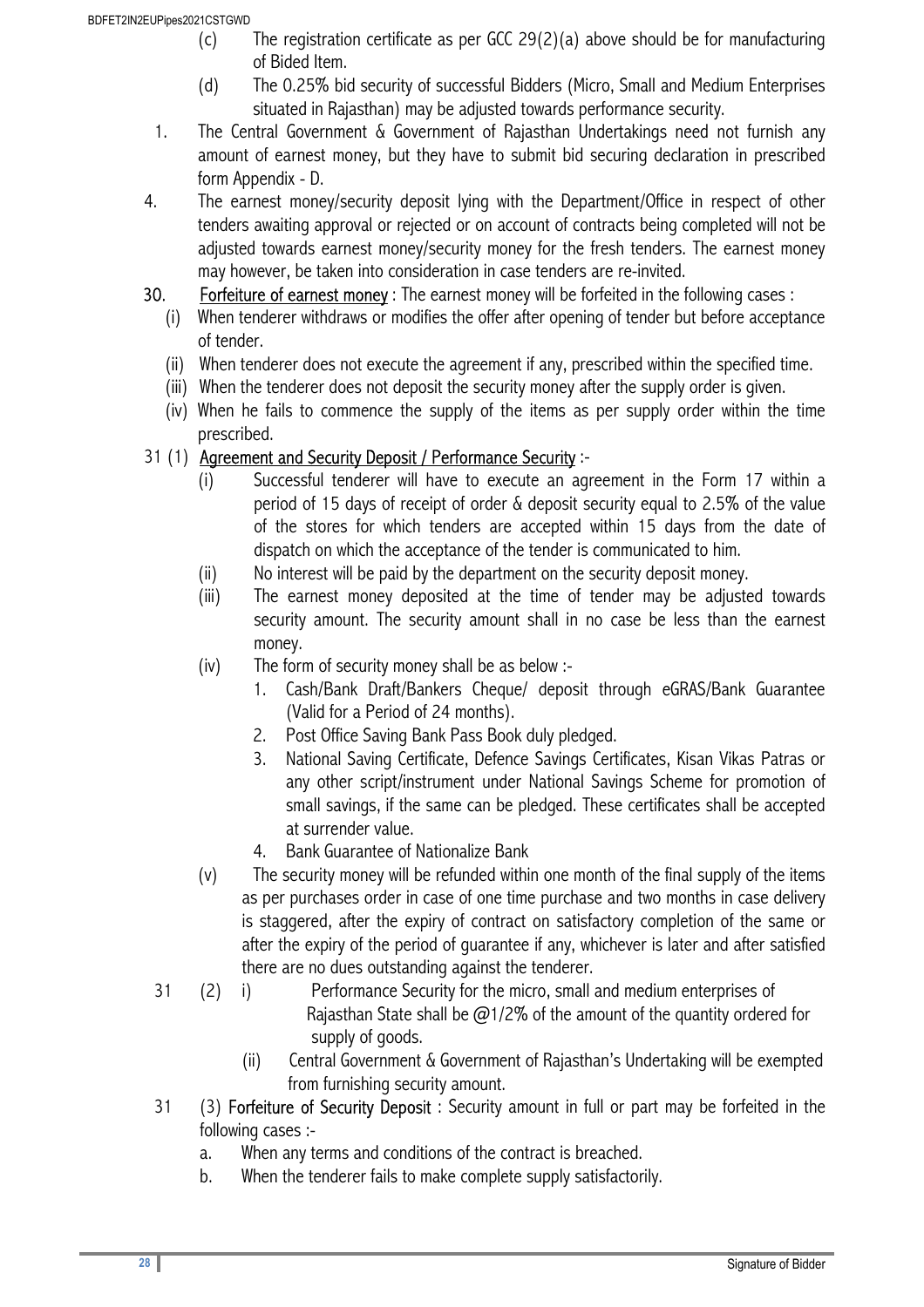(c) The registration certificate as per GCC 29(2)(a) above should be for manufacturing of Bided Item.

(d) The 0.25% bid security of successful Bidders (Micro, Small and Medium Enterprises situated in Rajasthan) may be adjusted towards performance security.

1. The Central Government & Government of Rajasthan Undertakings need not furnish any amount of earnest money, but they have to submit bid securing declaration in prescribed form Appendix - D.

4. The earnest money/security deposit lying with the Department/Office in respect of other tenders awaiting approval or rejected or on account of contracts being completed will not be adjusted towards earnest money/security money for the fresh tenders. The earnest money may however, be taken into consideration in case tenders are re-invited.

30. Forfeiture of earnest money : The earnest money will be forfeited in the following cases :

(i) When tenderer withdraws or modifies the offer after opening of tender but before acceptance of tender.

(ii) When tenderer does not execute the agreement if any, prescribed within the specified time.

(iii) When the tenderer does not deposit the security money after the supply order is given.

(iv) When he fails to commence the supply of the items as per supply order within the time prescribed.

31 (1) Agreement and Security Deposit / Performance Security :-

(i) Successful tenderer will have to execute an agreement in the Form 17 within a period of 15 days of receipt of order & deposit security equal to 2.5% of the value of the stores for which tenders are accepted within 15 days from the date of dispatch on which the acceptance of the tender is communicated to him.

(ii) No interest will be paid by the department on the security deposit money.

(iii) The earnest money deposited at the time of tender may be adjusted towards security amount. The security amount shall in no case be less than the earnest money.

(iv) The form of security money shall be as below :-

1. Cash/Bank Draft/Bankers Cheque/ deposit through eGRAS/Bank Guarantee (Valid for a Period of 24 months).
2. Post Office Saving Bank Pass Book duly pledged.
3. National Saving Certificate, Defence Savings Certificates, Kisan Vikas Patras or any other script/instrument under National Savings Scheme for promotion of small savings, if the same can be pledged. These certificates shall be accepted at surrender value.
4. Bank Guarantee of Nationalize Bank

(v) The security money will be refunded within one month of the final supply of the items as per purchases order in case of one time purchase and two months in case delivery is staggered, after the expiry of contract on satisfactory completion of the same or after the expiry of the period of guarantee if any, whichever is later and after satisfied there are no dues outstanding against the tenderer.

31 (2) i) Performance Security for the micro, small and medium enterprises of Rajasthan State shall be @1/2% of the amount of the quantity ordered for supply of goods.

(ii) Central Government & Government of Rajasthan's Undertaking will be exempted from furnishing security amount.

31 (3) Forfeiture of Security Deposit : Security amount in full or part may be forfeited in the following cases :-

a. When any terms and conditions of the contract is breached.

b. When the tenderer fails to make complete supply satisfactorily.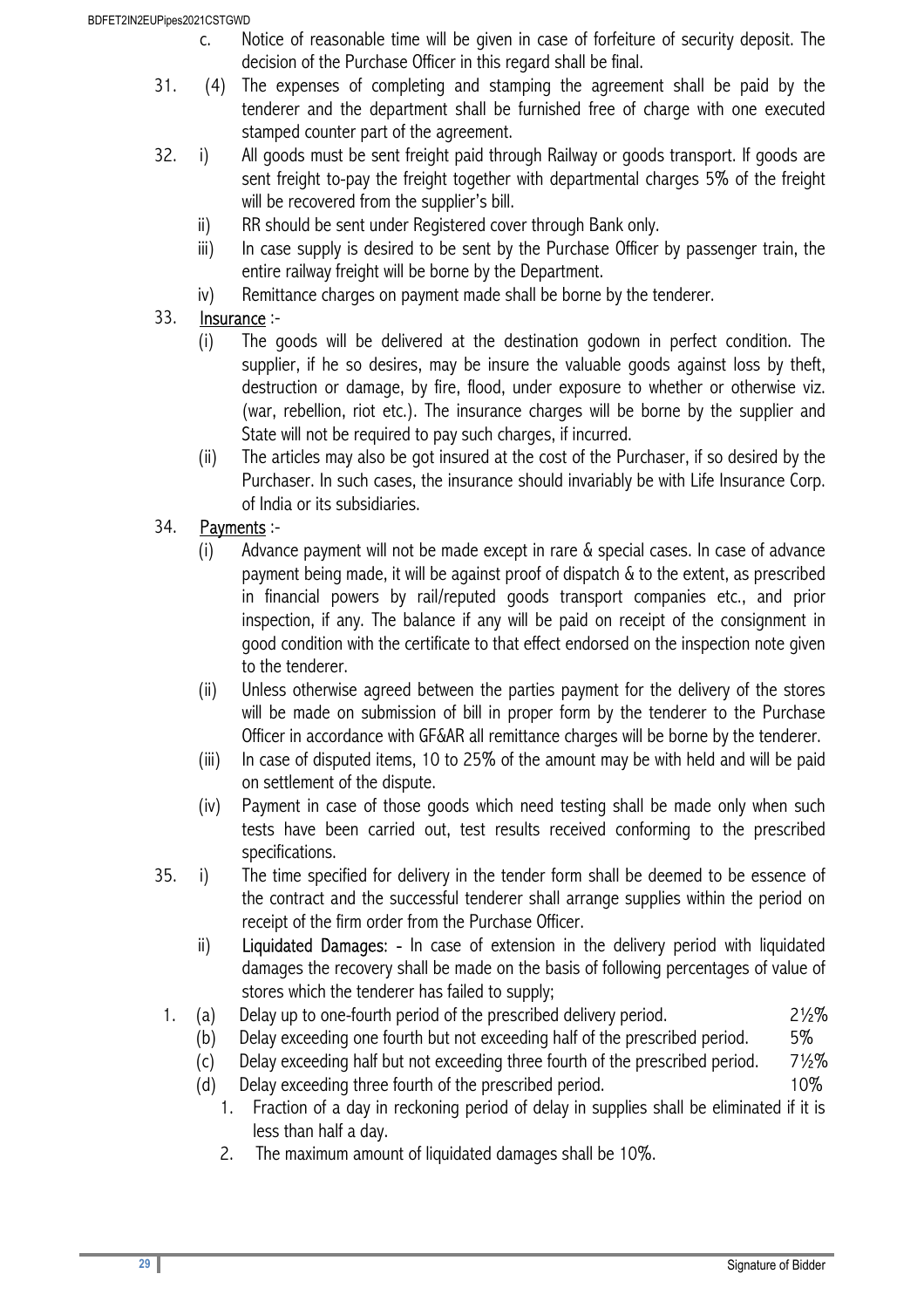c. Notice of reasonable time will be given in case of forfeiture of security deposit. The decision of the Purchase Officer in this regard shall be final.

31. (4) The expenses of completing and stamping the agreement shall be paid by the tenderer and the department shall be furnished free of charge with one executed stamped counter part of the agreement.

32. i) All goods must be sent freight paid through Railway or goods transport. If goods are sent freight to-pay the freight together with departmental charges 5% of the freight will be recovered from the supplier's bill.

   ii) RR should be sent under Registered cover through Bank only.

   iii) In case supply is desired to be sent by the Purchase Officer by passenger train, the entire railway freight will be borne by the Department.

   iv) Remittance charges on payment made shall be borne by the tenderer.

33. Insurance :-

   (i) The goods will be delivered at the destination godown in perfect condition. The supplier, if he so desires, may be insure the valuable goods against loss by theft, destruction or damage, by fire, flood, under exposure to whether or otherwise viz. (war, rebellion, riot etc.). The insurance charges will be borne by the supplier and State will not be required to pay such charges, if incurred.

   (ii) The articles may also be got insured at the cost of the Purchaser, if so desired by the Purchaser. In such cases, the insurance should invariably be with Life Insurance Corp. of India or its subsidiaries.

34. Payments :-

   (i) Advance payment will not be made except in rare & special cases. In case of advance payment being made, it will be against proof of dispatch & to the extent, as prescribed in financial powers by rail/reputed goods transport companies etc., and prior inspection, if any. The balance if any will be paid on receipt of the consignment in good condition with the certificate to that effect endorsed on the inspection note given to the tenderer.

   (ii) Unless otherwise agreed between the parties payment for the delivery of the stores will be made on submission of bill in proper form by the tenderer to the Purchase Officer in accordance with GF&AR all remittance charges will be borne by the tenderer.

   (iii) In case of disputed items, 10 to 25% of the amount may be with held and will be paid on settlement of the dispute.

   (iv) Payment in case of those goods which need testing shall be made only when such tests have been carried out, test results received conforming to the prescribed specifications.

35. i) The time specified for delivery in the tender form shall be deemed to be essence of the contract and the successful tenderer shall arrange supplies within the period on receipt of the firm order from the Purchase Officer.

   ii) **Liquidated Damages**: - In case of extension in the delivery period with liquidated damages the recovery shall be made on the basis of following percentages of value of stores which the tenderer has failed to supply;

1. (a) Delay up to one-fourth period of the prescribed delivery period. 2½%
   (b) Delay exceeding one fourth but not exceeding half of the prescribed period. 5%
   (c) Delay exceeding half but not exceeding three fourth of the prescribed period. 7½%
   (d) Delay exceeding three fourth of the prescribed period. 10%
      1. Fraction of a day in reckoning period of delay in supplies shall be eliminated if it is less than half a day.
      2. The maximum amount of liquidated damages shall be 10%.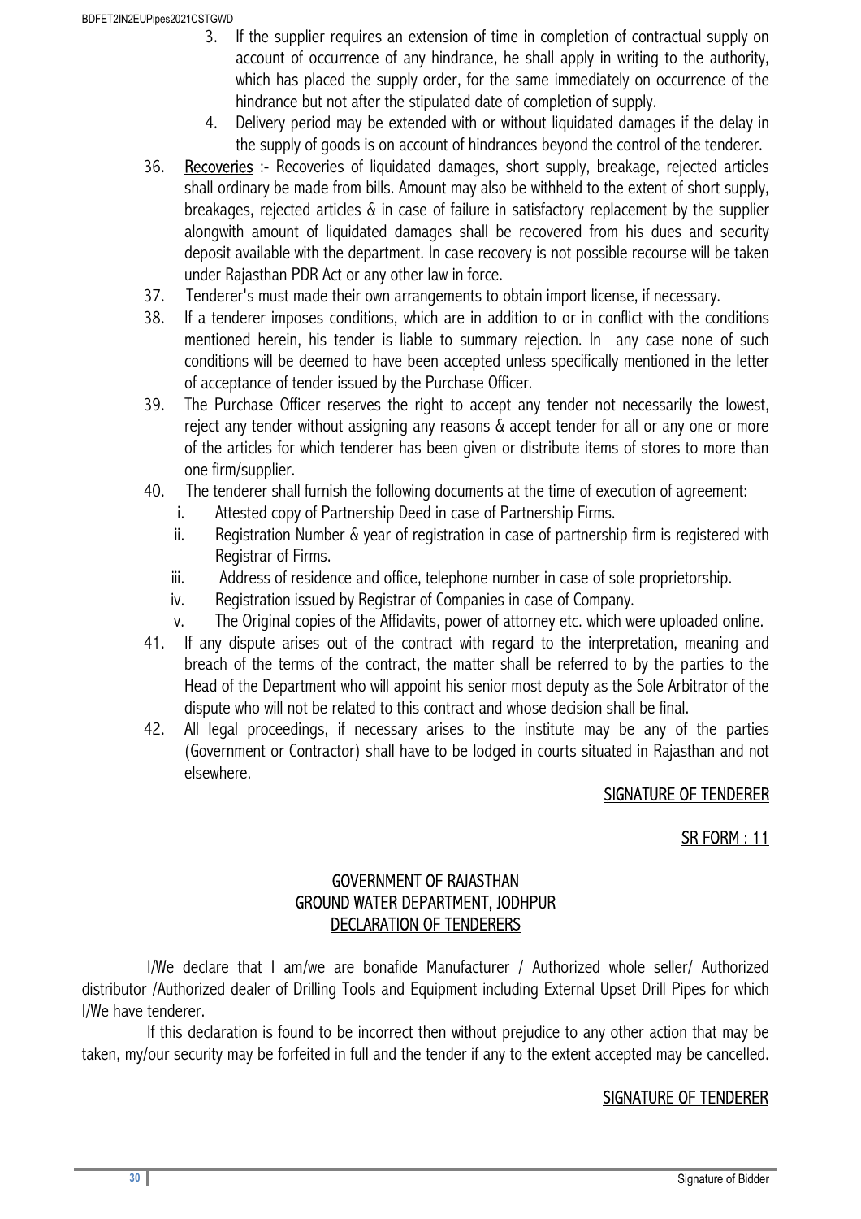3. If the supplier requires an extension of time in completion of contractual supply on account of occurrence of any hindrance, he shall apply in writing to the authority, which has placed the supply order, for the same immediately on occurrence of the hindrance but not after the stipulated date of completion of supply.
4. Delivery period may be extended with or without liquidated damages if the delay in the supply of goods is on account of hindrances beyond the control of the tenderer.

36. Recoveries :- Recoveries of liquidated damages, short supply, breakage, rejected articles shall ordinary be made from bills. Amount may also be withheld to the extent of short supply, breakages, rejected articles & in case of failure in satisfactory replacement by the supplier alongwith amount of liquidated damages shall be recovered from his dues and security deposit available with the department. In case recovery is not possible recourse will be taken under Rajasthan PDR Act or any other law in force.
37. Tenderer's must made their own arrangements to obtain import license, if necessary.
38. If a tenderer imposes conditions, which are in addition to or in conflict with the conditions mentioned herein, his tender is liable to summary rejection. In any case none of such conditions will be deemed to have been accepted unless specifically mentioned in the letter of acceptance of tender issued by the Purchase Officer.
39. The Purchase Officer reserves the right to accept any tender not necessarily the lowest, reject any tender without assigning any reasons & accept tender for all or any one or more of the articles for which tenderer has been given or distribute items of stores to more than one firm/supplier.
40. The tenderer shall furnish the following documents at the time of execution of agreement:
    i. Attested copy of Partnership Deed in case of Partnership Firms.
    ii. Registration Number & year of registration in case of partnership firm is registered with Registrar of Firms.
    iii. Address of residence and office, telephone number in case of sole proprietorship.
    iv. Registration issued by Registrar of Companies in case of Company.
    v. The Original copies of the Affidavits, power of attorney etc. which were uploaded online.
41. If any dispute arises out of the contract with regard to the interpretation, meaning and breach of the terms of the contract, the matter shall be referred to by the parties to the Head of the Department who will appoint his senior most deputy as the Sole Arbitrator of the dispute who will not be related to this contract and whose decision shall be final.
42. All legal proceedings, if necessary arises to the institute may be any of the parties (Government or Contractor) shall have to be lodged in courts situated in Rajasthan and not elsewhere.

SIGNATURE OF TENDERER

SR FORM : 11

## GOVERNMENT OF RAJASTHAN
## GROUND WATER DEPARTMENT, JODHPUR
## DECLARATION OF TENDERERS

I/We declare that I am/we are bonafide Manufacturer / Authorized whole seller/ Authorized distributor /Authorized dealer of Drilling Tools and Equipment including External Upset Drill Pipes for which I/We have tenderer.

If this declaration is found to be incorrect then without prejudice to any other action that may be taken, my/our security may be forfeited in full and the tender if any to the extent accepted may be cancelled.

SIGNATURE OF TENDERER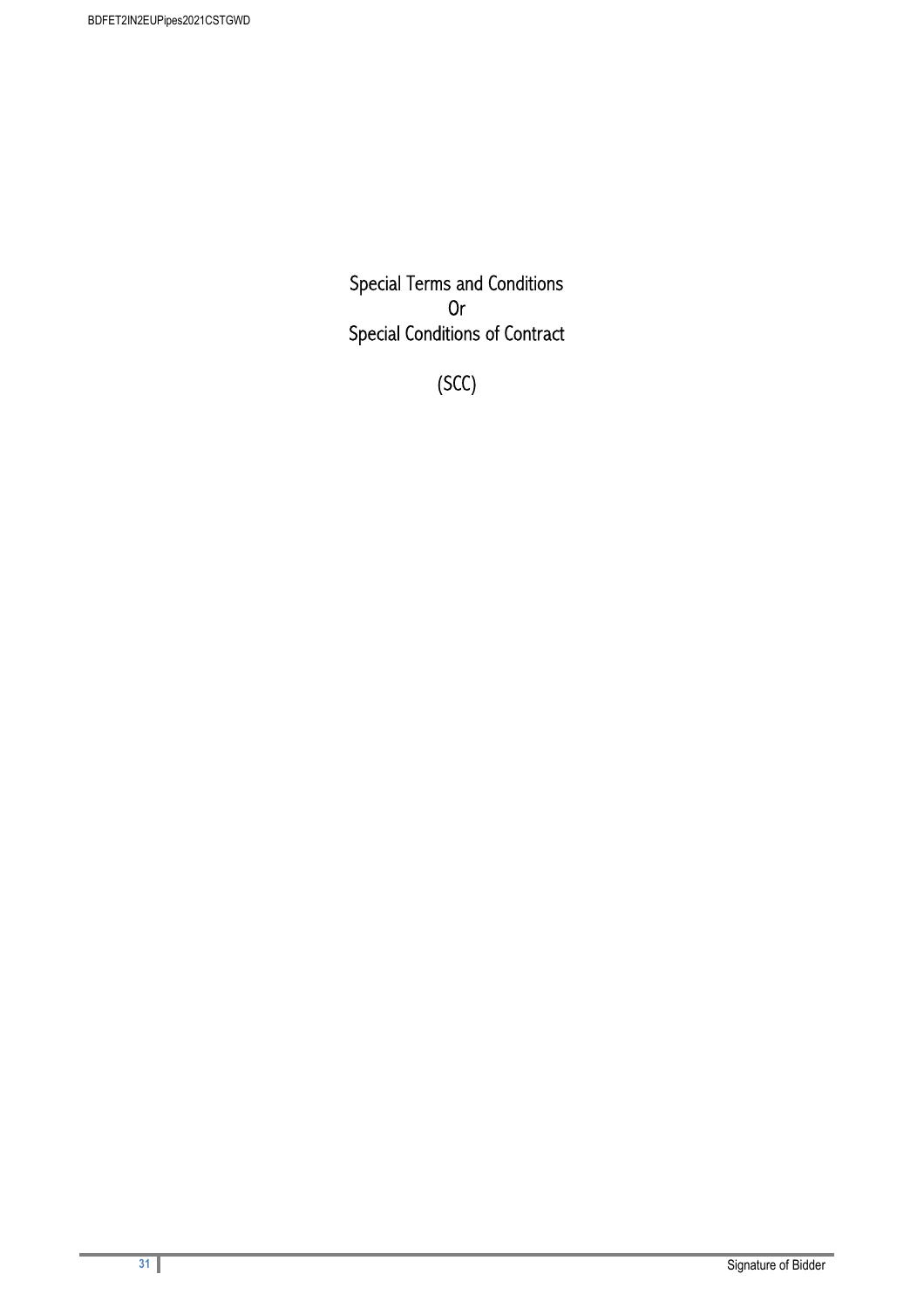# Special Terms and Conditions
# Or
# Special Conditions of Contract

# (SCC)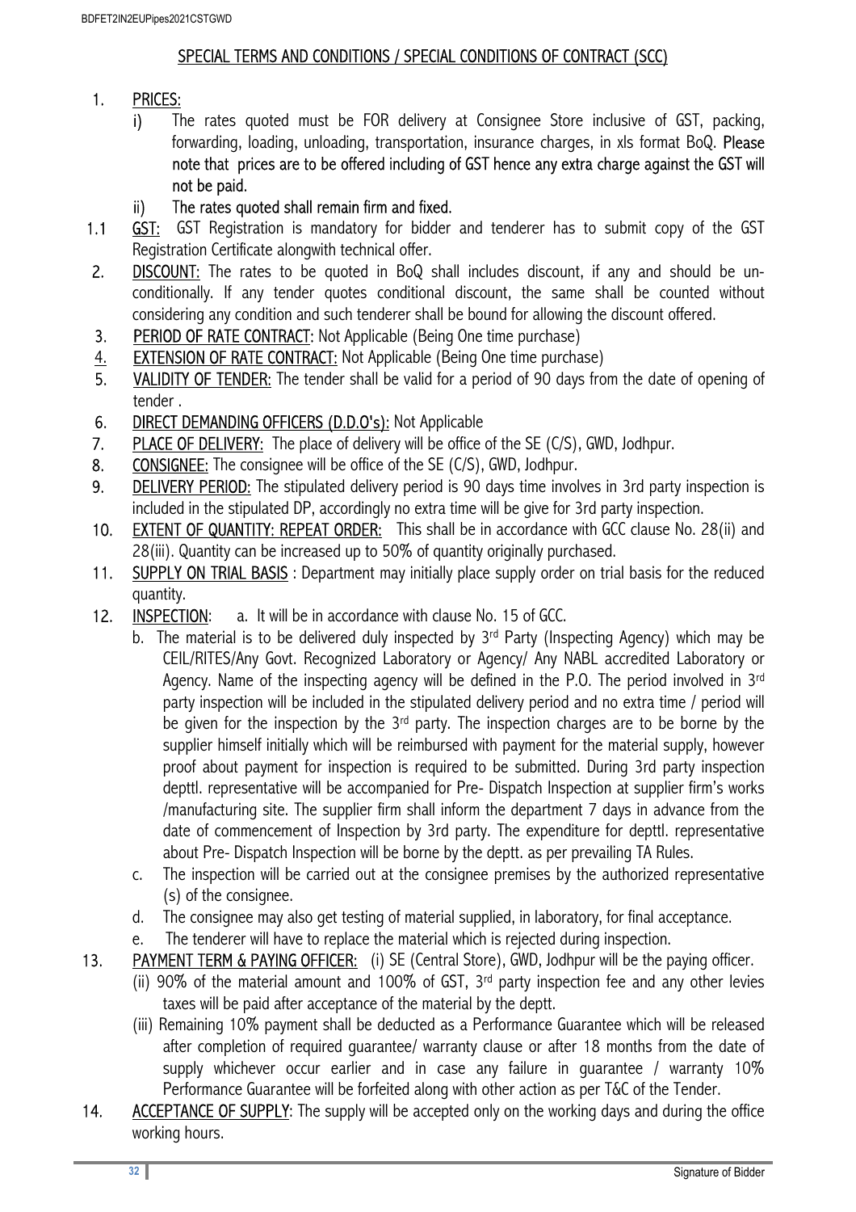## SPECIAL TERMS AND CONDITIONS / SPECIAL CONDITIONS OF CONTRACT (SCC)

1. PRICES:
   i) The rates quoted must be FOR delivery at Consignee Store inclusive of GST, packing, forwarding, loading, unloading, transportation, insurance charges, in xls format BoQ. **Please note that prices are to be offered including of GST hence any extra charge against the GST will not be paid.**
   ii) The rates quoted shall remain firm and fixed.

1.1 GST: GST Registration is mandatory for bidder and tenderer has to submit copy of the GST Registration Certificate alongwith technical offer.

2. DISCOUNT: The rates to be quoted in BoQ shall includes discount, if any and should be un-conditionally. If any tender quotes conditional discount, the same shall be counted without considering any condition and such tenderer shall be bound for allowing the discount offered.
3. PERIOD OF RATE CONTRACT: Not Applicable (Being One time purchase)
4. EXTENSION OF RATE CONTRACT: Not Applicable (Being One time purchase)
5. VALIDITY OF TENDER: The tender shall be valid for a period of 90 days from the date of opening of tender .
6. DIRECT DEMANDING OFFICERS (D.D.O's): Not Applicable
7. PLACE OF DELIVERY: The place of delivery will be office of the SE (C/S), GWD, Jodhpur.
8. CONSIGNEE: The consignee will be office of the SE (C/S), GWD, Jodhpur.
9. DELIVERY PERIOD: The stipulated delivery period is 90 days time involves in 3rd party inspection is included in the stipulated DP, accordingly no extra time will be give for 3rd party inspection.
10. EXTENT OF QUANTITY: REPEAT ORDER: This shall be in accordance with GCC clause No. 28(ii) and 28(iii). Quantity can be increased up to 50% of quantity originally purchased.
11. SUPPLY ON TRIAL BASIS : Department may initially place supply order on trial basis for the reduced quantity.
12. INSPECTION: a. It will be in accordance with clause No. 15 of GCC.
    b. The material is to be delivered duly inspected by 3rd Party (Inspecting Agency) which may be CEIL/RITES/Any Govt. Recognized Laboratory or Agency/ Any NABL accredited Laboratory or Agency. Name of the inspecting agency will be defined in the P.O. The period involved in 3rd party inspection will be included in the stipulated delivery period and no extra time / period will be given for the inspection by the 3rd party. The inspection charges are to be borne by the supplier himself initially which will be reimbursed with payment for the material supply, however proof about payment for inspection is required to be submitted. During 3rd party inspection depttl. representative will be accompanied for Pre- Dispatch Inspection at supplier firm's works /manufacturing site. The supplier firm shall inform the department 7 days in advance from the date of commencement of Inspection by 3rd party. The expenditure for depttl. representative about Pre- Dispatch Inspection will be borne by the deptt. as per prevailing TA Rules.
    c. The inspection will be carried out at the consignee premises by the authorized representative (s) of the consignee.
    d. The consignee may also get testing of material supplied, in laboratory, for final acceptance.
    e. The tenderer will have to replace the material which is rejected during inspection.
13. PAYMENT TERM & PAYING OFFICER: (i) SE (Central Store), GWD, Jodhpur will be the paying officer.
    (ii) 90% of the material amount and 100% of GST, 3rd party inspection fee and any other levies taxes will be paid after acceptance of the material by the deptt.
    (iii) Remaining 10% payment shall be deducted as a Performance Guarantee which will be released after completion of required guarantee/ warranty clause or after 18 months from the date of supply whichever occur earlier and in case any failure in guarantee / warranty 10% Performance Guarantee will be forfeited along with other action as per T&C of the Tender.
14. ACCEPTANCE OF SUPPLY: The supply will be accepted only on the working days and during the office working hours.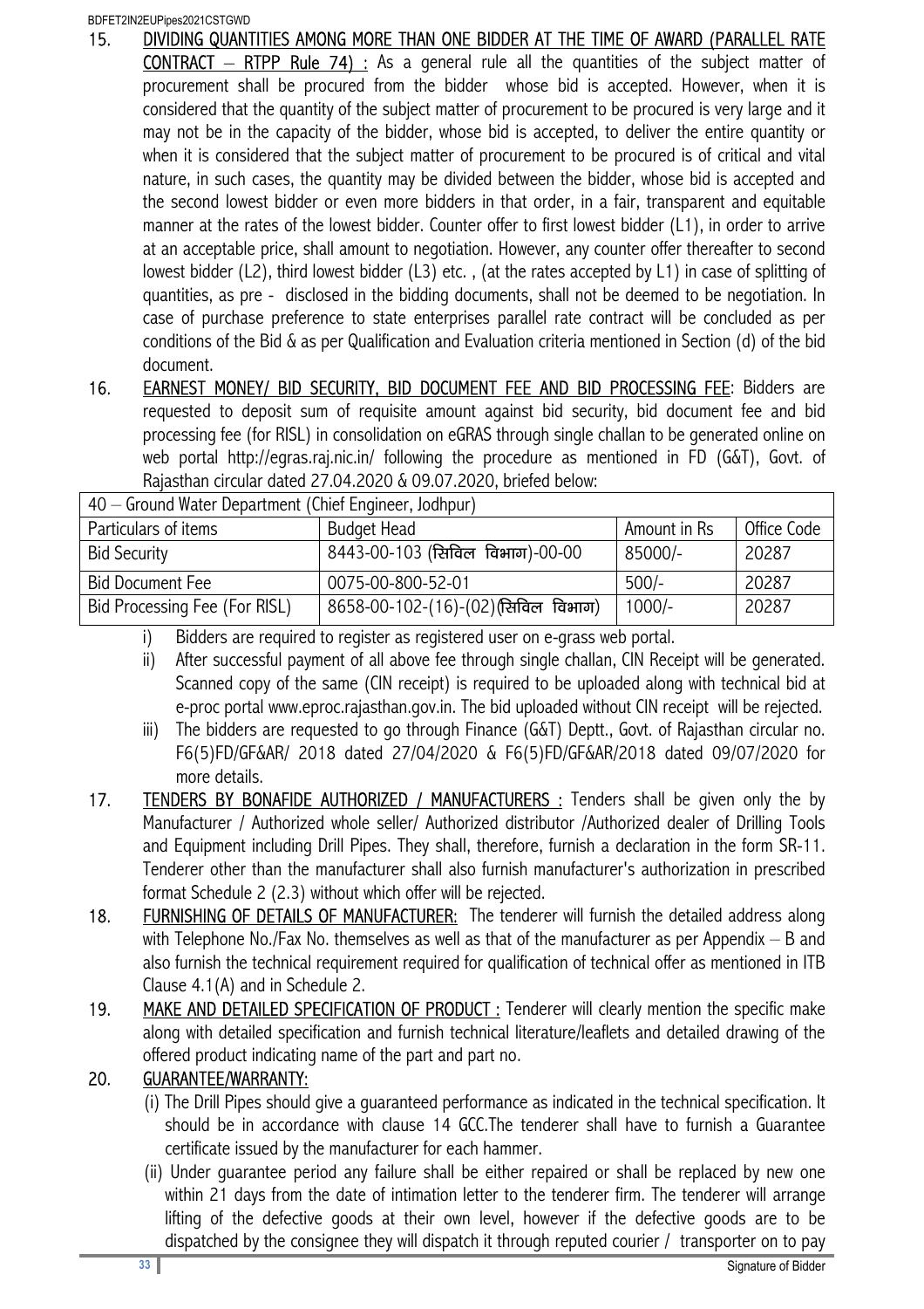15. <u>DIVIDING QUANTITIES AMONG MORE THAN ONE BIDDER AT THE TIME OF AWARD (PARALLEL RATE CONTRACT – RTPP Rule 74) :</u> As a general rule all the quantities of the subject matter of procurement shall be procured from the bidder whose bid is accepted. However, when it is considered that the quantity of the subject matter of procurement to be procured is very large and it may not be in the capacity of the bidder, whose bid is accepted, to deliver the entire quantity or when it is considered that the subject matter of procurement to be procured is of critical and vital nature, in such cases, the quantity may be divided between the bidder, whose bid is accepted and the second lowest bidder or even more bidders in that order, in a fair, transparent and equitable manner at the rates of the lowest bidder. Counter offer to first lowest bidder (L1), in order to arrive at an acceptable price, shall amount to negotiation. However, any counter offer thereafter to second lowest bidder (L2), third lowest bidder (L3) etc. , (at the rates accepted by L1) in case of splitting of quantities, as pre - disclosed in the bidding documents, shall not be deemed to be negotiation. In case of purchase preference to state enterprises parallel rate contract will be concluded as per conditions of the Bid & as per Qualification and Evaluation criteria mentioned in Section (d) of the bid document.

16. <u>EARNEST MONEY/ BID SECURITY, BID DOCUMENT FEE AND BID PROCESSING FEE</u>: Bidders are requested to deposit sum of requisite amount against bid security, bid document fee and bid processing fee (for RISL) in consolidation on eGRAS through single challan to be generated online on web portal http://egras.raj.nic.in/ following the procedure as mentioned in FD (G&T), Govt. of Rajasthan circular dated 27.04.2020 & 09.07.2020, briefed below:

| 40 – Ground Water Department (Chief Engineer, Jodhpur) | | | |
|---|---|---|---|
| Particulars of items | Budget Head | Amount in Rs | Office Code |
| Bid Security | 8443-00-103 (सिविल विभाग)-00-00 | 85000/- | 20287 |
| Bid Document Fee | 0075-00-800-52-01 | 500/- | 20287 |
| Bid Processing Fee (For RISL) | 8658-00-102-(16)-(02)(सिविल विभाग) | 1000/- | 20287 |

i) Bidders are required to register as registered user on e-grass web portal.
ii) After successful payment of all above fee through single challan, CIN Receipt will be generated. Scanned copy of the same (CIN receipt) is required to be uploaded along with technical bid at e-proc portal www.eproc.rajasthan.gov.in. The bid uploaded without CIN receipt will be rejected.
iii) The bidders are requested to go through Finance (G&T) Deptt., Govt. of Rajasthan circular no. F6(5)FD/GF&AR/ 2018 dated 27/04/2020 & F6(5)FD/GF&AR/2018 dated 09/07/2020 for more details.

17. <u>TENDERS BY BONAFIDE AUTHORIZED / MANUFACTURERS :</u> Tenders shall be given only the by Manufacturer / Authorized whole seller/ Authorized distributor /Authorized dealer of Drilling Tools and Equipment including Drill Pipes. They shall, therefore, furnish a declaration in the form SR-11. Tenderer other than the manufacturer shall also furnish manufacturer's authorization in prescribed format Schedule 2 (2.3) without which offer will be rejected.

18. <u>FURNISHING OF DETAILS OF MANUFACTURER:</u> The tenderer will furnish the detailed address along with Telephone No./Fax No. themselves as well as that of the manufacturer as per Appendix – B and also furnish the technical requirement required for qualification of technical offer as mentioned in ITB Clause 4.1(A) and in Schedule 2.

19. <u>MAKE AND DETAILED SPECIFICATION OF PRODUCT :</u> Tenderer will clearly mention the specific make along with detailed specification and furnish technical literature/leaflets and detailed drawing of the offered product indicating name of the part and part no.

20. <u>GUARANTEE/WARRANTY:</u>
(i) The Drill Pipes should give a guaranteed performance as indicated in the technical specification. It should be in accordance with clause 14 GCC.The tenderer shall have to furnish a Guarantee certificate issued by the manufacturer for each hammer.
(ii) Under guarantee period any failure shall be either repaired or shall be replaced by new one within 21 days from the date of intimation letter to the tenderer firm. The tenderer will arrange lifting of the defective goods at their own level, however if the defective goods are to be dispatched by the consignee they will dispatch it through reputed courier / transporter on to pay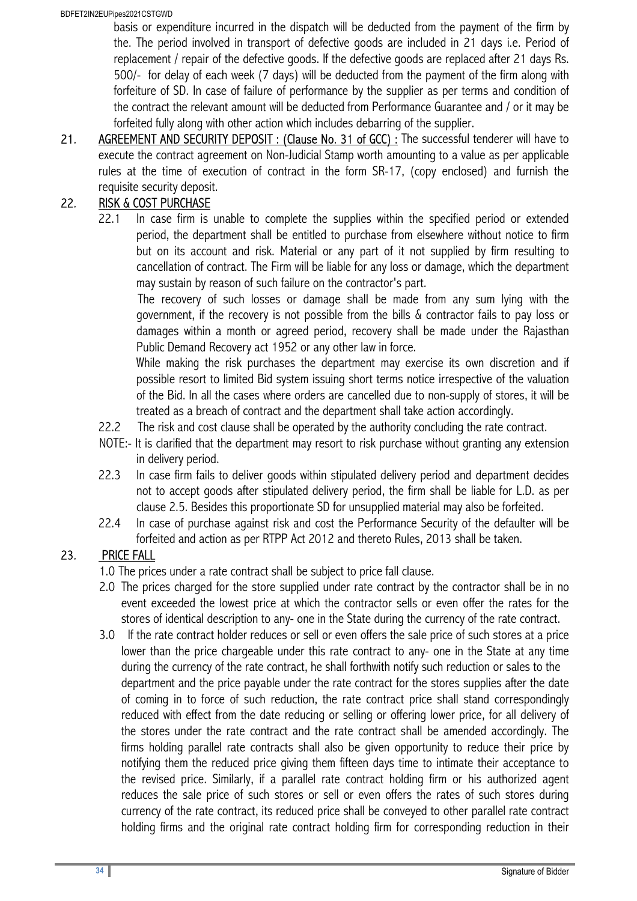basis or expenditure incurred in the dispatch will be deducted from the payment of the firm by the. The period involved in transport of defective goods are included in 21 days i.e. Period of replacement / repair of the defective goods. If the defective goods are replaced after 21 days Rs. 500/- for delay of each week (7 days) will be deducted from the payment of the firm along with forfeiture of SD. In case of failure of performance by the supplier as per terms and condition of the contract the relevant amount will be deducted from Performance Guarantee and / or it may be forfeited fully along with other action which includes debarring of the supplier.

21. AGREEMENT AND SECURITY DEPOSIT : (Clause No. 31 of GCC) : The successful tenderer will have to execute the contract agreement on Non-Judicial Stamp worth amounting to a value as per applicable rules at the time of execution of contract in the form SR-17, (copy enclosed) and furnish the requisite security deposit.

22. RISK & COST PURCHASE

22.1 In case firm is unable to complete the supplies within the specified period or extended period, the department shall be entitled to purchase from elsewhere without notice to firm but on its account and risk. Material or any part of it not supplied by firm resulting to cancellation of contract. The Firm will be liable for any loss or damage, which the department may sustain by reason of such failure on the contractor's part.

The recovery of such losses or damage shall be made from any sum lying with the government, if the recovery is not possible from the bills & contractor fails to pay loss or damages within a month or agreed period, recovery shall be made under the Rajasthan Public Demand Recovery act 1952 or any other law in force.

While making the risk purchases the department may exercise its own discretion and if possible resort to limited Bid system issuing short terms notice irrespective of the valuation of the Bid. In all the cases where orders are cancelled due to non-supply of stores, it will be treated as a breach of contract and the department shall take action accordingly.

22.2 The risk and cost clause shall be operated by the authority concluding the rate contract.

NOTE:- It is clarified that the department may resort to risk purchase without granting any extension in delivery period.

22.3 In case firm fails to deliver goods within stipulated delivery period and department decides not to accept goods after stipulated delivery period, the firm shall be liable for L.D. as per clause 2.5. Besides this proportionate SD for unsupplied material may also be forfeited.

22.4 In case of purchase against risk and cost the Performance Security of the defaulter will be forfeited and action as per RTPP Act 2012 and thereto Rules, 2013 shall be taken.

23. PRICE FALL

1.0 The prices under a rate contract shall be subject to price fall clause.

2.0 The prices charged for the store supplied under rate contract by the contractor shall be in no event exceeded the lowest price at which the contractor sells or even offer the rates for the stores of identical description to any- one in the State during the currency of the rate contract.

3.0 If the rate contract holder reduces or sell or even offers the sale price of such stores at a price lower than the price chargeable under this rate contract to any- one in the State at any time during the currency of the rate contract, he shall forthwith notify such reduction or sales to the department and the price payable under the rate contract for the stores supplies after the date of coming in to force of such reduction, the rate contract price shall stand correspondingly reduced with effect from the date reducing or selling or offering lower price, for all delivery of the stores under the rate contract and the rate contract shall be amended accordingly. The firms holding parallel rate contracts shall also be given opportunity to reduce their price by notifying them the reduced price giving them fifteen days time to intimate their acceptance to the revised price. Similarly, if a parallel rate contract holding firm or his authorized agent reduces the sale price of such stores or sell or even offers the rates of such stores during currency of the rate contract, its reduced price shall be conveyed to other parallel rate contract holding firms and the original rate contract holding firm for corresponding reduction in their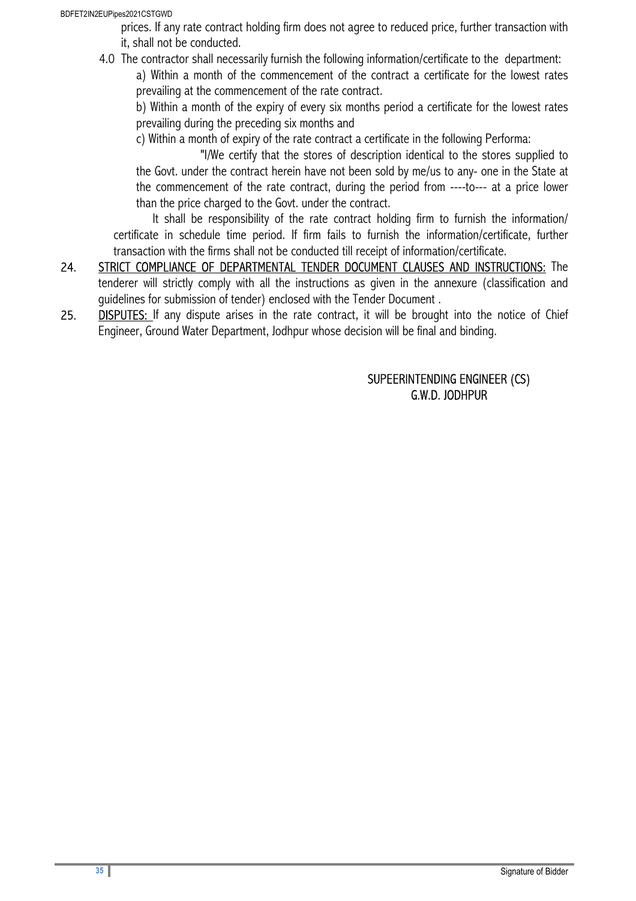prices. If any rate contract holding firm does not agree to reduced price, further transaction with it, shall not be conducted.

4.0 The contractor shall necessarily furnish the following information/certificate to the department:

a) Within a month of the commencement of the contract a certificate for the lowest rates prevailing at the commencement of the rate contract.

b) Within a month of the expiry of every six months period a certificate for the lowest rates prevailing during the preceding six months and

c) Within a month of expiry of the rate contract a certificate in the following Performa:

"I/We certify that the stores of description identical to the stores supplied to the Govt. under the contract herein have not been sold by me/us to any- one in the State at the commencement of the rate contract, during the period from ----to--- at a price lower than the price charged to the Govt. under the contract.

It shall be responsibility of the rate contract holding firm to furnish the information/ certificate in schedule time period. If firm fails to furnish the information/certificate, further transaction with the firms shall not be conducted till receipt of information/certificate.

24. <u>STRICT COMPLIANCE OF DEPARTMENTAL TENDER DOCUMENT CLAUSES AND INSTRUCTIONS:</u> The tenderer will strictly comply with all the instructions as given in the annexure (classification and guidelines for submission of tender) enclosed with the Tender Document .

25. <u>DISPUTES:</u> If any dispute arises in the rate contract, it will be brought into the notice of Chief Engineer, Ground Water Department, Jodhpur whose decision will be final and binding.

SUPEERINTENDING ENGINEER (CS)
G.W.D. JODHPUR

Signature of Bidder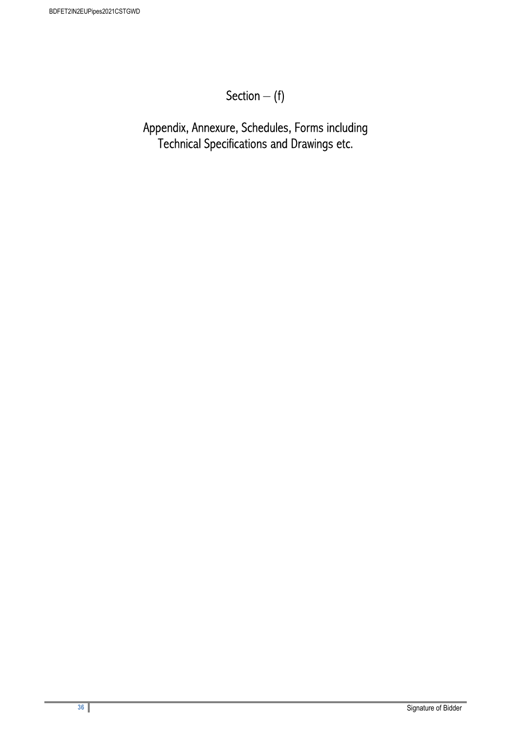# Section – (f)

## Appendix, Annexure, Schedules, Forms including Technical Specifications and Drawings etc.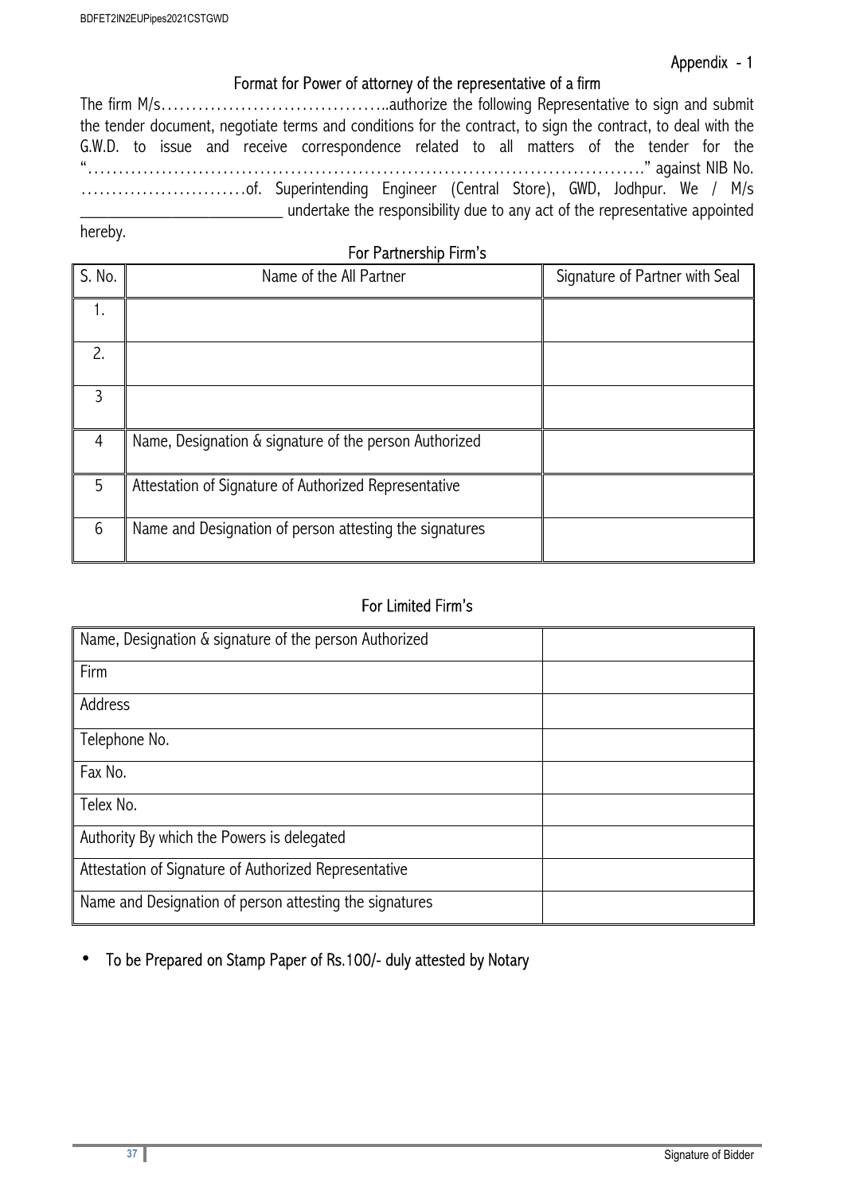Appendix - 1

## Format for Power of attorney of the representative of a firm

The firm M/s…………………………………..authorize the following Representative to sign and submit the tender document, negotiate terms and conditions for the contract, to sign the contract, to deal with the G.W.D. to issue and receive correspondence related to all matters of the tender for the "……………………………………………………………………………………." against NIB No. ………………………of. Superintending Engineer (Central Store), GWD, Jodhpur. We / M/s \_\_\_\_\_\_\_\_\_\_\_\_\_\_\_\_\_\_\_\_\_\_\_\_\_\_ undertake the responsibility due to any act of the representative appointed hereby.

### For Partnership Firm's

| S. No. | Name of the All Partner | Signature of Partner with Seal |
|---|---|---|
| 1. | | |
| 2. | | |
| 3 | | |
| 4 | Name, Designation & signature of the person Authorized | |
| 5 | Attestation of Signature of Authorized Representative | |
| 6 | Name and Designation of person attesting the signatures | |

### For Limited Firm's

| | |
|---|---|
| Name, Designation & signature of the person Authorized | |
| Firm | |
| Address | |
| Telephone No. | |
| Fax No. | |
| Telex No. | |
| Authority By which the Powers is delegated | |
| Attestation of Signature of Authorized Representative | |
| Name and Designation of person attesting the signatures | |

- To be Prepared on Stamp Paper of Rs.100/- duly attested by Notary

Signature of Bidder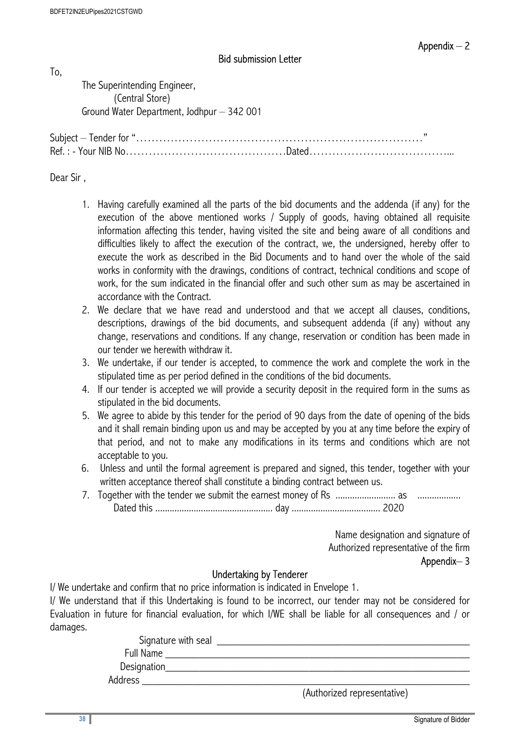Appendix – 2

## Bid submission Letter

To,

The Superintending Engineer,
(Central Store)
Ground Water Department, Jodhpur – 342 001

Subject – Tender for "………………………………………………………………………"
Ref. : - Your NIB No……………………………………Dated………………………………...

Dear Sir ,

1. Having carefully examined all the parts of the bid documents and the addenda (if any) for the execution of the above mentioned works / Supply of goods, having obtained all requisite information affecting this tender, having visited the site and being aware of all conditions and difficulties likely to affect the execution of the contract, we, the undersigned, hereby offer to execute the work as described in the Bid Documents and to hand over the whole of the said works in conformity with the drawings, conditions of contract, technical conditions and scope of work, for the sum indicated in the financial offer and such other sum as may be ascertained in accordance with the Contract.
2. We declare that we have read and understood and that we accept all clauses, conditions, descriptions, drawings of the bid documents, and subsequent addenda (if any) without any change, reservations and conditions. If any change, reservation or condition has been made in our tender we herewith withdraw it.
3. We undertake, if our tender is accepted, to commence the work and complete the work in the stipulated time as per period defined in the conditions of the bid documents.
4. If our tender is accepted we will provide a security deposit in the required form in the sums as stipulated in the bid documents.
5. We agree to abide by this tender for the period of 90 days from the date of opening of the bids and it shall remain binding upon us and may be accepted by you at any time before the expiry of that period, and not to make any modifications in its terms and conditions which are not acceptable to you.
6. Unless and until the formal agreement is prepared and signed, this tender, together with your written acceptance thereof shall constitute a binding contract between us.
7. Together with the tender we submit the earnest money of Rs ……………………. as ……………… Dated this ………………………………………… day ……………………………… 2020

Name designation and signature of
Authorized representative of the firm

Appendix– 3

## Undertaking by Tenderer

I/ We undertake and confirm that no price information is indicated in Envelope 1.

I/ We understand that if this Undertaking is found to be incorrect, our tender may not be considered for Evaluation in future for financial evaluation, for which I/WE shall be liable for all consequences and / or damages.

Signature with seal ___________________________________________

Full Name ___________________________________________________

Designation__________________________________________________

Address _____________________________________________________

(Authorized representative)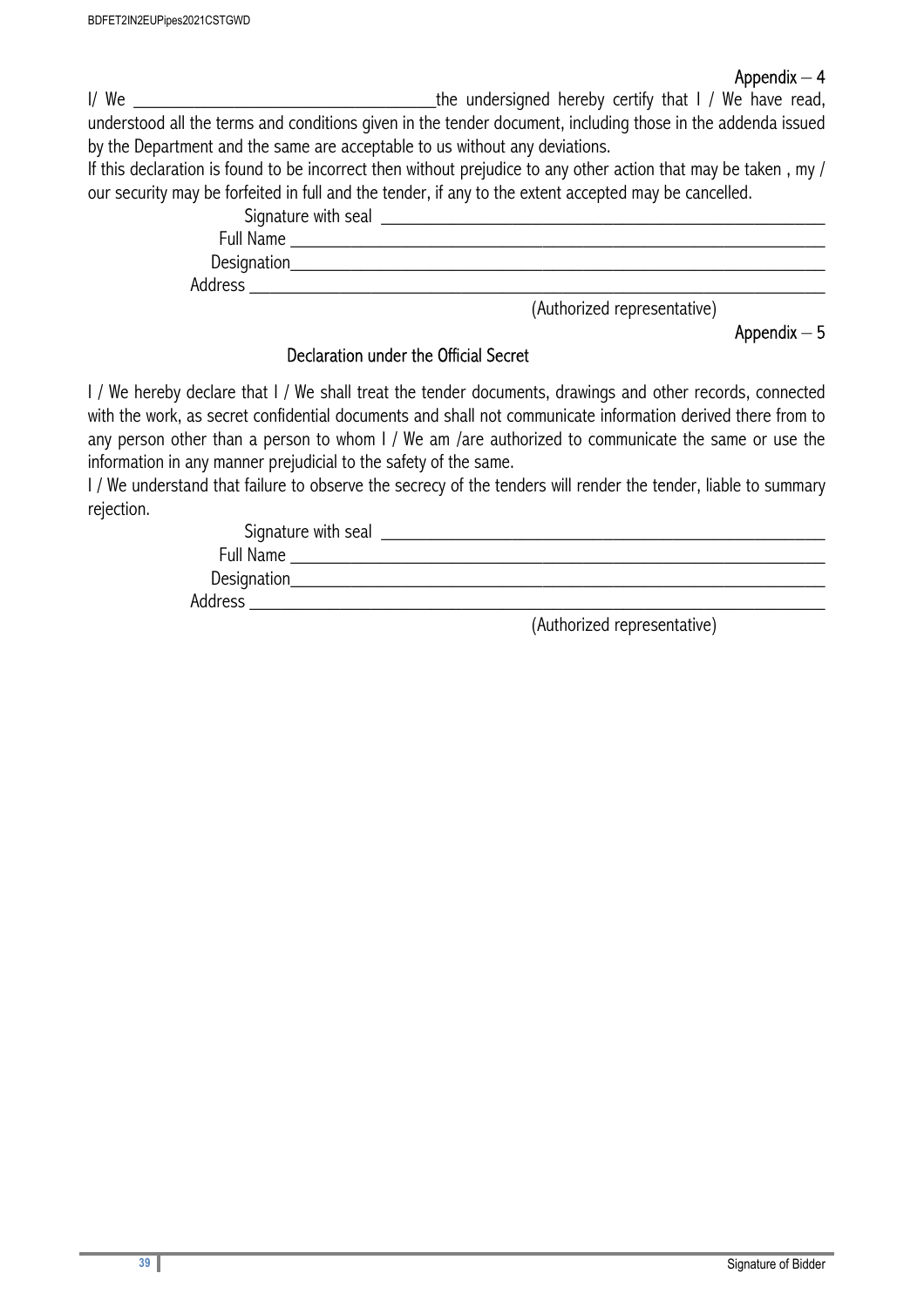Appendix – 4

I/ We ___________________________________the undersigned hereby certify that I / We have read, understood all the terms and conditions given in the tender document, including those in the addenda issued by the Department and the same are acceptable to us without any deviations.

If this declaration is found to be incorrect then without prejudice to any other action that may be taken , my / our security may be forfeited in full and the tender, if any to the extent accepted may be cancelled.

Signature with seal ___________________________________________________

Full Name ___________________________________________________________

Designation__________________________________________________________

Address _____________________________________________________________

(Authorized representative)

Appendix – 5

## Declaration under the Official Secret

I / We hereby declare that I / We shall treat the tender documents, drawings and other records, connected with the work, as secret confidential documents and shall not communicate information derived there from to any person other than a person to whom I / We am /are authorized to communicate the same or use the information in any manner prejudicial to the safety of the same.

I / We understand that failure to observe the secrecy of the tenders will render the tender, liable to summary rejection.

Signature with seal ___________________________________________________

Full Name ___________________________________________________________

Designation__________________________________________________________

Address _____________________________________________________________

(Authorized representative)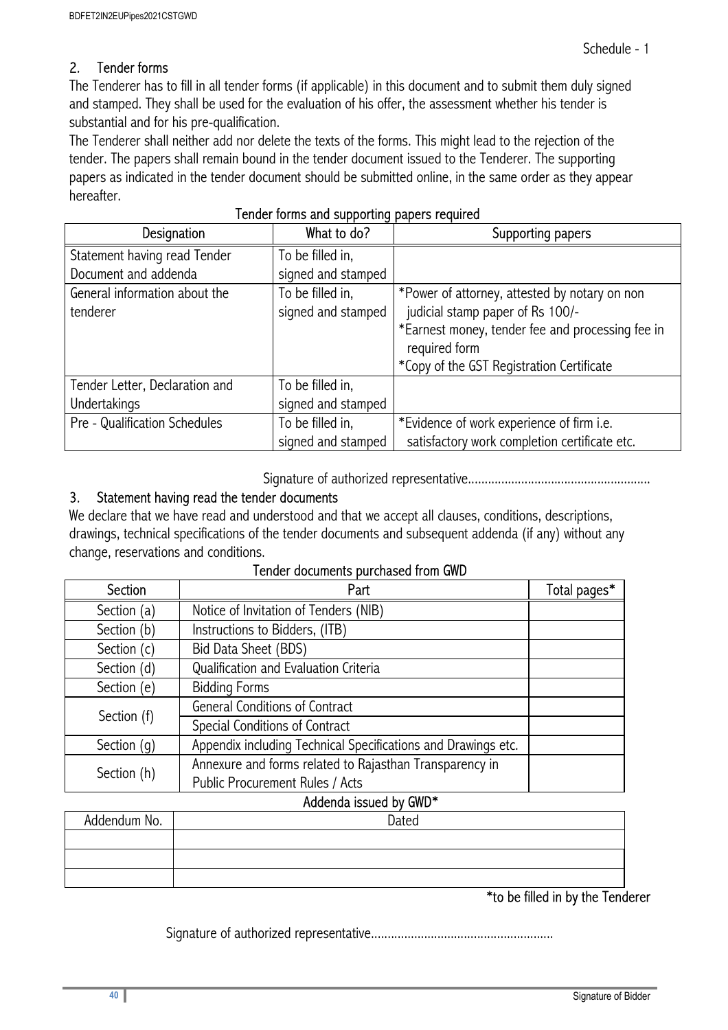Schedule - 1

## 2. Tender forms

The Tenderer has to fill in all tender forms (if applicable) in this document and to submit them duly signed and stamped. They shall be used for the evaluation of his offer, the assessment whether his tender is substantial and for his pre-qualification.

The Tenderer shall neither add nor delete the texts of the forms. This might lead to the rejection of the tender. The papers shall remain bound in the tender document issued to the Tenderer. The supporting papers as indicated in the tender document should be submitted online, in the same order as they appear hereafter.

**Tender forms and supporting papers required**

| Designation | What to do? | Supporting papers |
|---|---|---|
| Statement having read Tender Document and addenda | To be filled in, signed and stamped | |
| General information about the tenderer | To be filled in, signed and stamped | *Power of attorney, attested by notary on non judicial stamp paper of Rs 100/-<br>*Earnest money, tender fee and processing fee in required form<br>*Copy of the GST Registration Certificate |
| Tender Letter, Declaration and Undertakings | To be filled in, signed and stamped | |
| Pre - Qualification Schedules | To be filled in, signed and stamped | *Evidence of work experience of firm i.e. satisfactory work completion certificate etc. |

Signature of authorized representative......................................................

## 3. Statement having read the tender documents

We declare that we have read and understood and that we accept all clauses, conditions, descriptions, drawings, technical specifications of the tender documents and subsequent addenda (if any) without any change, reservations and conditions.

**Tender documents purchased from GWD**

| Section | Part | Total pages* |
|---|---|---|
| Section (a) | Notice of Invitation of Tenders (NIB) | |
| Section (b) | Instructions to Bidders, (ITB) | |
| Section (c) | Bid Data Sheet (BDS) | |
| Section (d) | Qualification and Evaluation Criteria | |
| Section (e) | Bidding Forms | |
| Section (f) | General Conditions of Contract | |
| | Special Conditions of Contract | |
| Section (g) | Appendix including Technical Specifications and Drawings etc. | |
| Section (h) | Annexure and forms related to Rajasthan Transparency in Public Procurement Rules / Acts | |

**Addenda issued by GWD***

| Addendum No. | Dated |
|---|---|
| | |
| | |
| | |

*to be filled in by the Tenderer

Signature of authorized representative......................................................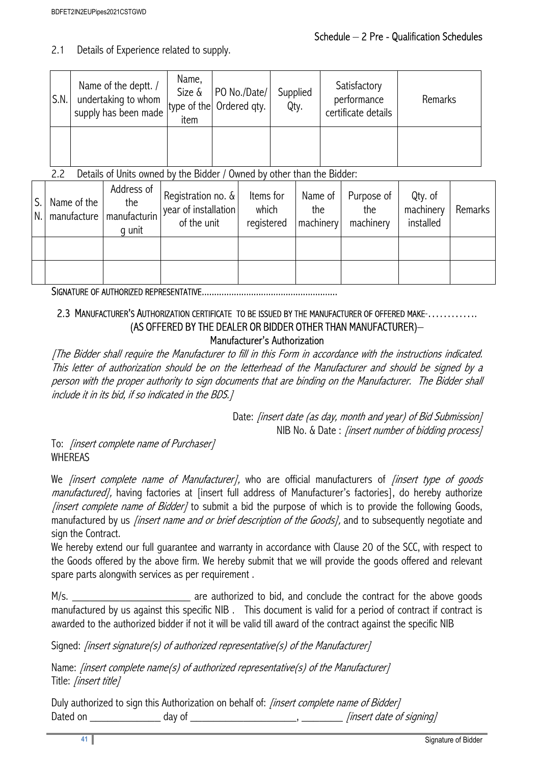Schedule – 2 Pre - Qualification Schedules

2.1 Details of Experience related to supply.

| S.N. | Name of the deptt. / undertaking to whom supply has been made | Name, Size & type of the item | PO No./Date/ Ordered qty. | Supplied Qty. | Satisfactory performance certificate details | Remarks |
|---|---|---|---|---|---|---|
| | | | | | | |

2.2 Details of Units owned by the Bidder / Owned by other than the Bidder:

| S. N. | Name of the manufacture | Address of the manufacturing unit | Registration no. & year of installation of the unit | Items for which registered | Name of the machinery | Purpose of the machinery | Qty. of machinery installed | Remarks |
|---|---|---|---|---|---|---|---|---|
| | | | | | | | | |
| | | | | | | | | |

SIGNATURE OF AUTHORIZED REPRESENTATIVE.......................................................

2.3 MANUFACTURER'S AUTHORIZATION CERTIFICATE TO BE ISSUED BY THE MANUFACTURER OF OFFERED MAKE-………….

(AS OFFERED BY THE DEALER OR BIDDER OTHER THAN MANUFACTURER)–

Manufacturer's Authorization

*[The Bidder shall require the Manufacturer to fill in this Form in accordance with the instructions indicated. This letter of authorization should be on the letterhead of the Manufacturer and should be signed by a person with the proper authority to sign documents that are binding on the Manufacturer. The Bidder shall include it in its bid, if so indicated in the BDS.]*

Date: *[insert date (as day, month and year) of Bid Submission]*
NIB No. & Date : *[insert number of bidding process]*

To: *[insert complete name of Purchaser]*
WHEREAS

We *[insert complete name of Manufacturer]*, who are official manufacturers of *[insert type of goods manufactured]*, having factories at [insert full address of Manufacturer's factories], do hereby authorize *[insert complete name of Bidder]* to submit a bid the purpose of which is to provide the following Goods, manufactured by us *[insert name and or brief description of the Goods]*, and to subsequently negotiate and sign the Contract.

We hereby extend our full guarantee and warranty in accordance with Clause 20 of the SCC, with respect to the Goods offered by the above firm. We hereby submit that we will provide the goods offered and relevant spare parts alongwith services as per requirement .

M/s. ________________________ are authorized to bid, and conclude the contract for the above goods manufactured by us against this specific NIB . This document is valid for a period of contract if contract is awarded to the authorized bidder if not it will be valid till award of the contract against the specific NIB

Signed: *[insert signature(s) of authorized representative(s) of the Manufacturer]*

Name: *[insert complete name(s) of authorized representative(s) of the Manufacturer]*
Title: *[insert title]*

Duly authorized to sign this Authorization on behalf of: *[insert complete name of Bidder]*
Dated on ______________ day of ______________________, ________ *[insert date of signing]*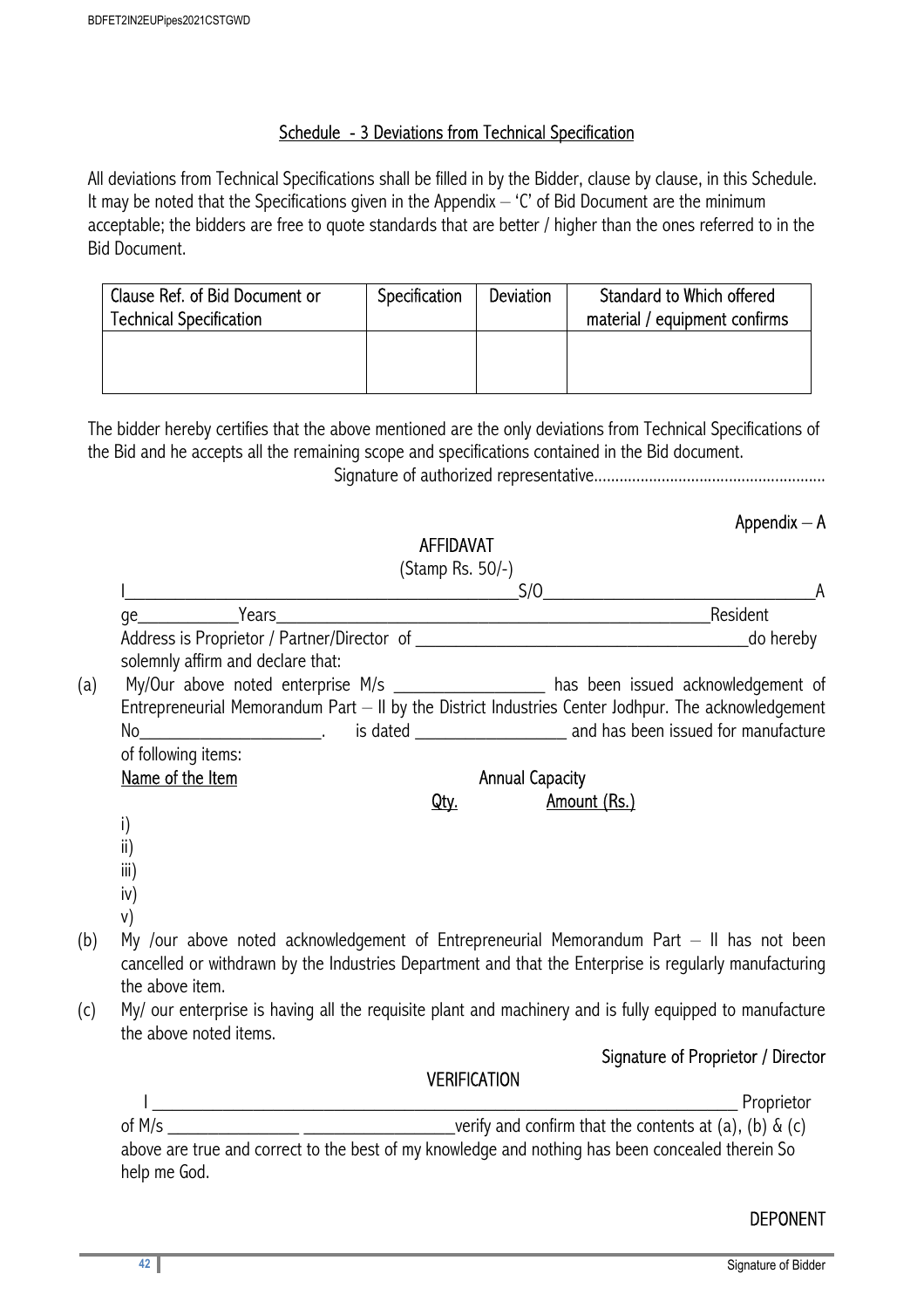## Schedule - 3 Deviations from Technical Specification

All deviations from Technical Specifications shall be filled in by the Bidder, clause by clause, in this Schedule. It may be noted that the Specifications given in the Appendix – 'C' of Bid Document are the minimum acceptable; the bidders are free to quote standards that are better / higher than the ones referred to in the Bid Document.

| Clause Ref. of Bid Document or Technical Specification | Specification | Deviation | Standard to Which offered material / equipment confirms |
|---|---|---|---|
| | | | |

The bidder hereby certifies that the above mentioned are the only deviations from Technical Specifications of the Bid and he accepts all the remaining scope and specifications contained in the Bid document.

Signature of authorized representative......................................................

Appendix – A

### AFFIDAVAT

(Stamp Rs. 50/-)

I_____________________________________________S/O_______________________________A ge___________Years__________________________________________________Resident Address is Proprietor / Partner/Director of _____________________________________do hereby solemnly affirm and declare that:

(a) My/Our above noted enterprise M/s _________________ has been issued acknowledgement of Entrepreneurial Memorandum Part – II by the District Industries Center Jodhpur. The acknowledgement No_____________________. is dated _________________ and has been issued for manufacture of following items:

| Name of the Item | Annual Capacity | |
|---|---|---|
| | Qty. | Amount (Rs.) |
| i) | | |
| ii) | | |
| iii) | | |
| iv) | | |
| v) | | |

(b) My /our above noted acknowledgement of Entrepreneurial Memorandum Part – II has not been cancelled or withdrawn by the Industries Department and that the Enterprise is regularly manufacturing the above item.

(c) My/ our enterprise is having all the requisite plant and machinery and is fully equipped to manufacture the above noted items.

Signature of Proprietor / Director

### VERIFICATION

I ______________________________________________________________________ Proprietor of M/s _______________ _________________verify and confirm that the contents at (a), (b) & (c) above are true and correct to the best of my knowledge and nothing has been concealed therein So help me God.

DEPONENT

Signature of Bidder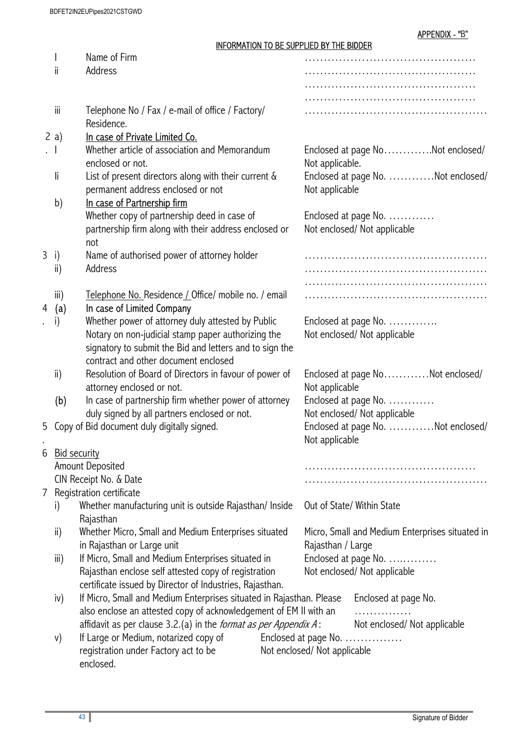APPENDIX - "B"

INFORMATION TO BE SUPPLIED BY THE BIDDER

| | | | |
|---|---|---|---|
| 1 | I | Name of Firm | ............................................ |
| | ii | Address | ............................................ ............................................ ............................................ |
| | iii | Telephone No / Fax / e-mail of office / Factory/ Residence. | ............................................ |
| 2 | a) | In case of Private Limited Co. | |
| | I | Whether article of association and Memorandum enclosed or not. | Enclosed at page No.............Not enclosed/ Not applicable. |
| | Ii | List of present directors along with their current & permanent address enclosed or not | Enclosed at page No. ............Not enclosed/ Not applicable |
| | b) | In case of Partnership firm | |
| | | Whether copy of partnership deed in case of partnership firm along with their address enclosed or not | Enclosed at page No. ............ Not enclosed/ Not applicable |
| 3 | i) | Name of authorised power of attorney holder | ............................................ |
| | ii) | Address | ............................................ ............................................ |
| | iii) | Telephone No. Residence / Office/ mobile no. / email | ............................................ |
| 4 | (a) | In case of Limited Company | |
| | i) | Whether power of attorney duly attested by Public Notary on non-judicial stamp paper authorizing the signatory to submit the Bid and letters and to sign the contract and other document enclosed | Enclosed at page No. ............. Not enclosed/ Not applicable |
| | ii) | Resolution of Board of Directors in favour of power of attorney enclosed or not. | Enclosed at page No............Not enclosed/ Not applicable |
| | (b) | In case of partnership firm whether power of attorney duly signed by all partners enclosed or not. | Enclosed at page No. ............ Not enclosed/ Not applicable |
| 5 | | Copy of Bid document duly digitally signed. | Enclosed at page No. ............Not enclosed/ Not applicable |
| 6 | | Bid security | |
| | | Amount Deposited | ............................................ |
| | | CIN Receipt No. & Date | ............................................ |
| 7 | | Registration certificate | |
| | i) | Whether manufacturing unit is outside Rajasthan/ Inside Rajasthan | Out of State/ Within State |
| | ii) | Whether Micro, Small and Medium Enterprises situated in Rajasthan or Large unit | Micro, Small and Medium Enterprises situated in Rajasthan / Large |
| | iii) | If Micro, Small and Medium Enterprises situated in Rajasthan enclose self attested copy of registration certificate issued by Director of Industries, Rajasthan. | Enclosed at page No. ............. Not enclosed/ Not applicable |
| | iv) | If Micro, Small and Medium Enterprises situated in Rajasthan. Please also enclose an attested copy of acknowledgement of EM II with an affidavit as per clause 3.2.(a) in the *format as per Appendix A*: | Enclosed at page No. ............... Not enclosed/ Not applicable |
| | v) | If Large or Medium, notarized copy of registration under Factory act to be enclosed. | Enclosed at page No. ............... Not enclosed/ Not applicable |

Signature of Bidder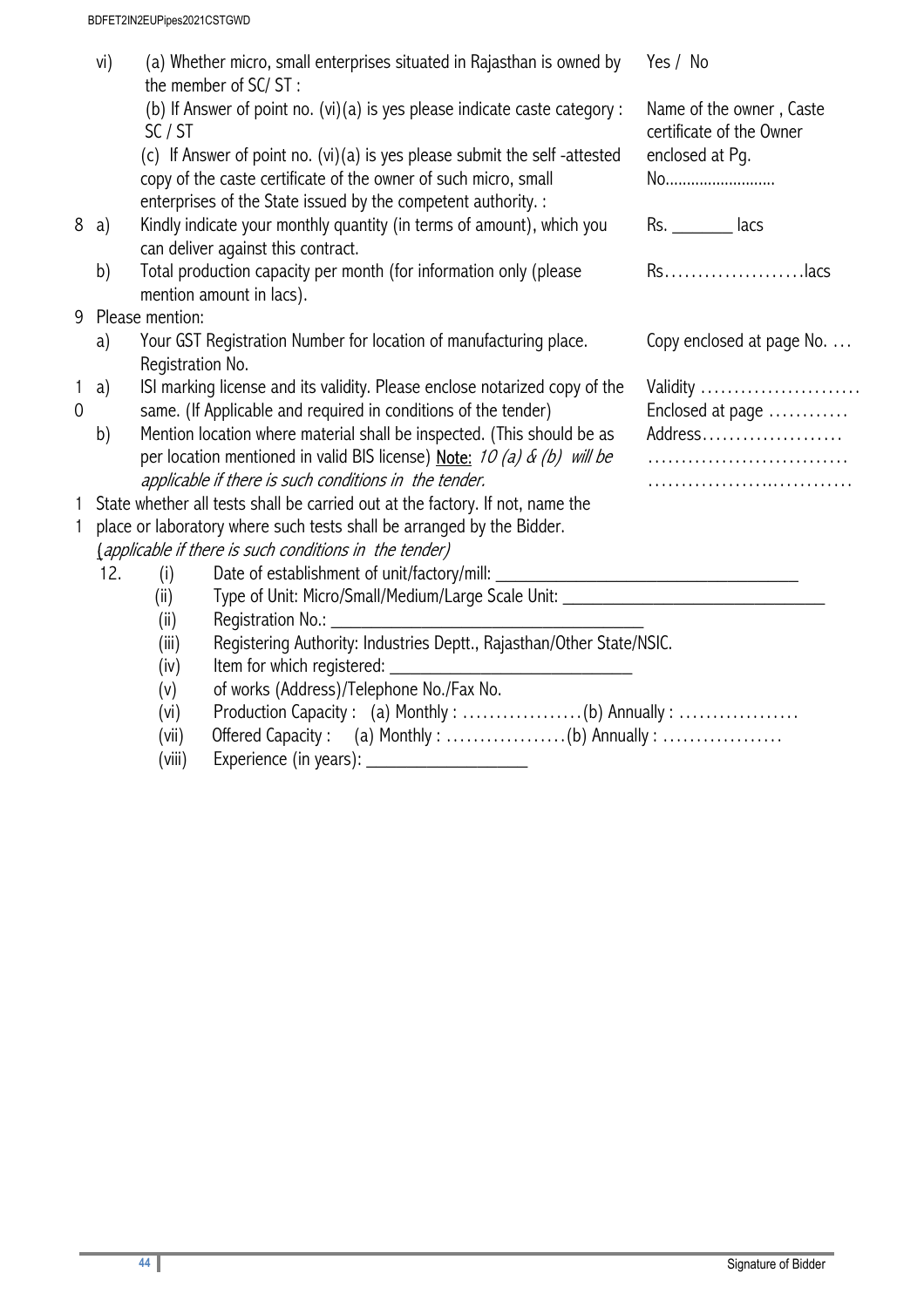| | | | |
|---|---|---|---|
| | vi) | (a) Whether micro, small enterprises situated in Rajasthan is owned by the member of SC/ ST : | Yes / No |
| | | (b) If Answer of point no. (vi)(a) is yes please indicate caste category : SC / ST<br>(c) If Answer of point no. (vi)(a) is yes please submit the self -attested copy of the caste certificate of the owner of such micro, small enterprises of the State issued by the competent authority. : | Name of the owner , Caste certificate of the Owner enclosed at Pg. No.......................... |
| 8 | a) | Kindly indicate your monthly quantity (in terms of amount), which you can deliver against this contract. | Rs. _______ lacs |
| | b) | Total production capacity per month (for information only (please mention amount in lacs). | Rs…………………lacs |
| 9 | | Please mention: | |
| | a) | Your GST Registration Number for location of manufacturing place. Registration No. | Copy enclosed at page No. … |
| 10 | a) | ISI marking license and its validity. Please enclose notarized copy of the same. (If Applicable and required in conditions of the tender) | Validity ……………………<br>Enclosed at page ………… |
| | b) | Mention location where material shall be inspected. (This should be as per location mentioned in valid BIS license) <u>Note:</u> *10 (a) & (b) will be applicable if there is such conditions in the tender.* | Address…………………<br>…………………………<br>……………….………… |
| 11 | | State whether all tests shall be carried out at the factory. If not, name the place or laboratory where such tests shall be arranged by the Bidder. *(applicable if there is such conditions in the tender)* | |

12. (i) Date of establishment of unit/factory/mill: ________________________________

(ii) Type of Unit: Micro/Small/Medium/Large Scale Unit: ____________________________

(ii) Registration No.: __________________________________

(iii) Registering Authority: Industries Deptt., Rajasthan/Other State/NSIC.

(iv) Item for which registered: _________________________

(v) of works (Address)/Telephone No./Fax No.

(vi) Production Capacity : (a) Monthly : ………………(b) Annually : ………………

(vii) Offered Capacity : (a) Monthly : ………………(b) Annually : ………………

(viii) Experience (in years): _________________

Signature of Bidder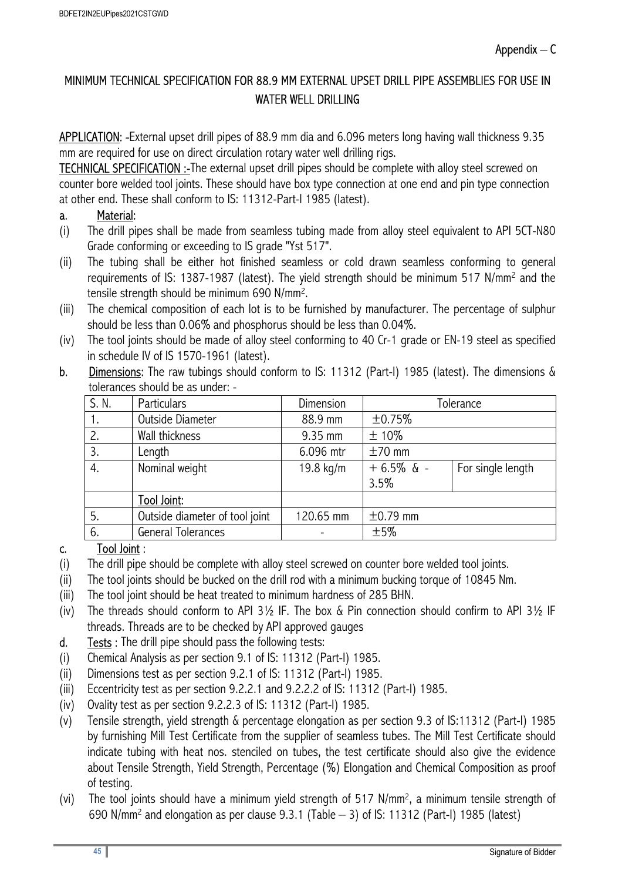Appendix – C

## MINIMUM TECHNICAL SPECIFICATION FOR 88.9 MM EXTERNAL UPSET DRILL PIPE ASSEMBLIES FOR USE IN WATER WELL DRILLING

**APPLICATION**: -External upset drill pipes of 88.9 mm dia and 6.096 meters long having wall thickness 9.35 mm are required for use on direct circulation rotary water well drilling rigs.

**TECHNICAL SPECIFICATION :-** The external upset drill pipes should be complete with alloy steel screwed on counter bore welded tool joints. These should have box type connection at one end and pin type connection at other end. These shall conform to IS: 11312-Part-I 1985 (latest).

a. **Material**:

(i) The drill pipes shall be made from seamless tubing made from alloy steel equivalent to API 5CT-N80 Grade conforming or exceeding to IS grade "Yst 517".

(ii) The tubing shall be either hot finished seamless or cold drawn seamless conforming to general requirements of IS: 1387-1987 (latest). The yield strength should be minimum 517 N/mm$^2$ and the tensile strength should be minimum 690 N/mm$^2$.

(iii) The chemical composition of each lot is to be furnished by manufacturer. The percentage of sulphur should be less than 0.06% and phosphorus should be less than 0.04%.

(iv) The tool joints should be made of alloy steel conforming to 40 Cr-1 grade or EN-19 steel as specified in schedule IV of IS 1570-1961 (latest).

b. **Dimensions**: The raw tubings should conform to IS: 11312 (Part-I) 1985 (latest). The dimensions & tolerances should be as under: -

| S. N. | Particulars | Dimension | Tolerance | |
|---|---|---|---|---|
| 1. | Outside Diameter | 88.9 mm | ±0.75% | |
| 2. | Wall thickness | 9.35 mm | ± 10% | |
| 3. | Length | 6.096 mtr | ±70 mm | |
| 4. | Nominal weight | 19.8 kg/m | + 6.5% & - 3.5% | For single length |
| | Tool Joint: | | | |
| 5. | Outside diameter of tool joint | 120.65 mm | ±0.79 mm | |
| 6. | General Tolerances | - | ±5% | |

c. **Tool Joint** :

(i) The drill pipe should be complete with alloy steel screwed on counter bore welded tool joints.

(ii) The tool joints should be bucked on the drill rod with a minimum bucking torque of 10845 Nm.

(iii) The tool joint should be heat treated to minimum hardness of 285 BHN.

(iv) The threads should conform to API 3½ IF. The box & Pin connection should confirm to API 3½ IF threads. Threads are to be checked by API approved gauges

d. **Tests** : The drill pipe should pass the following tests:

(i) Chemical Analysis as per section 9.1 of IS: 11312 (Part-I) 1985.

(ii) Dimensions test as per section 9.2.1 of IS: 11312 (Part-I) 1985.

(iii) Eccentricity test as per section 9.2.2.1 and 9.2.2.2 of IS: 11312 (Part-I) 1985.

(iv) Ovality test as per section 9.2.2.3 of IS: 11312 (Part-I) 1985.

(v) Tensile strength, yield strength & percentage elongation as per section 9.3 of IS:11312 (Part-I) 1985 by furnishing Mill Test Certificate from the supplier of seamless tubes. The Mill Test Certificate should indicate tubing with heat nos. stenciled on tubes, the test certificate should also give the evidence about Tensile Strength, Yield Strength, Percentage (%) Elongation and Chemical Composition as proof of testing.

(vi) The tool joints should have a minimum yield strength of 517 N/mm$^2$, a minimum tensile strength of 690 N/mm$^2$ and elongation as per clause 9.3.1 (Table – 3) of IS: 11312 (Part-I) 1985 (latest)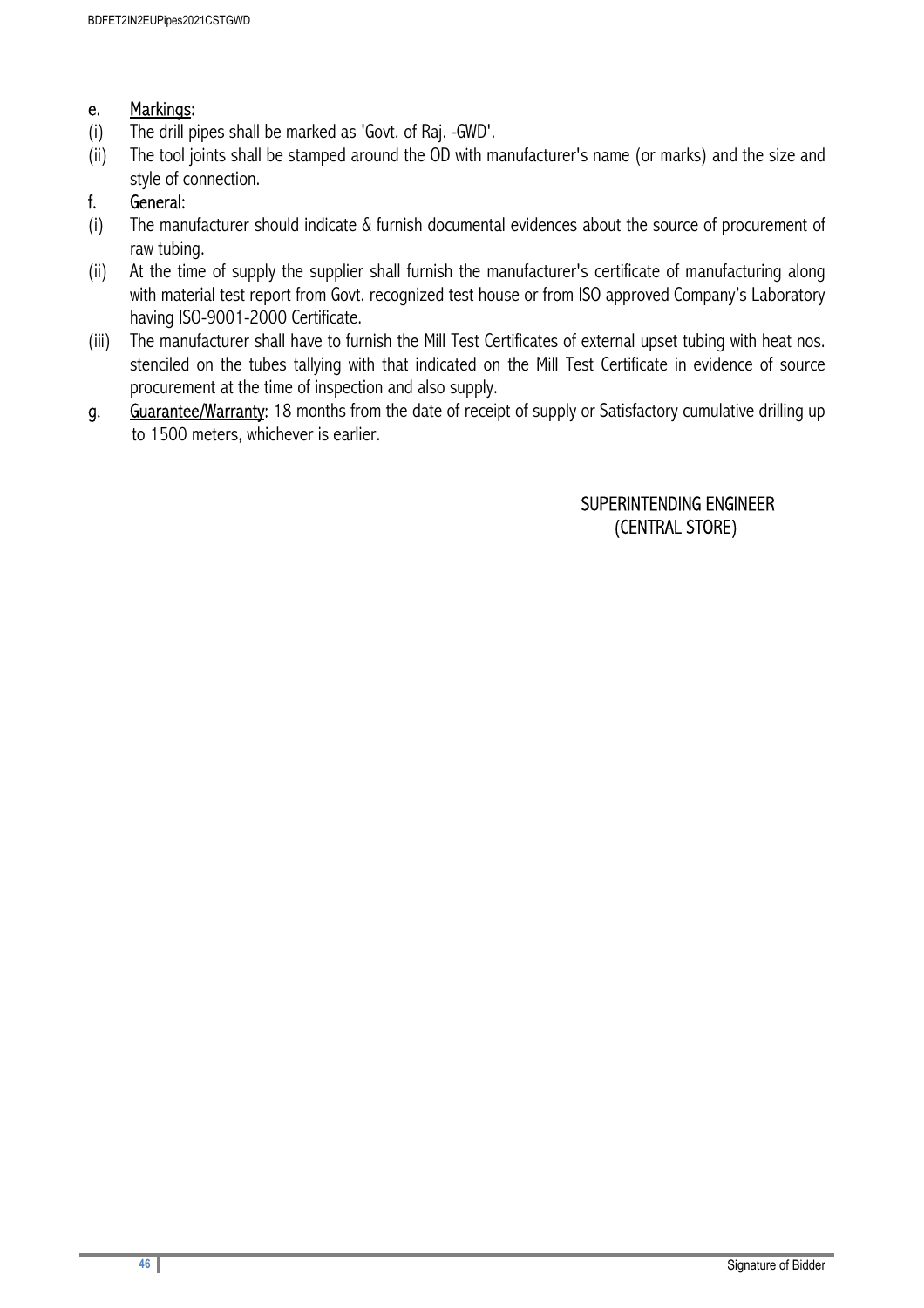e. <u>Markings</u>:

(i) The drill pipes shall be marked as 'Govt. of Raj. -GWD'.

(ii) The tool joints shall be stamped around the OD with manufacturer's name (or marks) and the size and style of connection.

f. General:

(i) The manufacturer should indicate & furnish documental evidences about the source of procurement of raw tubing.

(ii) At the time of supply the supplier shall furnish the manufacturer's certificate of manufacturing along with material test report from Govt. recognized test house or from ISO approved Company's Laboratory having ISO-9001-2000 Certificate.

(iii) The manufacturer shall have to furnish the Mill Test Certificates of external upset tubing with heat nos. stenciled on the tubes tallying with that indicated on the Mill Test Certificate in evidence of source procurement at the time of inspection and also supply.

g. <u>Guarantee/Warranty</u>: 18 months from the date of receipt of supply or Satisfactory cumulative drilling up to 1500 meters, whichever is earlier.

SUPERINTENDING ENGINEER
(CENTRAL STORE)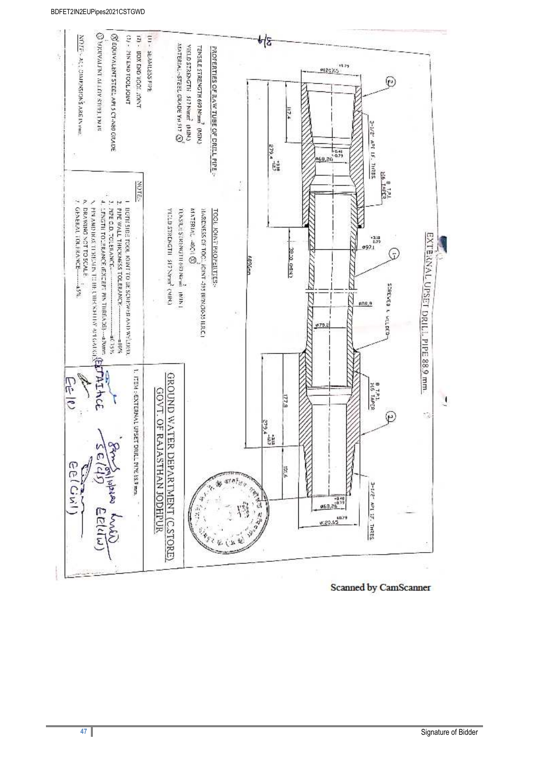# EXTERNAL UPSET DRILL PIPE 88.9 mm

3-1/2" API I.F. THRDS

8 TPI, 1:6 TAPER

Ø120.65 ±0.79

117.4

279.4 +3.18 / -12.7

Ø68.20 +0.40 / -0.79

Ø97.1 +3.18 / -0.79

38.10 (MIN)

6096mm

SCREWED & WELDED

Ø88.9

Ø70.2

8 TPI, 1:6 TAPER

177.8

279.4 +3.18 / -12.7

101.6

3-1/2" API I.F. THRDS

Ø68.26 +0.40 / -0.79

Ø120.65 ±0.79

**PROPERTIES OF RAW TUBE OF DRILL PIPE:-**

TENSILE STRENGTH 689 N/mm² (MIN)

YIELD STRENGTH 517 N/mm² (MIN)

MATERIAL:-STEEL GRADE Ysi 517 ⊗

(1) - SEAMLESS PIPE

(2) - BOX END TOOL JOINT

(3) - PIN END TOOL JOINT

⊗ EQUIVALENT STEEL API 5 CT-N80 GRADE

⊗ EQUIVALENT ALLOY STEEL EN 16

NOTE:- ALL DIMENSIONS ARE IN mm.

**TOOL JOINT PROPERTIES:-**

HARDNESS OF TOOL JOINT-285 BHN (30-35 H.R.C.)

MATERIAL -40Ci ⊗

TENSILE STRENGTH 690 N/mm² (MIN)

YIELD STRENGTH 517 N/mm² (MIN)

NOTE:-

1. BOTH SIDE TOOL JOINT TO BE SCREWED AND WELDED.
2. PIPE WALL THICKNESS TOLERANCE----------±10%
3. PIPE O.D. TOLERANCE----------±0.75%
4. LENGTH TOLERANCE (EXCEPT PIN THREADS)----±20mm
5. PIN AND BOX THREADS TO BE CHECKED BY API GAUGES.
6. DRAWING NOT TO SCALE.
7. GENERAL TOLERANCE----------±5%

**GROUND WATER DEPARTMENT (C.STORE)**
**GOVT. OF RAJASTHAN JODHPUR**

1. ITEM :-EXTERNAL UPSET DRILL PIPE 88.9 mm.

Scanned by CamScanner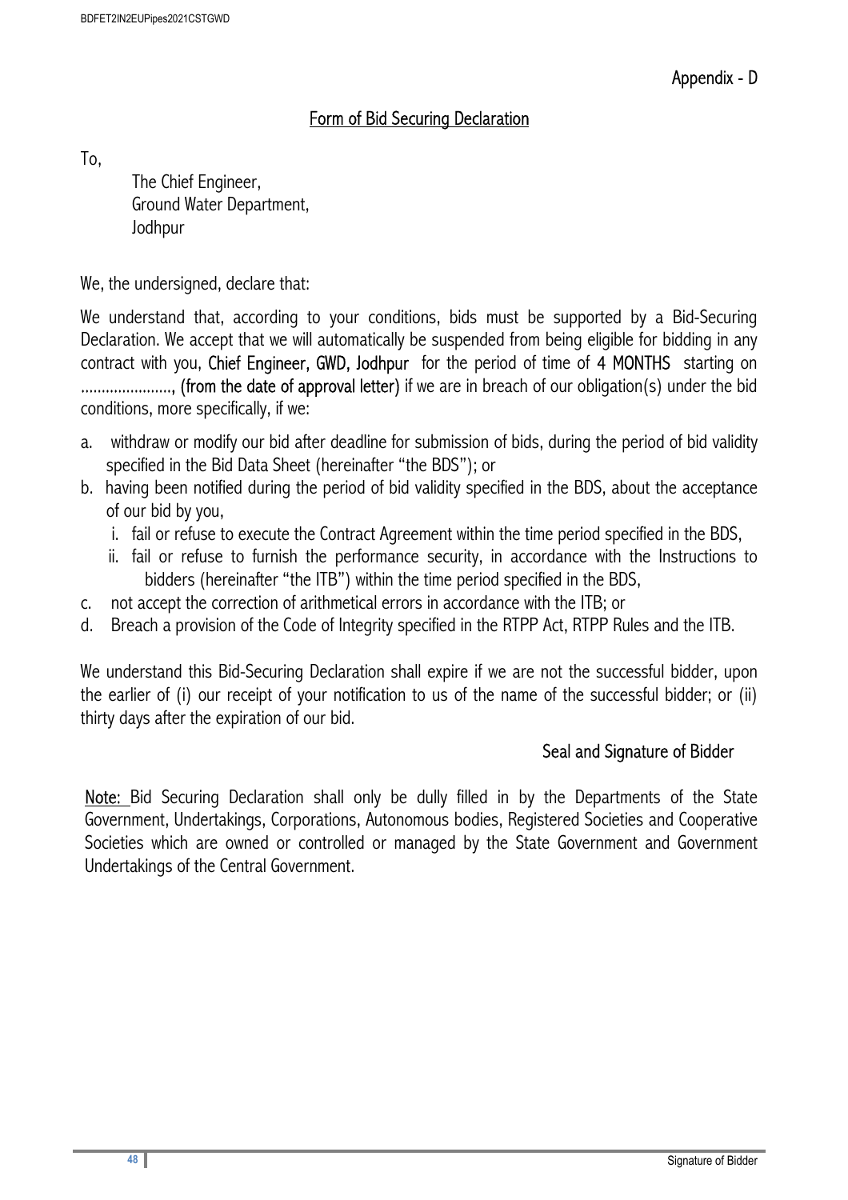Appendix - D

## Form of Bid Securing Declaration

To,

The Chief Engineer,
Ground Water Department,
Jodhpur

We, the undersigned, declare that:

We understand that, according to your conditions, bids must be supported by a Bid-Securing Declaration. We accept that we will automatically be suspended from being eligible for bidding in any contract with you, **Chief Engineer, GWD, Jodhpur** for the period of time of **4 MONTHS** starting on ......................, **(from the date of approval letter)** if we are in breach of our obligation(s) under the bid conditions, more specifically, if we:

a. withdraw or modify our bid after deadline for submission of bids, during the period of bid validity specified in the Bid Data Sheet (hereinafter "the BDS"); or
b. having been notified during the period of bid validity specified in the BDS, about the acceptance of our bid by you,
   i. fail or refuse to execute the Contract Agreement within the time period specified in the BDS,
   ii. fail or refuse to furnish the performance security, in accordance with the Instructions to bidders (hereinafter "the ITB") within the time period specified in the BDS,
c. not accept the correction of arithmetical errors in accordance with the ITB; or
d. Breach a provision of the Code of Integrity specified in the RTPP Act, RTPP Rules and the ITB.

We understand this Bid-Securing Declaration shall expire if we are not the successful bidder, upon the earlier of (i) our receipt of your notification to us of the name of the successful bidder; or (ii) thirty days after the expiration of our bid.

Seal and Signature of Bidder

Note: Bid Securing Declaration shall only be dully filled in by the Departments of the State Government, Undertakings, Corporations, Autonomous bodies, Registered Societies and Cooperative Societies which are owned or controlled or managed by the State Government and Government Undertakings of the Central Government.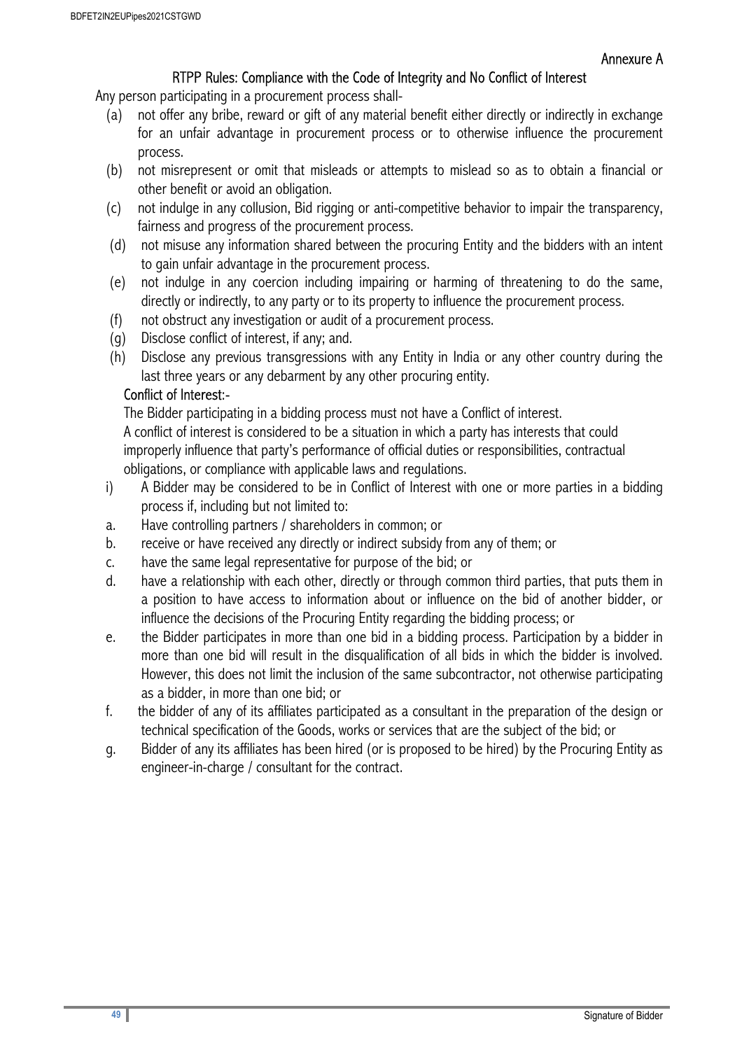Annexure A

## RTPP Rules: Compliance with the Code of Integrity and No Conflict of Interest

Any person participating in a procurement process shall-

(a) not offer any bribe, reward or gift of any material benefit either directly or indirectly in exchange for an unfair advantage in procurement process or to otherwise influence the procurement process.

(b) not misrepresent or omit that misleads or attempts to mislead so as to obtain a financial or other benefit or avoid an obligation.

(c) not indulge in any collusion, Bid rigging or anti-competitive behavior to impair the transparency, fairness and progress of the procurement process.

(d) not misuse any information shared between the procuring Entity and the bidders with an intent to gain unfair advantage in the procurement process.

(e) not indulge in any coercion including impairing or harming of threatening to do the same, directly or indirectly, to any party or to its property to influence the procurement process.

(f) not obstruct any investigation or audit of a procurement process.

(g) Disclose conflict of interest, if any; and.

(h) Disclose any previous transgressions with any Entity in India or any other country during the last three years or any debarment by any other procuring entity.

### Conflict of Interest:-

The Bidder participating in a bidding process must not have a Conflict of interest.

A conflict of interest is considered to be a situation in which a party has interests that could improperly influence that party's performance of official duties or responsibilities, contractual obligations, or compliance with applicable laws and regulations.

i) A Bidder may be considered to be in Conflict of Interest with one or more parties in a bidding process if, including but not limited to:

a. Have controlling partners / shareholders in common; or

b. receive or have received any directly or indirect subsidy from any of them; or

c. have the same legal representative for purpose of the bid; or

d. have a relationship with each other, directly or through common third parties, that puts them in a position to have access to information about or influence on the bid of another bidder, or influence the decisions of the Procuring Entity regarding the bidding process; or

e. the Bidder participates in more than one bid in a bidding process. Participation by a bidder in more than one bid will result in the disqualification of all bids in which the bidder is involved. However, this does not limit the inclusion of the same subcontractor, not otherwise participating as a bidder, in more than one bid; or

f. the bidder of any of its affiliates participated as a consultant in the preparation of the design or technical specification of the Goods, works or services that are the subject of the bid; or

g. Bidder of any its affiliates has been hired (or is proposed to be hired) by the Procuring Entity as engineer-in-charge / consultant for the contract.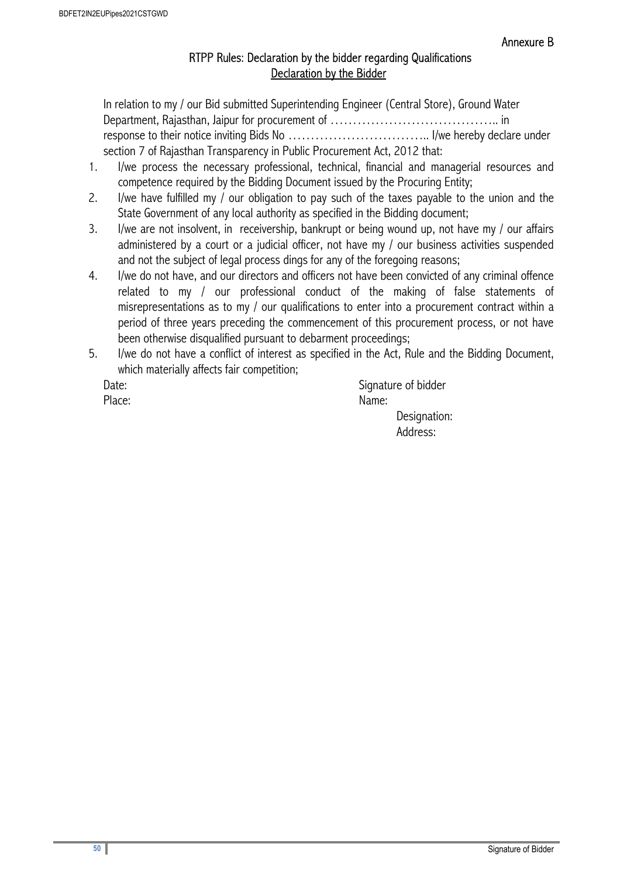Annexure B

## RTPP Rules: Declaration by the bidder regarding Qualifications

### Declaration by the Bidder

In relation to my / our Bid submitted Superintending Engineer (Central Store), Ground Water Department, Rajasthan, Jaipur for procurement of ……………………………….. in response to their notice inviting Bids No ………………………….. I/we hereby declare under section 7 of Rajasthan Transparency in Public Procurement Act, 2012 that:

1. I/we process the necessary professional, technical, financial and managerial resources and competence required by the Bidding Document issued by the Procuring Entity;
2. I/we have fulfilled my / our obligation to pay such of the taxes payable to the union and the State Government of any local authority as specified in the Bidding document;
3. I/we are not insolvent, in receivership, bankrupt or being wound up, not have my / our affairs administered by a court or a judicial officer, not have my / our business activities suspended and not the subject of legal process dings for any of the foregoing reasons;
4. I/we do not have, and our directors and officers not have been convicted of any criminal offence related to my / our professional conduct of the making of false statements of misrepresentations as to my / our qualifications to enter into a procurement contract within a period of three years preceding the commencement of this procurement process, or not have been otherwise disqualified pursuant to debarment proceedings;
5. I/we do not have a conflict of interest as specified in the Act, Rule and the Bidding Document, which materially affects fair competition;

Date:

Place:

Signature of bidder

Name:

Designation:

Address: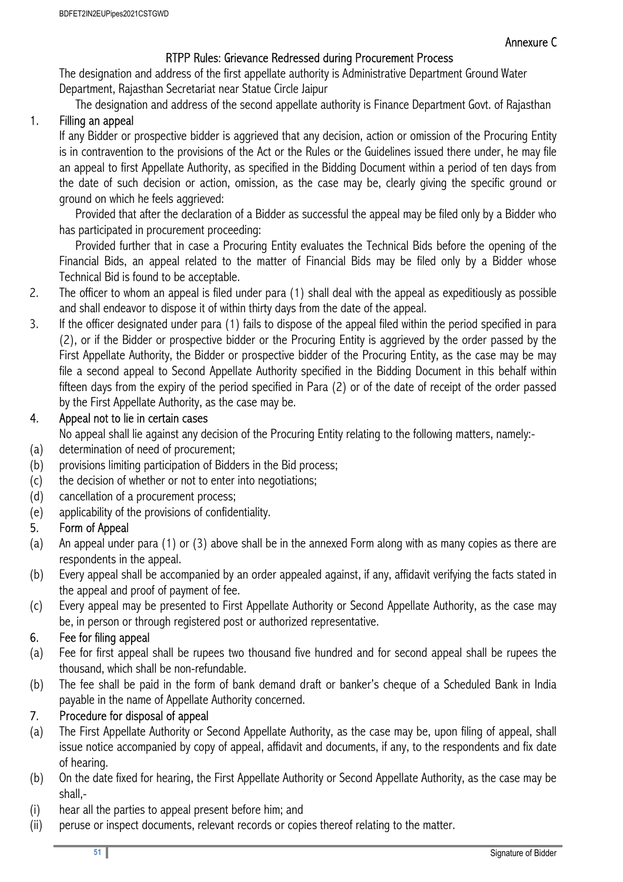Annexure C

## RTPP Rules: Grievance Redressed during Procurement Process

The designation and address of the first appellate authority is Administrative Department Ground Water Department, Rajasthan Secretariat near Statue Circle Jaipur

The designation and address of the second appellate authority is Finance Department Govt. of Rajasthan

1. **Filling an appeal**

   If any Bidder or prospective bidder is aggrieved that any decision, action or omission of the Procuring Entity is in contravention to the provisions of the Act or the Rules or the Guidelines issued there under, he may file an appeal to first Appellate Authority, as specified in the Bidding Document within a period of ten days from the date of such decision or action, omission, as the case may be, clearly giving the specific ground or ground on which he feels aggrieved:

   Provided that after the declaration of a Bidder as successful the appeal may be filed only by a Bidder who has participated in procurement proceeding:

   Provided further that in case a Procuring Entity evaluates the Technical Bids before the opening of the Financial Bids, an appeal related to the matter of Financial Bids may be filed only by a Bidder whose Technical Bid is found to be acceptable.

2. The officer to whom an appeal is filed under para (1) shall deal with the appeal as expeditiously as possible and shall endeavor to dispose it of within thirty days from the date of the appeal.

3. If the officer designated under para (1) fails to dispose of the appeal filed within the period specified in para (2), or if the Bidder or prospective bidder or the Procuring Entity is aggrieved by the order passed by the First Appellate Authority, the Bidder or prospective bidder of the Procuring Entity, as the case may be may file a second appeal to Second Appellate Authority specified in the Bidding Document in this behalf within fifteen days from the expiry of the period specified in Para (2) or of the date of receipt of the order passed by the First Appellate Authority, as the case may be.

4. **Appeal not to lie in certain cases**

   No appeal shall lie against any decision of the Procuring Entity relating to the following matters, namely:-

   (a) determination of need of procurement;
   (b) provisions limiting participation of Bidders in the Bid process;
   (c) the decision of whether or not to enter into negotiations;
   (d) cancellation of a procurement process;
   (e) applicability of the provisions of confidentiality.

5. **Form of Appeal**

   (a) An appeal under para (1) or (3) above shall be in the annexed Form along with as many copies as there are respondents in the appeal.
   (b) Every appeal shall be accompanied by an order appealed against, if any, affidavit verifying the facts stated in the appeal and proof of payment of fee.
   (c) Every appeal may be presented to First Appellate Authority or Second Appellate Authority, as the case may be, in person or through registered post or authorized representative.

6. **Fee for filing appeal**

   (a) Fee for first appeal shall be rupees two thousand five hundred and for second appeal shall be rupees the thousand, which shall be non-refundable.
   (b) The fee shall be paid in the form of bank demand draft or banker's cheque of a Scheduled Bank in India payable in the name of Appellate Authority concerned.

7. **Procedure for disposal of appeal**

   (a) The First Appellate Authority or Second Appellate Authority, as the case may be, upon filing of appeal, shall issue notice accompanied by copy of appeal, affidavit and documents, if any, to the respondents and fix date of hearing.
   (b) On the date fixed for hearing, the First Appellate Authority or Second Appellate Authority, as the case may be shall,-
   (i) hear all the parties to appeal present before him; and
   (ii) peruse or inspect documents, relevant records or copies thereof relating to the matter.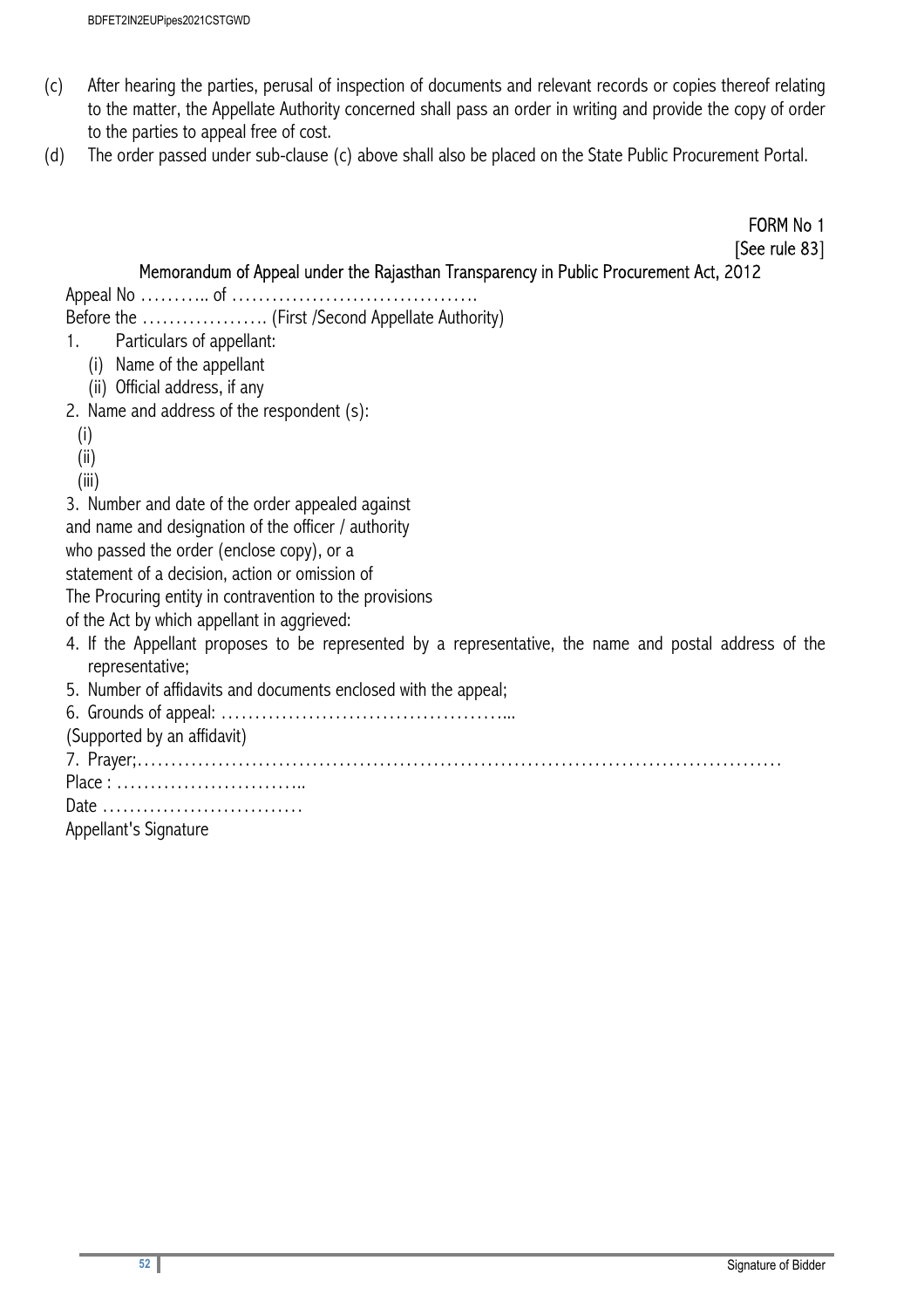(c) After hearing the parties, perusal of inspection of documents and relevant records or copies thereof relating to the matter, the Appellate Authority concerned shall pass an order in writing and provide the copy of order to the parties to appeal free of cost.

(d) The order passed under sub-clause (c) above shall also be placed on the State Public Procurement Portal.

FORM No 1

[See rule 83]

### Memorandum of Appeal under the Rajasthan Transparency in Public Procurement Act, 2012

Appeal No ……….. of ……………………………….

Before the ………………. (First /Second Appellate Authority)

1. Particulars of appellant:
   - (i) Name of the appellant
   - (ii) Official address, if any
2. Name and address of the respondent (s):
   - (i)
   - (ii)
   - (iii)
3. Number and date of the order appealed against and name and designation of the officer / authority who passed the order (enclose copy), or a statement of a decision, action or omission of The Procuring entity in contravention to the provisions of the Act by which appellant in aggrieved:
4. If the Appellant proposes to be represented by a representative, the name and postal address of the representative;
5. Number of affidavits and documents enclosed with the appeal;
6. Grounds of appeal: ……………………………………...
   (Supported by an affidavit)
7. Prayer;…………………………………………………………………………………………

Place : ………………………..

Date …………………………

Appellant's Signature

Signature of Bidder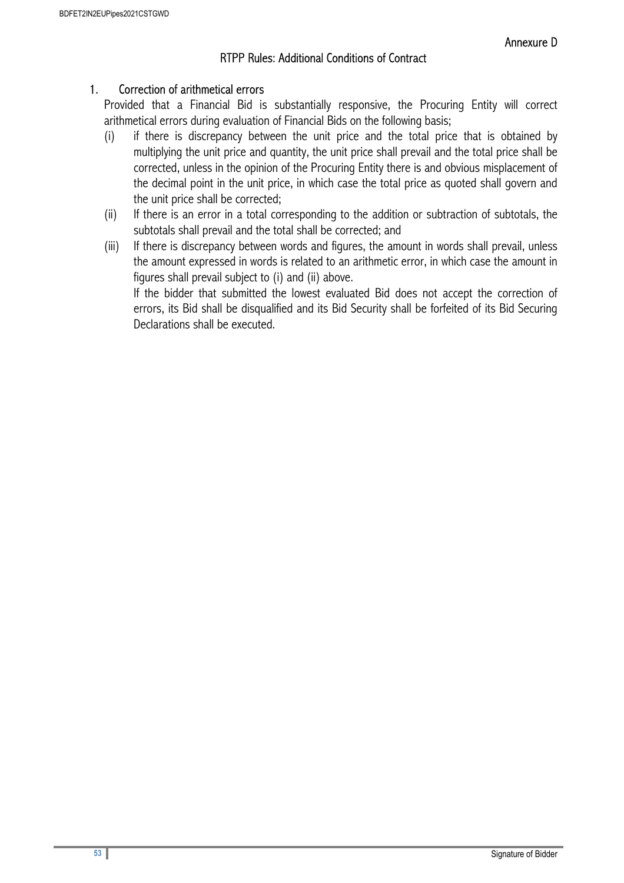Annexure D

## RTPP Rules: Additional Conditions of Contract

### 1. Correction of arithmetical errors

Provided that a Financial Bid is substantially responsive, the Procuring Entity will correct arithmetical errors during evaluation of Financial Bids on the following basis;

(i) if there is discrepancy between the unit price and the total price that is obtained by multiplying the unit price and quantity, the unit price shall prevail and the total price shall be corrected, unless in the opinion of the Procuring Entity there is and obvious misplacement of the decimal point in the unit price, in which case the total price as quoted shall govern and the unit price shall be corrected;

(ii) If there is an error in a total corresponding to the addition or subtraction of subtotals, the subtotals shall prevail and the total shall be corrected; and

(iii) If there is discrepancy between words and figures, the amount in words shall prevail, unless the amount expressed in words is related to an arithmetic error, in which case the amount in figures shall prevail subject to (i) and (ii) above.

If the bidder that submitted the lowest evaluated Bid does not accept the correction of errors, its Bid shall be disqualified and its Bid Security shall be forfeited of its Bid Securing Declarations shall be executed.

Signature of Bidder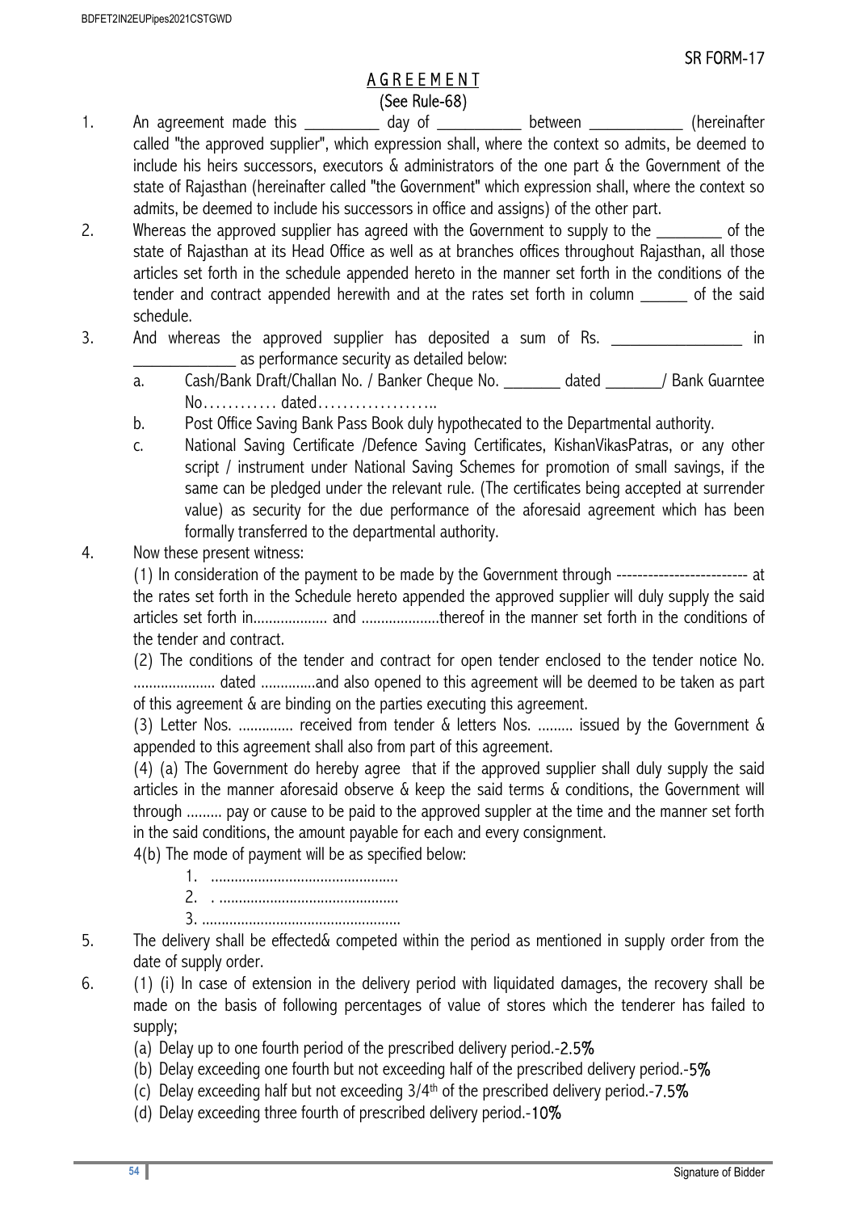SR FORM-17

# AGREEMENT

(See Rule-68)

1. An agreement made this _________ day of __________ between ___________ (hereinafter called "the approved supplier", which expression shall, where the context so admits, be deemed to include his heirs successors, executors & administrators of the one part & the Government of the state of Rajasthan (hereinafter called "the Government" which expression shall, where the context so admits, be deemed to include his successors in office and assigns) of the other part.
2. Whereas the approved supplier has agreed with the Government to supply to the ________ of the state of Rajasthan at its Head Office as well as at branches offices throughout Rajasthan, all those articles set forth in the schedule appended hereto in the manner set forth in the conditions of the tender and contract appended herewith and at the rates set forth in column ______ of the said schedule.
3. And whereas the approved supplier has deposited a sum of Rs. ________________ in ____________ as performance security as detailed below:
   a. Cash/Bank Draft/Challan No. / Banker Cheque No. _______ dated _______/ Bank Guarntee No………… dated………………..
   b. Post Office Saving Bank Pass Book duly hypothecated to the Departmental authority.
   c. National Saving Certificate /Defence Saving Certificates, KishanVikasPatras, or any other script / instrument under National Saving Schemes for promotion of small savings, if the same can be pledged under the relevant rule. (The certificates being accepted at surrender value) as security for the due performance of the aforesaid agreement which has been formally transferred to the departmental authority.
4. Now these present witness:

   (1) In consideration of the payment to be made by the Government through ------------------------- at the rates set forth in the Schedule hereto appended the approved supplier will duly supply the said articles set forth in................... and ....................thereof in the manner set forth in the conditions of the tender and contract.

   (2) The conditions of the tender and contract for open tender enclosed to the tender notice No. ..................... dated ..............and also opened to this agreement will be deemed to be taken as part of this agreement & are binding on the parties executing this agreement.

   (3) Letter Nos. .............. received from tender & letters Nos. ......... issued by the Government & appended to this agreement shall also from part of this agreement.

   (4) (a) The Government do hereby agree that if the approved supplier shall duly supply the said articles in the manner aforesaid observe & keep the said terms & conditions, the Government will through ......... pay or cause to be paid to the approved suppler at the time and the manner set forth in the said conditions, the amount payable for each and every consignment.

   4(b) The mode of payment will be as specified below:

   1. ...............................................
   2. . ............................................
   3. ..................................................
5. The delivery shall be effected& competed within the period as mentioned in supply order from the date of supply order.
6. (1) (i) In case of extension in the delivery period with liquidated damages, the recovery shall be made on the basis of following percentages of value of stores which the tenderer has failed to supply;

   (a) Delay up to one fourth period of the prescribed delivery period.-2.5%

   (b) Delay exceeding one fourth but not exceeding half of the prescribed delivery period.-5%

   (c) Delay exceeding half but not exceeding 3/4th of the prescribed delivery period.-7.5%

   (d) Delay exceeding three fourth of prescribed delivery period.-10%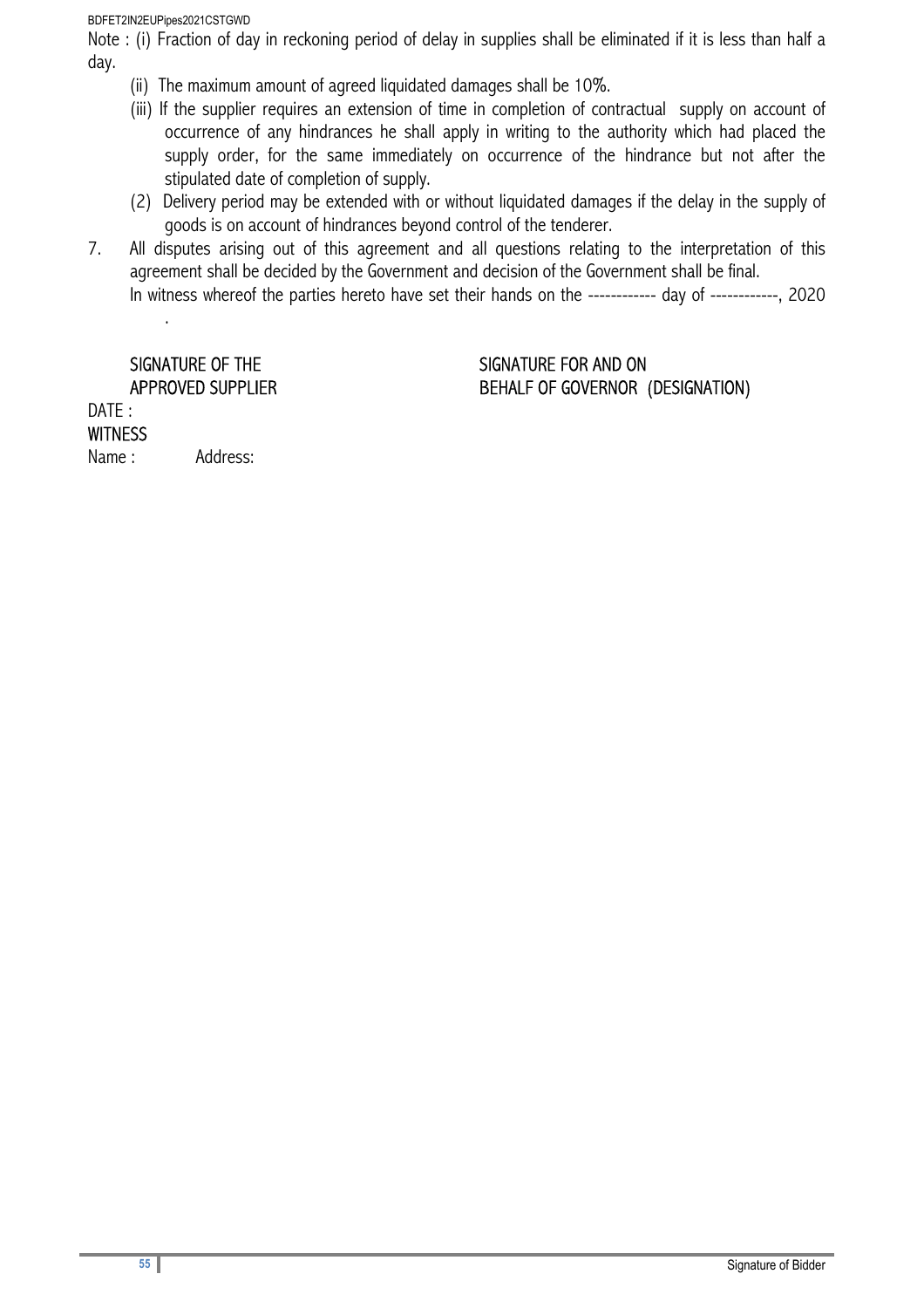Note : (i) Fraction of day in reckoning period of delay in supplies shall be eliminated if it is less than half a day.

(ii) The maximum amount of agreed liquidated damages shall be 10%.

(iii) If the supplier requires an extension of time in completion of contractual supply on account of occurrence of any hindrances he shall apply in writing to the authority which had placed the supply order, for the same immediately on occurrence of the hindrance but not after the stipulated date of completion of supply.

(2) Delivery period may be extended with or without liquidated damages if the delay in the supply of goods is on account of hindrances beyond control of the tenderer.

7. All disputes arising out of this agreement and all questions relating to the interpretation of this agreement shall be decided by the Government and decision of the Government shall be final.

In witness whereof the parties hereto have set their hands on the ------------ day of ------------, 2020 .

SIGNATURE OF THE APPROVED SUPPLIER

SIGNATURE FOR AND ON BEHALF OF GOVERNOR (DESIGNATION)

DATE :

WITNESS

Name : Address: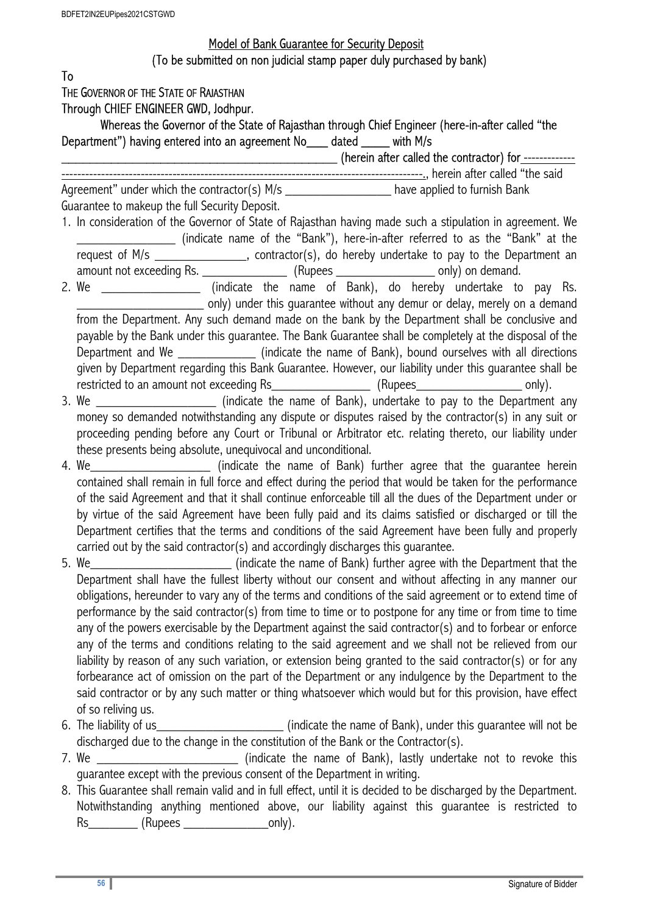## Model of Bank Guarantee for Security Deposit

(To be submitted on non judicial stamp paper duly purchased by bank)

To

THE GOVERNOR OF THE STATE OF RAJASTHAN

Through CHIEF ENGINEER GWD, Jodhpur.

Whereas the Governor of the State of Rajasthan through Chief Engineer (here-in-after called "the Department") having entered into an agreement No____ dated _____ with M/s ________________________________________________ (herein after called the contractor) for -------------------------------------------------------------------------------------------------., herein after called "the said Agreement" under which the contractor(s) M/s __________________ have applied to furnish Bank Guarantee to makeup the full Security Deposit.

1. In consideration of the Governor of State of Rajasthan having made such a stipulation in agreement. We ________________ (indicate name of the "Bank"), here-in-after referred to as the "Bank" at the request of M/s _______________, contractor(s), do hereby undertake to pay to the Department an amount not exceeding Rs. ______________ (Rupees ________________ only) on demand.
2. We ________________ (indicate the name of Bank), do hereby undertake to pay Rs. ____________________ only) under this guarantee without any demur or delay, merely on a demand from the Department. Any such demand made on the bank by the Department shall be conclusive and payable by the Bank under this guarantee. The Bank Guarantee shall be completely at the disposal of the Department and We _____________ (indicate the name of Bank), bound ourselves with all directions given by Department regarding this Bank Guarantee. However, our liability under this guarantee shall be restricted to an amount not exceeding Rs________________ (Rupees_________________ only).
3. We ____________________ (indicate the name of Bank), undertake to pay to the Department any money so demanded notwithstanding any dispute or disputes raised by the contractor(s) in any suit or proceeding pending before any Court or Tribunal or Arbitrator etc. relating thereto, our liability under these presents being absolute, unequivocal and unconditional.
4. We____________________ (indicate the name of Bank) further agree that the guarantee herein contained shall remain in full force and effect during the period that would be taken for the performance of the said Agreement and that it shall continue enforceable till all the dues of the Department under or by virtue of the said Agreement have been fully paid and its claims satisfied or discharged or till the Department certifies that the terms and conditions of the said Agreement have been fully and properly carried out by the said contractor(s) and accordingly discharges this guarantee.
5. We________________________ (indicate the name of Bank) further agree with the Department that the Department shall have the fullest liberty without our consent and without affecting in any manner our obligations, hereunder to vary any of the terms and conditions of the said agreement or to extend time of performance by the said contractor(s) from time to time or to postpone for any time or from time to time any of the powers exercisable by the Department against the said contractor(s) and to forbear or enforce any of the terms and conditions relating to the said agreement and we shall not be relieved from our liability by reason of any such variation, or extension being granted to the said contractor(s) or for any forbearance act of omission on the part of the Department or any indulgence by the Department to the said contractor or by any such matter or thing whatsoever which would but for this provision, have effect of so reliving us.
6. The liability of us_____________________ (indicate the name of Bank), under this guarantee will not be discharged due to the change in the constitution of the Bank or the Contractor(s).
7. We _______________________ (indicate the name of Bank), lastly undertake not to revoke this guarantee except with the previous consent of the Department in writing.
8. This Guarantee shall remain valid and in full effect, until it is decided to be discharged by the Department. Notwithstanding anything mentioned above, our liability against this guarantee is restricted to Rs________ (Rupees ______________only).

Signature of Bidder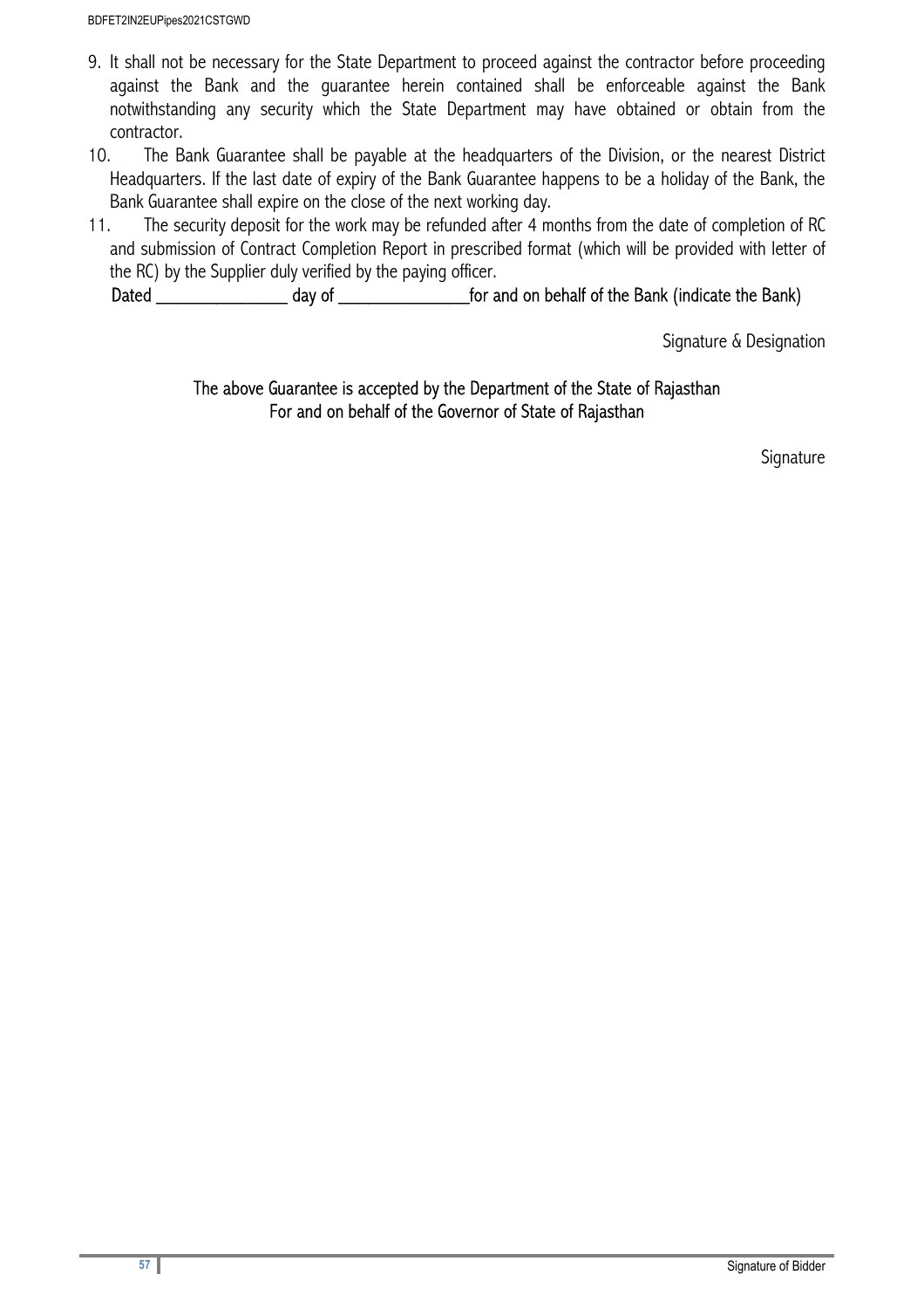9. It shall not be necessary for the State Department to proceed against the contractor before proceeding against the Bank and the guarantee herein contained shall be enforceable against the Bank notwithstanding any security which the State Department may have obtained or obtain from the contractor.
10. The Bank Guarantee shall be payable at the headquarters of the Division, or the nearest District Headquarters. If the last date of expiry of the Bank Guarantee happens to be a holiday of the Bank, the Bank Guarantee shall expire on the close of the next working day.
11. The security deposit for the work may be refunded after 4 months from the date of completion of RC and submission of Contract Completion Report in prescribed format (which will be provided with letter of the RC) by the Supplier duly verified by the paying officer.

Dated _______________ day of _______________for and on behalf of the Bank (indicate the Bank)

Signature & Designation

The above Guarantee is accepted by the Department of the State of Rajasthan
For and on behalf of the Governor of State of Rajasthan

Signature

Signature of Bidder